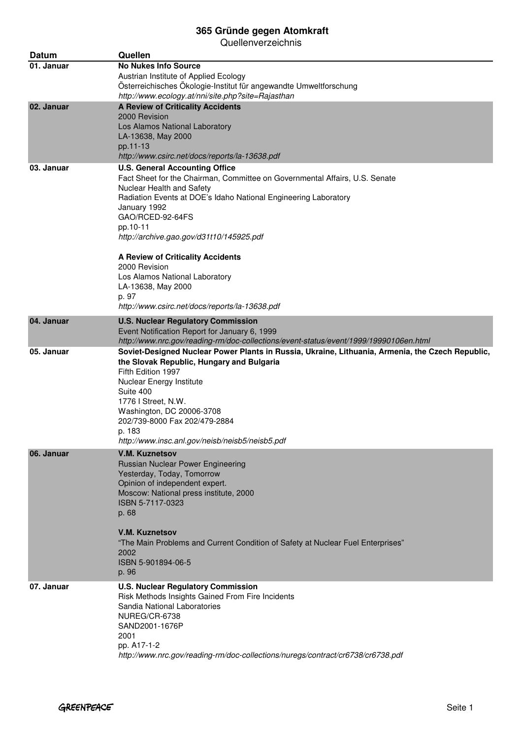# 365 Gründe gegen Atomkraft

Quellenverzeichnis

| Datum | Quellen |
|---|---|
| 01. Januar | **No Nukes Info Source**<br>Austrian Institute of Applied Ecology<br>Österreichisches Ökologie-Institut für angewandte Umweltforschung<br>*http://www.ecology.at/nni/site.php?site=Rajasthan* |
| 02. Januar | **A Review of Criticality Accidents**<br>2000 Revision<br>Los Alamos National Laboratory<br>LA-13638, May 2000<br>pp.11-13<br>*http://www.csirc.net/docs/reports/la-13638.pdf* |
| 03. Januar | **U.S. General Accounting Office**<br>Fact Sheet for the Chairman, Committee on Governmental Affairs, U.S. Senate<br>Nuclear Health and Safety<br>Radiation Events at DOE's Idaho National Engineering Laboratory<br>January 1992<br>GAO/RCED-92-64FS<br>pp.10-11<br>*http://archive.gao.gov/d31t10/145925.pdf*<br><br>**A Review of Criticality Accidents**<br>2000 Revision<br>Los Alamos National Laboratory<br>LA-13638, May 2000<br>p. 97<br>*http://www.csirc.net/docs/reports/la-13638.pdf* |
| 04. Januar | **U.S. Nuclear Regulatory Commission**<br>Event Notification Report for January 6, 1999<br>*http://www.nrc.gov/reading-rm/doc-collections/event-status/event/1999/19990106en.html* |
| 05. Januar | **Soviet-Designed Nuclear Power Plants in Russia, Ukraine, Lithuania, Armenia, the Czech Republic, the Slovak Republic, Hungary and Bulgaria**<br>Fifth Edition 1997<br>Nuclear Energy Institute<br>Suite 400<br>1776 I Street, N.W.<br>Washington, DC 20006-3708<br>202/739-8000 Fax 202/479-2884<br>p. 183<br>*http://www.insc.anl.gov/neisb/neisb5/neisb5.pdf* |
| 06. Januar | **V.M. Kuznetsov**<br>Russian Nuclear Power Engineering<br>Yesterday, Today, Tomorrow<br>Opinion of independent expert.<br>Moscow: National press institute, 2000<br>ISBN 5-7117-0323<br>p. 68<br><br>**V.M. Kuznetsov**<br>"The Main Problems and Current Condition of Safety at Nuclear Fuel Enterprises"<br>2002<br>ISBN 5-901894-06-5<br>p. 96 |
| 07. Januar | **U.S. Nuclear Regulatory Commission**<br>Risk Methods Insights Gained From Fire Incidents<br>Sandia National Laboratories<br>NUREG/CR-6738<br>SAND2001-1676P<br>2001<br>pp. A17-1-2<br>*http://www.nrc.gov/reading-rm/doc-collections/nuregs/contract/cr6738/cr6738.pdf* |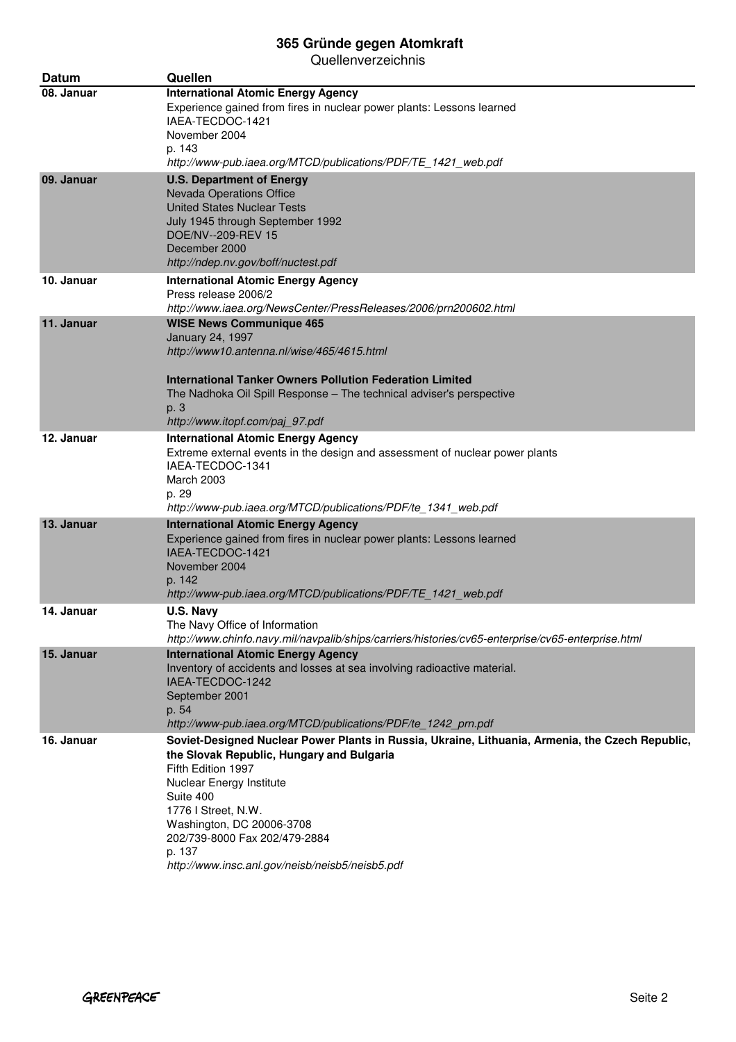# 365 Gründe gegen Atomkraft

Quellenverzeichnis

| Datum | Quellen |
| --- | --- |
| 08. Januar | **International Atomic Energy Agency**<br>Experience gained from fires in nuclear power plants: Lessons learned<br>IAEA-TECDOC-1421<br>November 2004<br>p. 143<br>*http://www-pub.iaea.org/MTCD/publications/PDF/TE_1421_web.pdf* |
| 09. Januar | **U.S. Department of Energy**<br>Nevada Operations Office<br>United States Nuclear Tests<br>July 1945 through September 1992<br>DOE/NV--209-REV 15<br>December 2000<br>*http://ndep.nv.gov/boff/nuctest.pdf* |
| 10. Januar | **International Atomic Energy Agency**<br>Press release 2006/2<br>*http://www.iaea.org/NewsCenter/PressReleases/2006/prn200602.html* |
| 11. Januar | **WISE News Communique 465**<br>January 24, 1997<br>*http://www10.antenna.nl/wise/465/4615.html*<br><br>**International Tanker Owners Pollution Federation Limited**<br>The Nadhoka Oil Spill Response – The technical adviser's perspective<br>p. 3<br>*http://www.itopf.com/paj_97.pdf* |
| 12. Januar | **International Atomic Energy Agency**<br>Extreme external events in the design and assessment of nuclear power plants<br>IAEA-TECDOC-1341<br>March 2003<br>p. 29<br>*http://www-pub.iaea.org/MTCD/publications/PDF/te_1341_web.pdf* |
| 13. Januar | **International Atomic Energy Agency**<br>Experience gained from fires in nuclear power plants: Lessons learned<br>IAEA-TECDOC-1421<br>November 2004<br>p. 142<br>*http://www-pub.iaea.org/MTCD/publications/PDF/TE_1421_web.pdf* |
| 14. Januar | **U.S. Navy**<br>The Navy Office of Information<br>*http://www.chinfo.navy.mil/navpalib/ships/carriers/histories/cv65-enterprise/cv65-enterprise.html* |
| 15. Januar | **International Atomic Energy Agency**<br>Inventory of accidents and losses at sea involving radioactive material.<br>IAEA-TECDOC-1242<br>September 2001<br>p. 54<br>*http://www-pub.iaea.org/MTCD/publications/PDF/te_1242_prn.pdf* |
| 16. Januar | **Soviet-Designed Nuclear Power Plants in Russia, Ukraine, Lithuania, Armenia, the Czech Republic, the Slovak Republic, Hungary and Bulgaria**<br>Fifth Edition 1997<br>Nuclear Energy Institute<br>Suite 400<br>1776 I Street, N.W.<br>Washington, DC 20006-3708<br>202/739-8000 Fax 202/479-2884<br>p. 137<br>*http://www.insc.anl.gov/neisb/neisb5/neisb5.pdf* |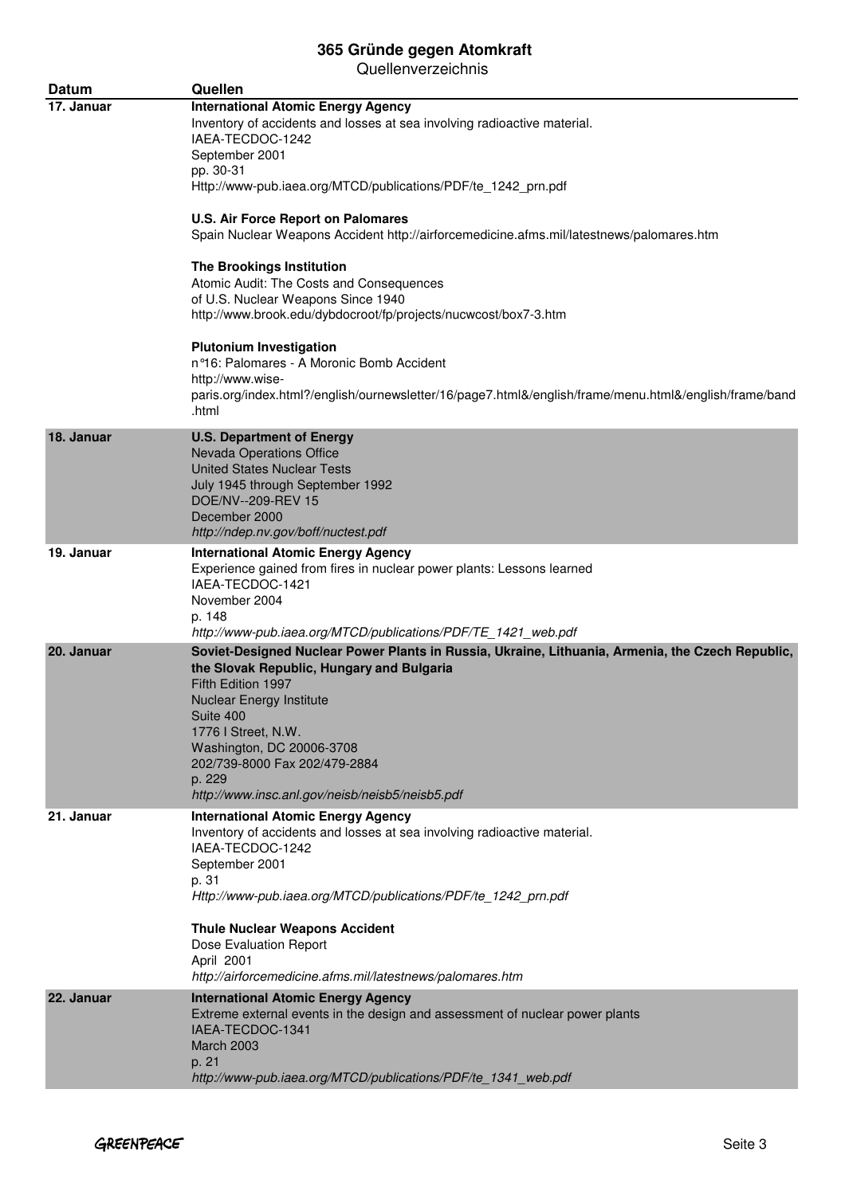# 365 Gründe gegen Atomkraft

Quellenverzeichnis

| Datum | Quellen |
|---|---|
| 17. Januar | **International Atomic Energy Agency**<br>Inventory of accidents and losses at sea involving radioactive material.<br>IAEA-TECDOC-1242<br>September 2001<br>pp. 30-31<br>Http://www-pub.iaea.org/MTCD/publications/PDF/te_1242_prn.pdf<br><br>**U.S. Air Force Report on Palomares**<br>Spain Nuclear Weapons Accident http://airforcemedicine.afms.mil/latestnews/palomares.htm<br><br>**The Brookings Institution**<br>Atomic Audit: The Costs and Consequences<br>of U.S. Nuclear Weapons Since 1940<br>http://www.brook.edu/dybdocroot/fp/projects/nucwcost/box7-3.htm<br><br>**Plutonium Investigation**<br>n°16: Palomares - A Moronic Bomb Accident<br>http://www.wise-paris.org/index.html?/english/ournewsletter/16/page7.html&/english/frame/menu.html&/english/frame/band.html |
| 18. Januar | **U.S. Department of Energy**<br>Nevada Operations Office<br>United States Nuclear Tests<br>July 1945 through September 1992<br>DOE/NV--209-REV 15<br>December 2000<br>*http://ndep.nv.gov/boff/nuctest.pdf* |
| 19. Januar | **International Atomic Energy Agency**<br>Experience gained from fires in nuclear power plants: Lessons learned<br>IAEA-TECDOC-1421<br>November 2004<br>p. 148<br>*http://www-pub.iaea.org/MTCD/publications/PDF/TE_1421_web.pdf* |
| 20. Januar | **Soviet-Designed Nuclear Power Plants in Russia, Ukraine, Lithuania, Armenia, the Czech Republic, the Slovak Republic, Hungary and Bulgaria**<br>Fifth Edition 1997<br>Nuclear Energy Institute<br>Suite 400<br>1776 I Street, N.W.<br>Washington, DC 20006-3708<br>202/739-8000 Fax 202/479-2884<br>p. 229<br>*http://www.insc.anl.gov/neisb/neisb5/neisb5.pdf* |
| 21. Januar | **International Atomic Energy Agency**<br>Inventory of accidents and losses at sea involving radioactive material.<br>IAEA-TECDOC-1242<br>September 2001<br>p. 31<br>*Http://www-pub.iaea.org/MTCD/publications/PDF/te_1242_prn.pdf*<br><br>**Thule Nuclear Weapons Accident**<br>Dose Evaluation Report<br>April 2001<br>*http://airforcemedicine.afms.mil/latestnews/palomares.htm* |
| 22. Januar | **International Atomic Energy Agency**<br>Extreme external events in the design and assessment of nuclear power plants<br>IAEA-TECDOC-1341<br>March 2003<br>p. 21<br>*Http://www-pub.iaea.org/MTCD/publications/PDF/te_1341_web.pdf* |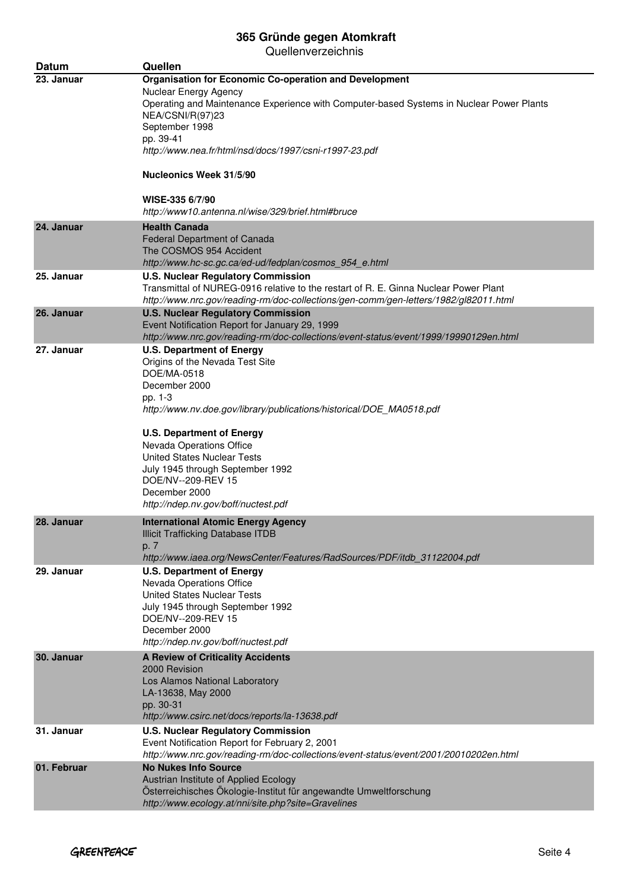# 365 Gründe gegen Atomkraft

Quellenverzeichnis

| Datum | Quellen |
|---|---|
| 23. Januar | **Organisation for Economic Co-operation and Development**<br>Nuclear Energy Agency<br>Operating and Maintenance Experience with Computer-based Systems in Nuclear Power Plants<br>NEA/CSNI/R(97)23<br>September 1998<br>pp. 39-41<br>*http://www.nea.fr/html/nsd/docs/1997/csni-r1997-23.pdf*<br><br>**Nucleonics Week 31/5/90**<br><br>**WISE-335 6/7/90**<br>*http://www10.antenna.nl/wise/329/brief.html#bruce* |
| 24. Januar | **Health Canada**<br>Federal Department of Canada<br>The COSMOS 954 Accident<br>*http://www.hc-sc.gc.ca/ed-ud/fedplan/cosmos_954_e.html* |
| 25. Januar | **U.S. Nuclear Regulatory Commission**<br>Transmittal of NUREG-0916 relative to the restart of R. E. Ginna Nuclear Power Plant<br>*http://www.nrc.gov/reading-rm/doc-collections/gen-comm/gen-letters/1982/gl82011.html* |
| 26. Januar | **U.S. Nuclear Regulatory Commission**<br>Event Notification Report for January 29, 1999<br>*http://www.nrc.gov/reading-rm/doc-collections/event-status/event/1999/19990129en.html* |
| 27. Januar | **U.S. Department of Energy**<br>Origins of the Nevada Test Site<br>DOE/MA-0518<br>December 2000<br>pp. 1-3<br>*http://www.nv.doe.gov/library/publications/historical/DOE_MA0518.pdf*<br><br>**U.S. Department of Energy**<br>Nevada Operations Office<br>United States Nuclear Tests<br>July 1945 through September 1992<br>DOE/NV--209-REV 15<br>December 2000<br>*http://ndep.nv.gov/boff/nuctest.pdf* |
| 28. Januar | **International Atomic Energy Agency**<br>Illicit Trafficking Database ITDB<br>p. 7<br>*http://www.iaea.org/NewsCenter/Features/RadSources/PDF/itdb_31122004.pdf* |
| 29. Januar | **U.S. Department of Energy**<br>Nevada Operations Office<br>United States Nuclear Tests<br>July 1945 through September 1992<br>DOE/NV--209-REV 15<br>December 2000<br>*http://ndep.nv.gov/boff/nuctest.pdf* |
| 30. Januar | **A Review of Criticality Accidents**<br>2000 Revision<br>Los Alamos National Laboratory<br>LA-13638, May 2000<br>pp. 30-31<br>*http://www.csirc.net/docs/reports/la-13638.pdf* |
| 31. Januar | **U.S. Nuclear Regulatory Commission**<br>Event Notification Report for February 2, 2001<br>*http://www.nrc.gov/reading-rm/doc-collections/event-status/event/2001/20010202en.html* |
| 01. Februar | **No Nukes Info Source**<br>Austrian Institute of Applied Ecology<br>Österreichisches Ökologie-Institut für angewandte Umweltforschung<br>*http://www.ecology.at/nni/site.php?site=Gravelines* |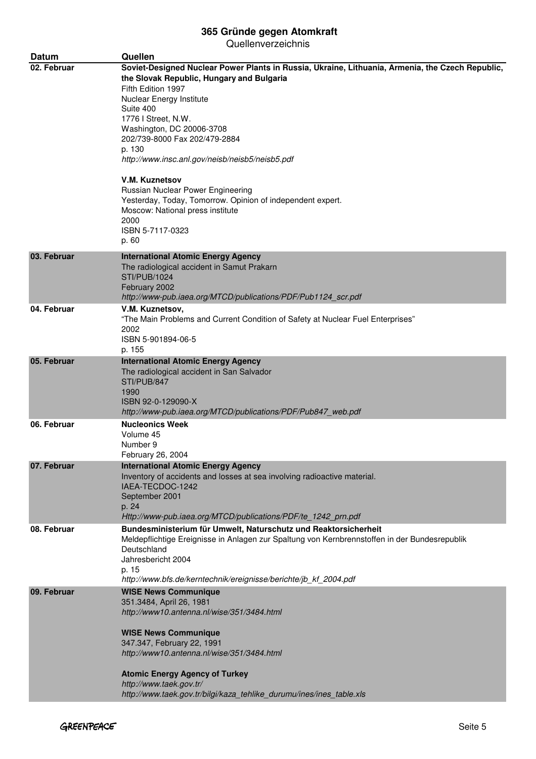# 365 Gründe gegen Atomkraft

Quellenverzeichnis

| Datum | Quellen |
|---|---|
| 02. Februar | **Soviet-Designed Nuclear Power Plants in Russia, Ukraine, Lithuania, Armenia, the Czech Republic, the Slovak Republic, Hungary and Bulgaria**<br>Fifth Edition 1997<br>Nuclear Energy Institute<br>Suite 400<br>1776 I Street, N.W.<br>Washington, DC 20006-3708<br>202/739-8000 Fax 202/479-2884<br>p. 130<br>*http://www.insc.anl.gov/neisb/neisb5/neisb5.pdf*<br><br>**V.M. Kuznetsov**<br>Russian Nuclear Power Engineering<br>Yesterday, Today, Tomorrow. Opinion of independent expert.<br>Moscow: National press institute<br>2000<br>ISBN 5-7117-0323<br>p. 60 |
| 03. Februar | **International Atomic Energy Agency**<br>The radiological accident in Samut Prakarn<br>STI/PUB/1024<br>February 2002<br>*http://www-pub.iaea.org/MTCD/publications/PDF/Pub1124_scr.pdf* |
| 04. Februar | **V.M. Kuznetsov,**<br>"The Main Problems and Current Condition of Safety at Nuclear Fuel Enterprises"<br>2002<br>ISBN 5-901894-06-5<br>p. 155 |
| 05. Februar | **International Atomic Energy Agency**<br>The radiological accident in San Salvador<br>STI/PUB/847<br>1990<br>ISBN 92-0-129090-X<br>*http://www-pub.iaea.org/MTCD/publications/PDF/Pub847_web.pdf* |
| 06. Februar | **Nucleonics Week**<br>Volume 45<br>Number 9<br>February 26, 2004 |
| 07. Februar | **International Atomic Energy Agency**<br>Inventory of accidents and losses at sea involving radioactive material.<br>IAEA-TECDOC-1242<br>September 2001<br>p. 24<br>*Http://www-pub.iaea.org/MTCD/publications/PDF/te_1242_prn.pdf* |
| 08. Februar | **Bundesministerium für Umwelt, Naturschutz und Reaktorsicherheit**<br>Meldepflichtige Ereignisse in Anlagen zur Spaltung von Kernbrennstoffen in der Bundesrepublik Deutschland<br>Jahresbericht 2004<br>p. 15<br>*http://www.bfs.de/kerntechnik/ereignisse/berichte/jb_kf_2004.pdf* |
| 09. Februar | **WISE News Communique**<br>351.3484, April 26, 1981<br>*http://www10.antenna.nl/wise/351/3484.html*<br><br>**WISE News Communique**<br>347.347, February 22, 1991<br>*http://www10.antenna.nl/wise/351/3484.html*<br><br>**Atomic Energy Agency of Turkey**<br>*http://www.taek.gov.tr/*<br>*http://www.taek.gov.tr/bilgi/kaza_tehlike_durumu/ines/ines_table.xls* |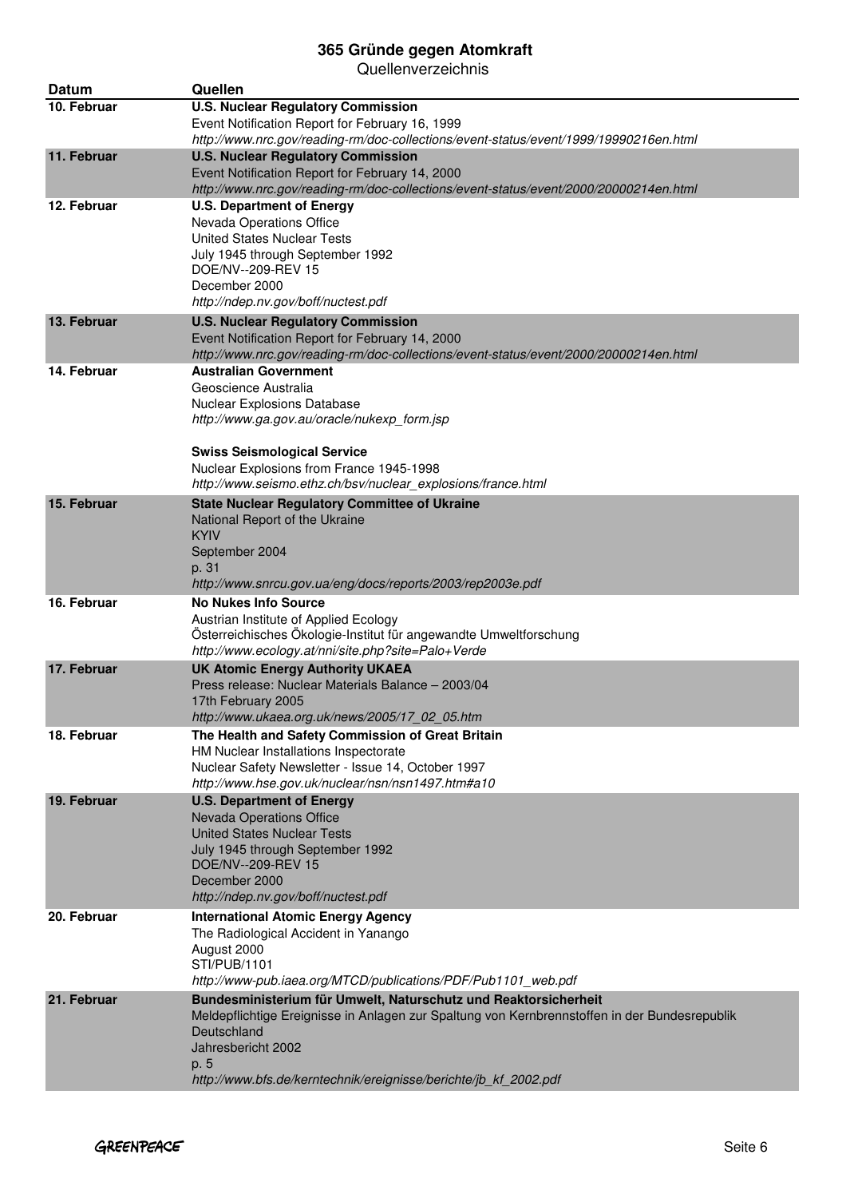# 365 Gründe gegen Atomkraft

Quellenverzeichnis

| Datum | Quellen |
|---|---|
| 10. Februar | **U.S. Nuclear Regulatory Commission**<br>Event Notification Report for February 16, 1999<br>*http://www.nrc.gov/reading-rm/doc-collections/event-status/event/1999/19990216en.html* |
| 11. Februar | **U.S. Nuclear Regulatory Commission**<br>Event Notification Report for February 14, 2000<br>*http://www.nrc.gov/reading-rm/doc-collections/event-status/event/2000/20000214en.html* |
| 12. Februar | **U.S. Department of Energy**<br>Nevada Operations Office<br>United States Nuclear Tests<br>July 1945 through September 1992<br>DOE/NV--209-REV 15<br>December 2000<br>*http://ndep.nv.gov/boff/nuctest.pdf* |
| 13. Februar | **U.S. Nuclear Regulatory Commission**<br>Event Notification Report for February 14, 2000<br>*http://www.nrc.gov/reading-rm/doc-collections/event-status/event/2000/20000214en.html* |
| 14. Februar | **Australian Government**<br>Geoscience Australia<br>Nuclear Explosions Database<br>*http://www.ga.gov.au/oracle/nukexp_form.jsp*<br><br>**Swiss Seismological Service**<br>Nuclear Explosions from France 1945-1998<br>*http://www.seismo.ethz.ch/bsv/nuclear_explosions/france.html* |
| 15. Februar | **State Nuclear Regulatory Committee of Ukraine**<br>National Report of the Ukraine<br>KYIV<br>September 2004<br>p. 31<br>*http://www.snrcu.gov.ua/eng/docs/reports/2003/rep2003e.pdf* |
| 16. Februar | **No Nukes Info Source**<br>Austrian Institute of Applied Ecology<br>Österreichisches Ökologie-Institut für angewandte Umweltforschung<br>*http://www.ecology.at/nni/site.php?site=Palo+Verde* |
| 17. Februar | **UK Atomic Energy Authority UKAEA**<br>Press release: Nuclear Materials Balance – 2003/04<br>17th February 2005<br>*http://www.ukaea.org.uk/news/2005/17_02_05.htm* |
| 18. Februar | **The Health and Safety Commission of Great Britain**<br>HM Nuclear Installations Inspectorate<br>Nuclear Safety Newsletter - Issue 14, October 1997<br>*http://www.hse.gov.uk/nuclear/nsn/nsn1497.htm#a10* |
| 19. Februar | **U.S. Department of Energy**<br>Nevada Operations Office<br>United States Nuclear Tests<br>July 1945 through September 1992<br>DOE/NV--209-REV 15<br>December 2000<br>*http://ndep.nv.gov/boff/nuctest.pdf* |
| 20. Februar | **International Atomic Energy Agency**<br>The Radiological Accident in Yanango<br>August 2000<br>STI/PUB/1101<br>*http://www-pub.iaea.org/MTCD/publications/PDF/Pub1101_web.pdf* |
| 21. Februar | **Bundesministerium für Umwelt, Naturschutz und Reaktorsicherheit**<br>Meldepflichtige Ereignisse in Anlagen zur Spaltung von Kernbrennstoffen in der Bundesrepublik Deutschland<br>Jahresbericht 2002<br>p. 5<br>*http://www.bfs.de/kerntechnik/ereignisse/berichte/jb_kf_2002.pdf* |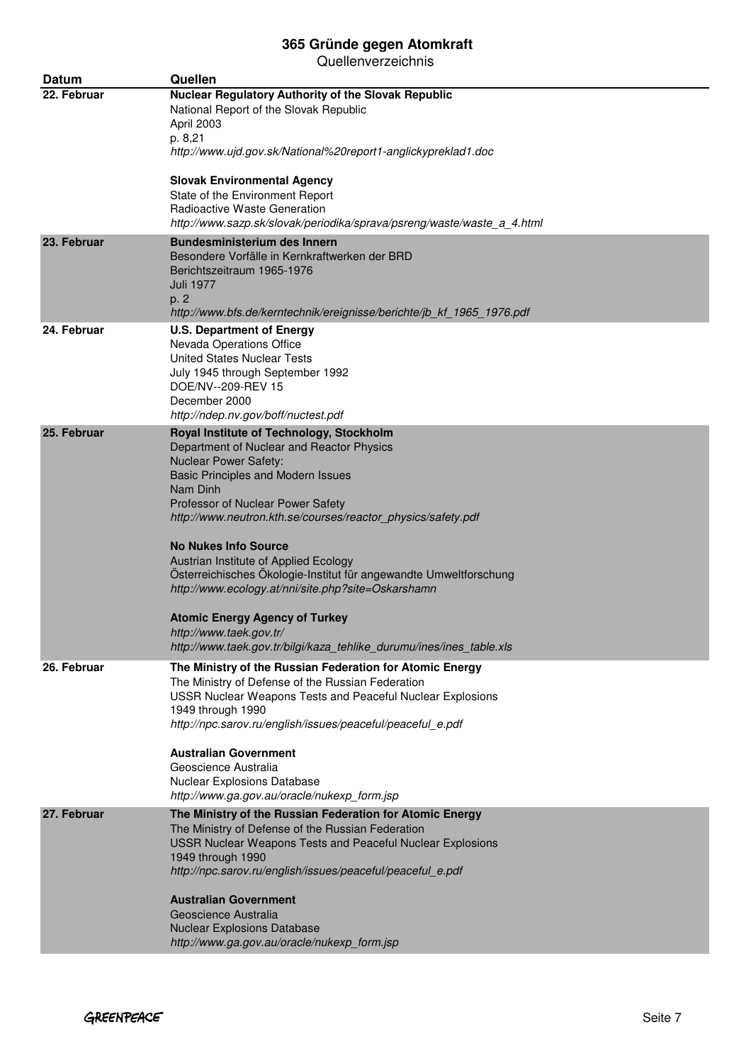# 365 Gründe gegen Atomkraft

Quellenverzeichnis

| Datum | Quellen |
|---|---|
| 22. Februar | **Nuclear Regulatory Authority of the Slovak Republic**<br>National Report of the Slovak Republic<br>April 2003<br>p. 8,21<br>*http://www.ujd.gov.sk/National%20report1-anglickypreklad1.doc*<br><br>**Slovak Environmental Agency**<br>State of the Environment Report<br>Radioactive Waste Generation<br>*http://www.sazp.sk/slovak/periodika/sprava/psreng/waste/waste_a_4.html* |
| 23. Februar | **Bundesministerium des Innern**<br>Besondere Vorfälle in Kernkraftwerken der BRD<br>Berichtszeitraum 1965-1976<br>Juli 1977<br>p. 2<br>*http://www.bfs.de/kerntechnik/ereignisse/berichte/jb_kf_1965_1976.pdf* |
| 24. Februar | **U.S. Department of Energy**<br>Nevada Operations Office<br>United States Nuclear Tests<br>July 1945 through September 1992<br>DOE/NV--209-REV 15<br>December 2000<br>*http://ndep.nv.gov/boff/nuctest.pdf* |
| 25. Februar | **Royal Institute of Technology, Stockholm**<br>Department of Nuclear and Reactor Physics<br>Nuclear Power Safety:<br>Basic Principles and Modern Issues<br>Nam Dinh<br>Professor of Nuclear Power Safety<br>*http://www.neutron.kth.se/courses/reactor_physics/safety.pdf*<br><br>**No Nukes Info Source**<br>Austrian Institute of Applied Ecology<br>Österreichisches Ökologie-Institut für angewandte Umweltforschung<br>*http://www.ecology.at/nni/site.php?site=Oskarshamn*<br><br>**Atomic Energy Agency of Turkey**<br>*http://www.taek.gov.tr/*<br>*http://www.taek.gov.tr/bilgi/kaza_tehlike_durumu/ines/ines_table.xls* |
| 26. Februar | **The Ministry of the Russian Federation for Atomic Energy**<br>The Ministry of Defense of the Russian Federation<br>USSR Nuclear Weapons Tests and Peaceful Nuclear Explosions<br>1949 through 1990<br>*http://npc.sarov.ru/english/issues/peaceful/peaceful_e.pdf*<br><br>**Australian Government**<br>Geoscience Australia<br>Nuclear Explosions Database<br>*http://www.ga.gov.au/oracle/nukexp_form.jsp* |
| 27. Februar | **The Ministry of the Russian Federation for Atomic Energy**<br>The Ministry of Defense of the Russian Federation<br>USSR Nuclear Weapons Tests and Peaceful Nuclear Explosions<br>1949 through 1990<br>*http://npc.sarov.ru/english/issues/peaceful/peaceful_e.pdf*<br><br>**Australian Government**<br>Geoscience Australia<br>Nuclear Explosions Database<br>*http://www.ga.gov.au/oracle/nukexp_form.jsp* |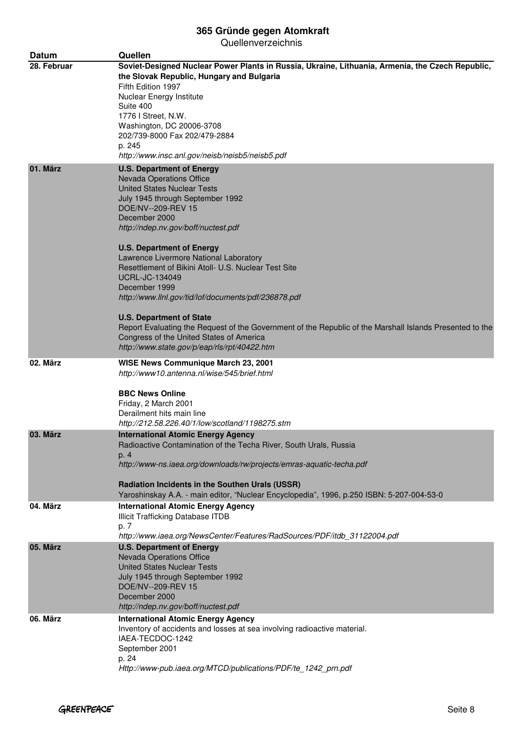# 365 Gründe gegen Atomkraft

Quellenverzeichnis

| Datum | Quellen |
|---|---|
| 28. Februar | **Soviet-Designed Nuclear Power Plants in Russia, Ukraine, Lithuania, Armenia, the Czech Republic, the Slovak Republic, Hungary and Bulgaria**<br>Fifth Edition 1997<br>Nuclear Energy Institute<br>Suite 400<br>1776 I Street, N.W.<br>Washington, DC 20006-3708<br>202/739-8000 Fax 202/479-2884<br>p. 245<br>*http://www.insc.anl.gov/neisb/neisb5/neisb5.pdf* |
| 01. März | **U.S. Department of Energy**<br>Nevada Operations Office<br>United States Nuclear Tests<br>July 1945 through September 1992<br>DOE/NV--209-REV 15<br>December 2000<br>*http://ndep.nv.gov/boff/nuctest.pdf*<br><br>**U.S. Department of Energy**<br>Lawrence Livermore National Laboratory<br>Resettlement of Bikini Atoll- U.S. Nuclear Test Site<br>UCRL-JC-134049<br>December 1999<br>*http://www.llnl.gov/tid/lof/documents/pdf/236878.pdf*<br><br>**U.S. Department of State**<br>Report Evaluating the Request of the Government of the Republic of the Marshall Islands Presented to the Congress of the United States of America<br>*http://www.state.gov/p/eap/rls/rpt/40422.htm* |
| 02. März | **WISE News Communique March 23, 2001**<br>*http://www10.antenna.nl/wise/545/brief.html*<br><br>**BBC News Online**<br>Friday, 2 March 2001<br>Derailment hits main line<br>*http://212.58.226.40/1/low/scotland/1198275.stm* |
| 03. März | **International Atomic Energy Agency**<br>Radioactive Contamination of the Techa River, South Urals, Russia<br>p. 4<br>*http://www-ns.iaea.org/downloads/rw/projects/emras-aquatic-techa.pdf*<br><br>**Radiation Incidents in the Southen Urals (USSR)**<br>Yaroshinskay A.A. - main editor, "Nuclear Encyclopedia", 1996, p.250 ISBN: 5-207-004-53-0 |
| 04. März | **International Atomic Energy Agency**<br>Illicit Trafficking Database ITDB<br>p. 7<br>*http://www.iaea.org/NewsCenter/Features/RadSources/PDF/itdb_31122004.pdf* |
| 05. März | **U.S. Department of Energy**<br>Nevada Operations Office<br>United States Nuclear Tests<br>July 1945 through September 1992<br>DOE/NV--209-REV 15<br>December 2000<br>*http://ndep.nv.gov/boff/nuctest.pdf* |
| 06. März | **International Atomic Energy Agency**<br>Inventory of accidents and losses at sea involving radioactive material.<br>IAEA-TECDOC-1242<br>September 2001<br>p. 24<br>*Http://www-pub.iaea.org/MTCD/publications/PDF/te_1242_prn.pdf* |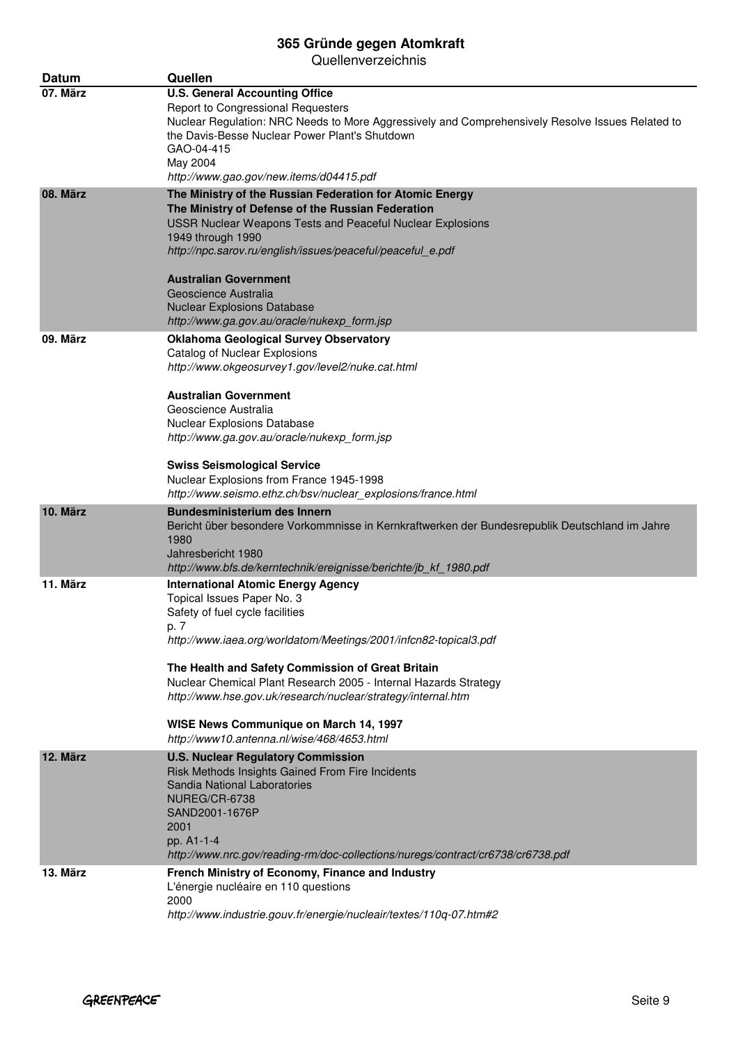# 365 Gründe gegen Atomkraft

Quellenverzeichnis

| Datum | Quellen |
|---|---|
| 07. März | **U.S. General Accounting Office**<br>Report to Congressional Requesters<br>Nuclear Regulation: NRC Needs to More Aggressively and Comprehensively Resolve Issues Related to the Davis-Besse Nuclear Power Plant's Shutdown<br>GAO-04-415<br>May 2004<br>*http://www.gao.gov/new.items/d04415.pdf* |
| 08. März | **The Ministry of the Russian Federation for Atomic Energy**<br>**The Ministry of Defense of the Russian Federation**<br>USSR Nuclear Weapons Tests and Peaceful Nuclear Explosions<br>1949 through 1990<br>*http://npc.sarov.ru/english/issues/peaceful/peaceful_e.pdf*<br><br>**Australian Government**<br>Geoscience Australia<br>Nuclear Explosions Database<br>*http://www.ga.gov.au/oracle/nukexp_form.jsp* |
| 09. März | **Oklahoma Geological Survey Observatory**<br>Catalog of Nuclear Explosions<br>*http://www.okgeosurvey1.gov/level2/nuke.cat.html*<br><br>**Australian Government**<br>Geoscience Australia<br>Nuclear Explosions Database<br>*http://www.ga.gov.au/oracle/nukexp_form.jsp*<br><br>**Swiss Seismological Service**<br>Nuclear Explosions from France 1945-1998<br>*http://www.seismo.ethz.ch/bsv/nuclear_explosions/france.html* |
| 10. März | **Bundesministerium des Innern**<br>Bericht über besondere Vorkommnisse in Kernkraftwerken der Bundesrepublik Deutschland im Jahre 1980<br>Jahresbericht 1980<br>*http://www.bfs.de/kerntechnik/ereignisse/berichte/jb_kf_1980.pdf* |
| 11. März | **International Atomic Energy Agency**<br>Topical Issues Paper No. 3<br>Safety of fuel cycle facilities<br>p. 7<br>*http://www.iaea.org/worldatom/Meetings/2001/infcn82-topical3.pdf*<br><br>**The Health and Safety Commission of Great Britain**<br>Nuclear Chemical Plant Research 2005 - Internal Hazards Strategy<br>*http://www.hse.gov.uk/research/nuclear/strategy/internal.htm*<br><br>**WISE News Communique on March 14, 1997**<br>*http://www10.antenna.nl/wise/468/4653.html* |
| 12. März | **U.S. Nuclear Regulatory Commission**<br>Risk Methods Insights Gained From Fire Incidents<br>Sandia National Laboratories<br>NUREG/CR-6738<br>SAND2001-1676P<br>2001<br>pp. A1-1-4<br>*http://www.nrc.gov/reading-rm/doc-collections/nuregs/contract/cr6738/cr6738.pdf* |
| 13. März | **French Ministry of Economy, Finance and Industry**<br>L'énergie nucléaire en 110 questions<br>2000<br>*http://www.industrie.gouv.fr/energie/nucleair/textes/110q-07.htm#2* |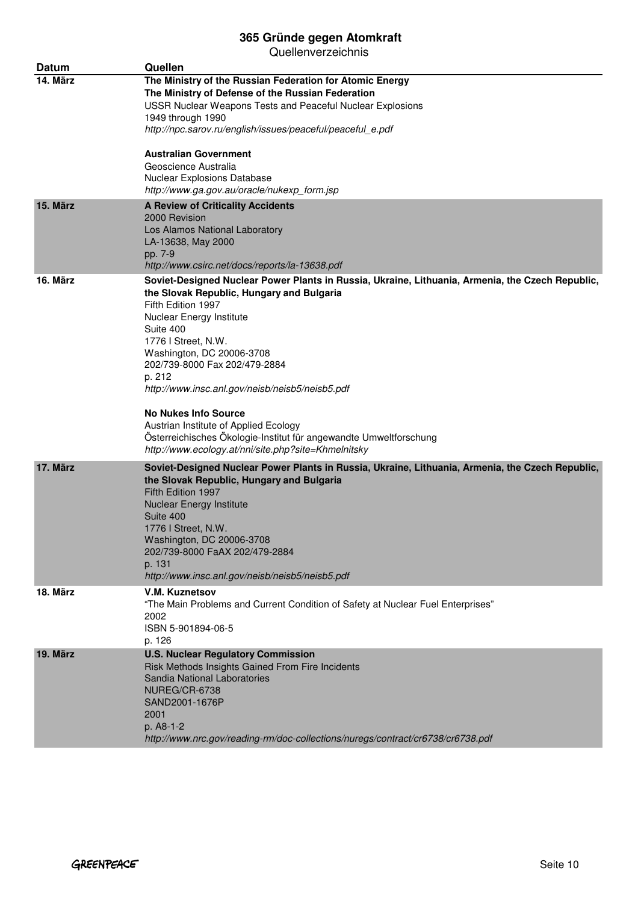| Datum | Quellen |
|---|---|
| **14. März** | **The Ministry of the Russian Federation for Atomic Energy**<br>**The Ministry of Defense of the Russian Federation**<br>USSR Nuclear Weapons Tests and Peaceful Nuclear Explosions<br>1949 through 1990<br>*http://npc.sarov.ru/english/issues/peaceful/peaceful_e.pdf*<br><br>**Australian Government**<br>Geoscience Australia<br>Nuclear Explosions Database<br>*http://www.ga.gov.au/oracle/nukexp_form.jsp* |
| **15. März** | **A Review of Criticality Accidents**<br>2000 Revision<br>Los Alamos National Laboratory<br>LA-13638, May 2000<br>pp. 7-9<br>*http://www.csirc.net/docs/reports/la-13638.pdf* |
| **16. März** | **Soviet-Designed Nuclear Power Plants in Russia, Ukraine, Lithuania, Armenia, the Czech Republic, the Slovak Republic, Hungary and Bulgaria**<br>Fifth Edition 1997<br>Nuclear Energy Institute<br>Suite 400<br>1776 I Street, N.W.<br>Washington, DC 20006-3708<br>202/739-8000 Fax 202/479-2884<br>p. 212<br>*http://www.insc.anl.gov/neisb/neisb5/neisb5.pdf*<br><br>**No Nukes Info Source**<br>Austrian Institute of Applied Ecology<br>Österreichisches Ökologie-Institut für angewandte Umweltforschung<br>*http://www.ecology.at/nni/site.php?site=Khmelnitsky* |
| **17. März** | **Soviet-Designed Nuclear Power Plants in Russia, Ukraine, Lithuania, Armenia, the Czech Republic, the Slovak Republic, Hungary and Bulgaria**<br>Fifth Edition 1997<br>Nuclear Energy Institute<br>Suite 400<br>1776 I Street, N.W.<br>Washington, DC 20006-3708<br>202/739-8000 FaAX 202/479-2884<br>p. 131<br>*http://www.insc.anl.gov/neisb/neisb5/neisb5.pdf* |
| **18. März** | **V.M. Kuznetsov**<br>“The Main Problems and Current Condition of Safety at Nuclear Fuel Enterprises”<br>2002<br>ISBN 5-901894-06-5<br>p. 126 |
| **19. März** | **U.S. Nuclear Regulatory Commission**<br>Risk Methods Insights Gained From Fire Incidents<br>Sandia National Laboratories<br>NUREG/CR-6738<br>SAND2001-1676P<br>2001<br>p. A8-1-2<br>*http://nrc.gov/reading-rm/doc-collections/nuregs/contract/cr6738/cr6738.pdf* |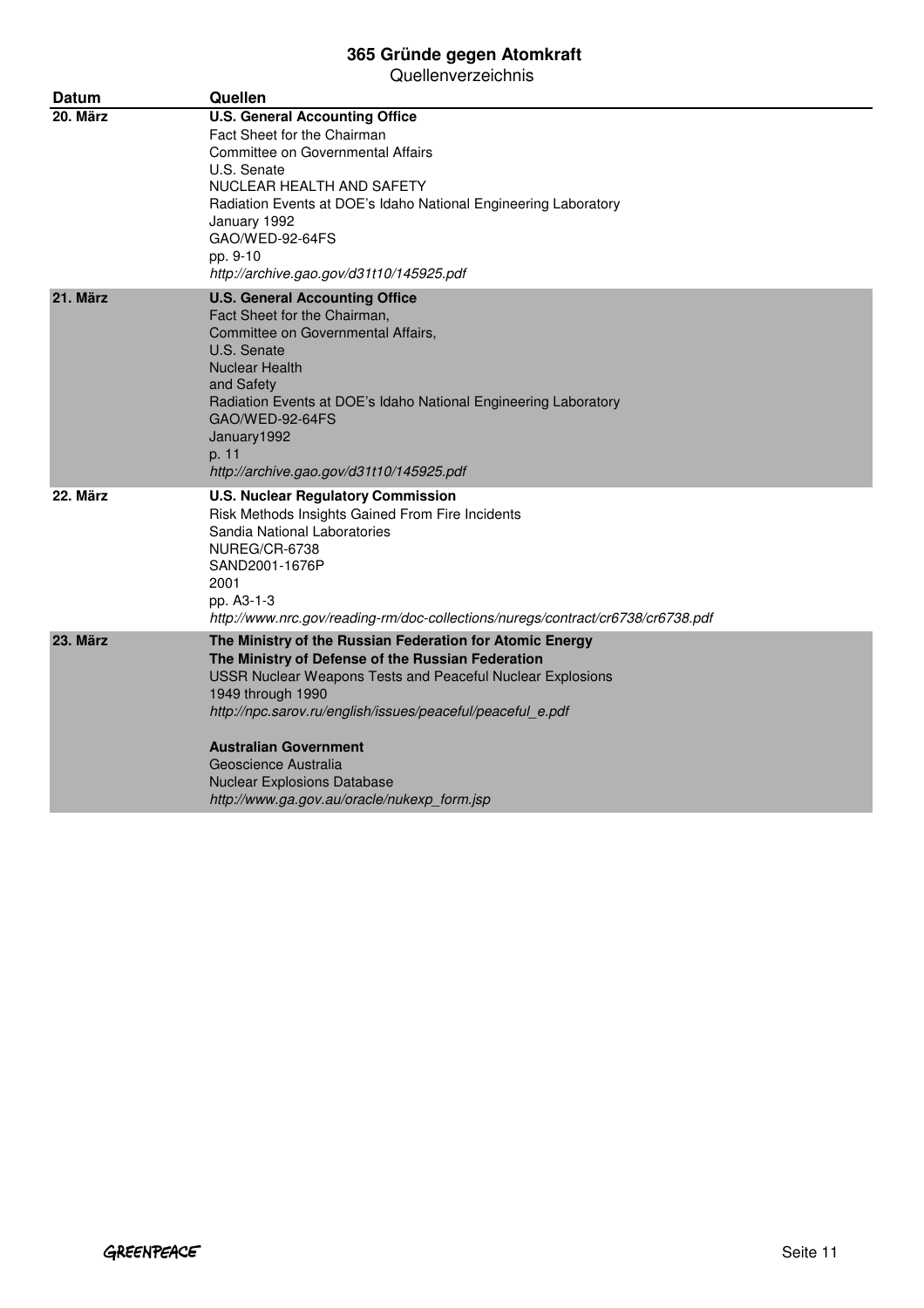| Datum | Quellen |
|---|---|
| 20. März | **U.S. General Accounting Office**<br>Fact Sheet for the Chairman<br>Committee on Governmental Affairs<br>U.S. Senate<br>NUCLEAR HEALTH AND SAFETY<br>Radiation Events at DOE's Idaho National Engineering Laboratory<br>January 1992<br>GAO/WED-92-64FS<br>pp. 9-10<br>*http://archive.gao.gov/d31t10/145925.pdf* |
| 21. März | **U.S. General Accounting Office**<br>Fact Sheet for the Chairman,<br>Committee on Governmental Affairs,<br>U.S. Senate<br>Nuclear Health<br>and Safety<br>Radiation Events at DOE's Idaho National Engineering Laboratory<br>GAO/WED-92-64FS<br>January1992<br>p. 11<br>*http://archive.gao.gov/d31t10/145925.pdf* |
| 22. März | **U.S. Nuclear Regulatory Commission**<br>Risk Methods Insights Gained From Fire Incidents<br>Sandia National Laboratories<br>NUREG/CR-6738<br>SAND2001-1676P<br>2001<br>pp. A3-1-3<br>*http://www.nrc.gov/reading-rm/doc-collections/nuregs/contract/cr6738/cr6738.pdf* |
| 23. März | **The Ministry of the Russian Federation for Atomic Energy**<br>**The Ministry of Defense of the Russian Federation**<br>USSR Nuclear Weapons Tests and Peaceful Nuclear Explosions<br>1949 through 1990<br>*http://npc.sarov.ru/english/issues/peaceful/peaceful_e.pdf*<br><br>**Australian Government**<br>Geoscience Australia<br>Nuclear Explosions Database<br>*http://www.ga.gov.au/oracle/nukexp_form.jsp* |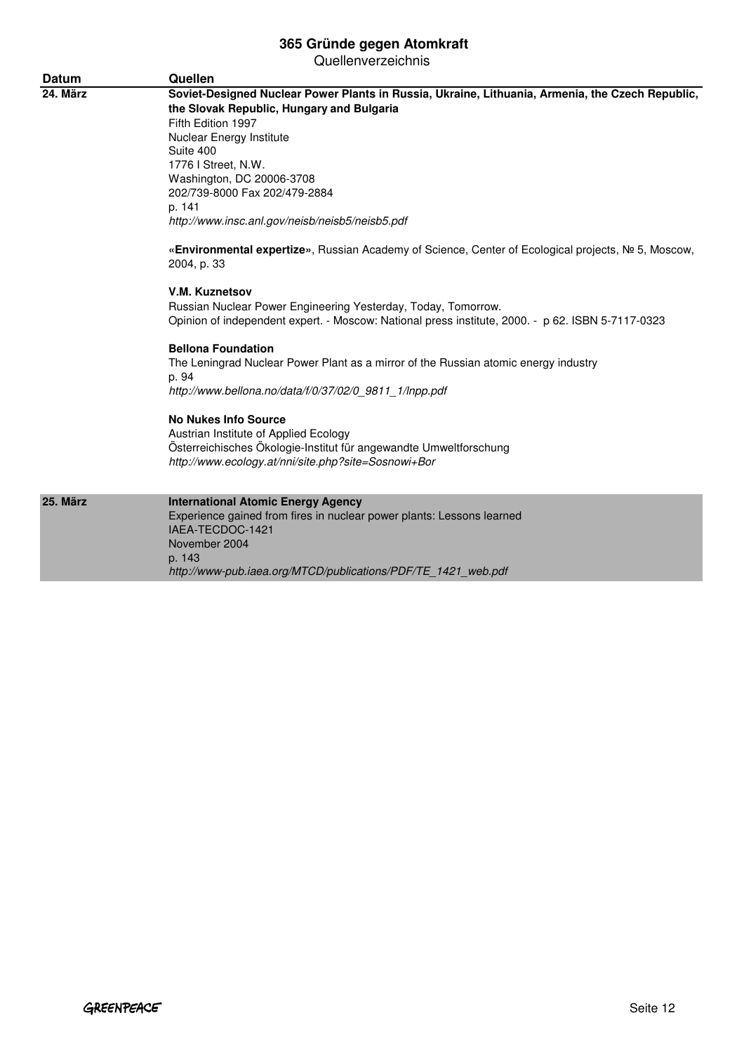# 365 Gründe gegen Atomkraft

Quellenverzeichnis

| Datum | Quellen |
|---|---|
| 24. März | **Soviet-Designed Nuclear Power Plants in Russia, Ukraine, Lithuania, Armenia, the Czech Republic, the Slovak Republic, Hungary and Bulgaria**<br>Fifth Edition 1997<br>Nuclear Energy Institute<br>Suite 400<br>1776 I Street, N.W.<br>Washington, DC 20006-3708<br>202/739-8000 Fax 202/479-2884<br>p. 141<br>*http://www.insc.anl.gov/neisb/neisb5/neisb5.pdf*<br><br>**«Environmental expertize»**, Russian Academy of Science, Center of Ecological projects, № 5, Moscow, 2004, p. 33<br><br>**V.M. Kuznetsov**<br>Russian Nuclear Power Engineering Yesterday, Today, Tomorrow.<br>Opinion of independent expert. - Moscow: National press institute, 2000. - p 62. ISBN 5-7117-0323<br><br>**Bellona Foundation**<br>The Leningrad Nuclear Power Plant as a mirror of the Russian atomic energy industry<br>p. 94<br>*http://www.bellona.no/data/f/0/37/02/0_9811_1/lnpp.pdf*<br><br>**No Nukes Info Source**<br>Austrian Institute of Applied Ecology<br>Österreichisches Ökologie-Institut für angewandte Umweltforschung<br>*http://www.ecology.at/nni/site.php?site=Sosnowi+Bor* |
| 25. März | **International Atomic Energy Agency**<br>Experience gained from fires in nuclear power plants: Lessons learned<br>IAEA-TECDOC-1421<br>November 2004<br>p. 143<br>*http://www-pub.iaea.org/MTCD/publications/PDF/TE_1421_web.pdf* |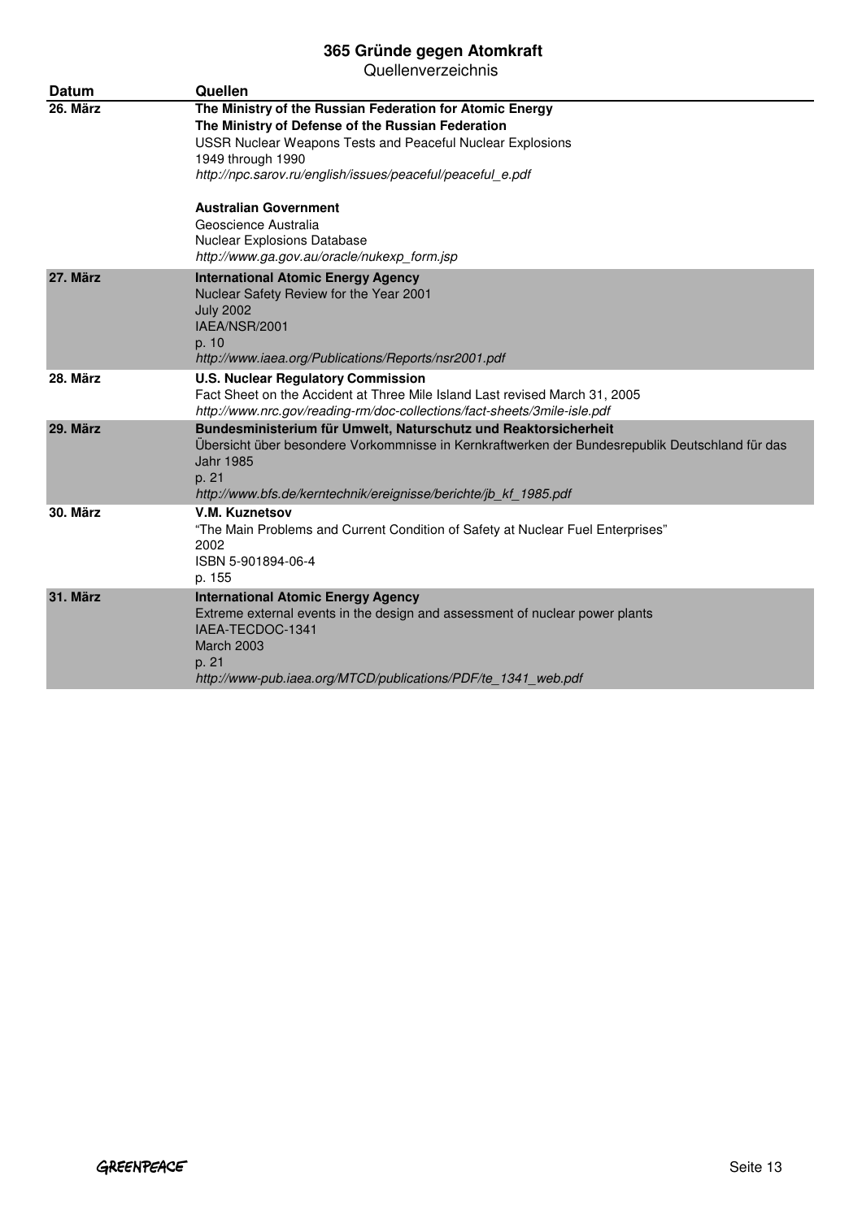# 365 Gründe gegen Atomkraft

Quellenverzeichnis

| Datum | Quellen |
|---|---|
| **26. März** | **The Ministry of the Russian Federation for Atomic Energy**<br>**The Ministry of Defense of the Russian Federation**<br>USSR Nuclear Weapons Tests and Peaceful Nuclear Explosions<br>1949 through 1990<br>*http://npc.sarov.ru/english/issues/peaceful/peaceful_e.pdf*<br><br>**Australian Government**<br>Geoscience Australia<br>Nuclear Explosions Database<br>*http://www.ga.gov.au/oracle/nukexp_form.jsp* |
| **27. März** | **International Atomic Energy Agency**<br>Nuclear Safety Review for the Year 2001<br>July 2002<br>IAEA/NSR/2001<br>p. 10<br>*http://www.iaea.org/Publications/Reports/nsr2001.pdf* |
| **28. März** | **U.S. Nuclear Regulatory Commission**<br>Fact Sheet on the Accident at Three Mile Island Last revised March 31, 2005<br>*http://www.nrc.gov/reading-rm/doc-collections/fact-sheets/3mile-isle.pdf* |
| **29. März** | **Bundesministerium für Umwelt, Naturschutz und Reaktorsicherheit**<br>Übersicht über besondere Vorkommnisse in Kernkraftwerken der Bundesrepublik Deutschland für das Jahr 1985<br>p. 21<br>*http://www.bfs.de/kerntechnik/ereignisse/berichte/jb_kf_1985.pdf* |
| **30. März** | **V.M. Kuznetsov**<br>"The Main Problems and Current Condition of Safety at Nuclear Fuel Enterprises"<br>2002<br>ISBN 5-901894-06-4<br>p. 155 |
| **31. März** | **International Atomic Energy Agency**<br>Extreme external events in the design and assessment of nuclear power plants<br>IAEA-TECDOC-1341<br>March 2003<br>p. 21<br>*http://www-pub.iaea.org/MTCD/publications/PDF/te_1341_web.pdf* |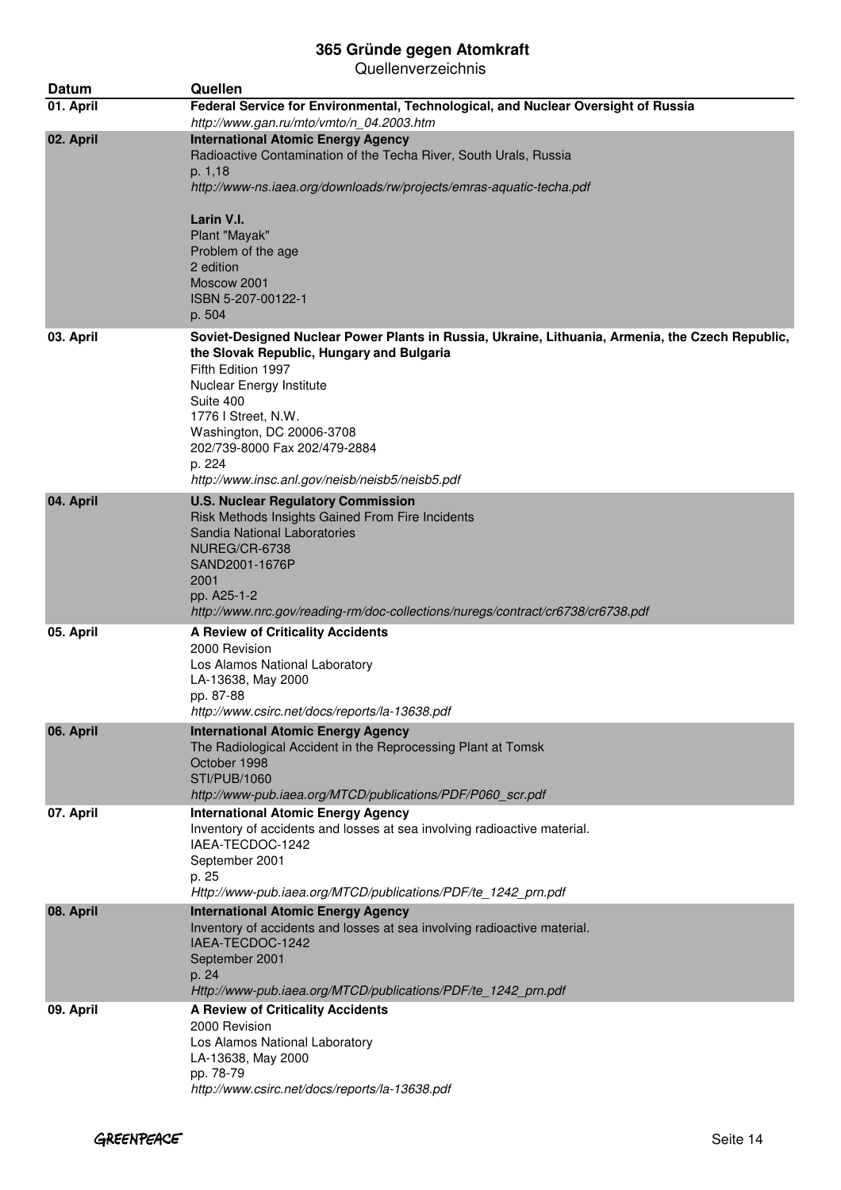# 365 Gründe gegen Atomkraft

Quellenverzeichnis

| Datum | Quellen |
|---|---|
| 01. April | **Federal Service for Environmental, Technological, and Nuclear Oversight of Russia**<br>*http://www.gan.ru/mto/vmto/n_04.2003.htm* |
| 02. April | **International Atomic Energy Agency**<br>Radioactive Contamination of the Techa River, South Urals, Russia<br>p. 1,18<br>*http://www-ns.iaea.org/downloads/rw/projects/emras-aquatic-techa.pdf*<br><br>**Larin V.I.**<br>Plant "Mayak"<br>Problem of the age<br>2 edition<br>Moscow 2001<br>ISBN 5-207-00122-1<br>p. 504 |
| 03. April | **Soviet-Designed Nuclear Power Plants in Russia, Ukraine, Lithuania, Armenia, the Czech Republic, the Slovak Republic, Hungary and Bulgaria**<br>Fifth Edition 1997<br>Nuclear Energy Institute<br>Suite 400<br>1776 I Street, N.W.<br>Washington, DC 20006-3708<br>202/739-8000 Fax 202/479-2884<br>p. 224<br>*http://www.insc.anl.gov/neisb/neisb5/neisb5.pdf* |
| 04. April | **U.S. Nuclear Regulatory Commission**<br>Risk Methods Insights Gained From Fire Incidents<br>Sandia National Laboratories<br>NUREG/CR-6738<br>SAND2001-1676P<br>2001<br>pp. A25-1-2<br>*http://www.nrc.gov/reading-rm/doc-collections/nuregs/contract/cr6738/cr6738.pdf* |
| 05. April | **A Review of Criticality Accidents**<br>2000 Revision<br>Los Alamos National Laboratory<br>LA-13638, May 2000<br>pp. 87-88<br>*http://www.csirc.net/docs/reports/la-13638.pdf* |
| 06. April | **International Atomic Energy Agency**<br>The Radiological Accident in the Reprocessing Plant at Tomsk<br>October 1998<br>STI/PUB/1060<br>*http://www-pub.iaea.org/MTCD/publications/PDF/P060_scr.pdf* |
| 07. April | **International Atomic Energy Agency**<br>Inventory of accidents and losses at sea involving radioactive material.<br>IAEA-TECDOC-1242<br>September 2001<br>p. 25<br>*Http://www-pub.iaea.org/MTCD/publications/PDF/te_1242_prn.pdf* |
| 08. April | **International Atomic Energy Agency**<br>Inventory of accidents and losses at sea involving radioactive material.<br>IAEA-TECDOC-1242<br>September 2001<br>p. 24<br>*Http://www-pub.iaea.org/MTCD/publications/PDF/te_1242_prn.pdf* |
| 09. April | **A Review of Criticality Accidents**<br>2000 Revision<br>Los Alamos National Laboratory<br>LA-13638, May 2000<br>pp. 78-79<br>*http://www.csirc.net/docs/reports/la-13638.pdf* |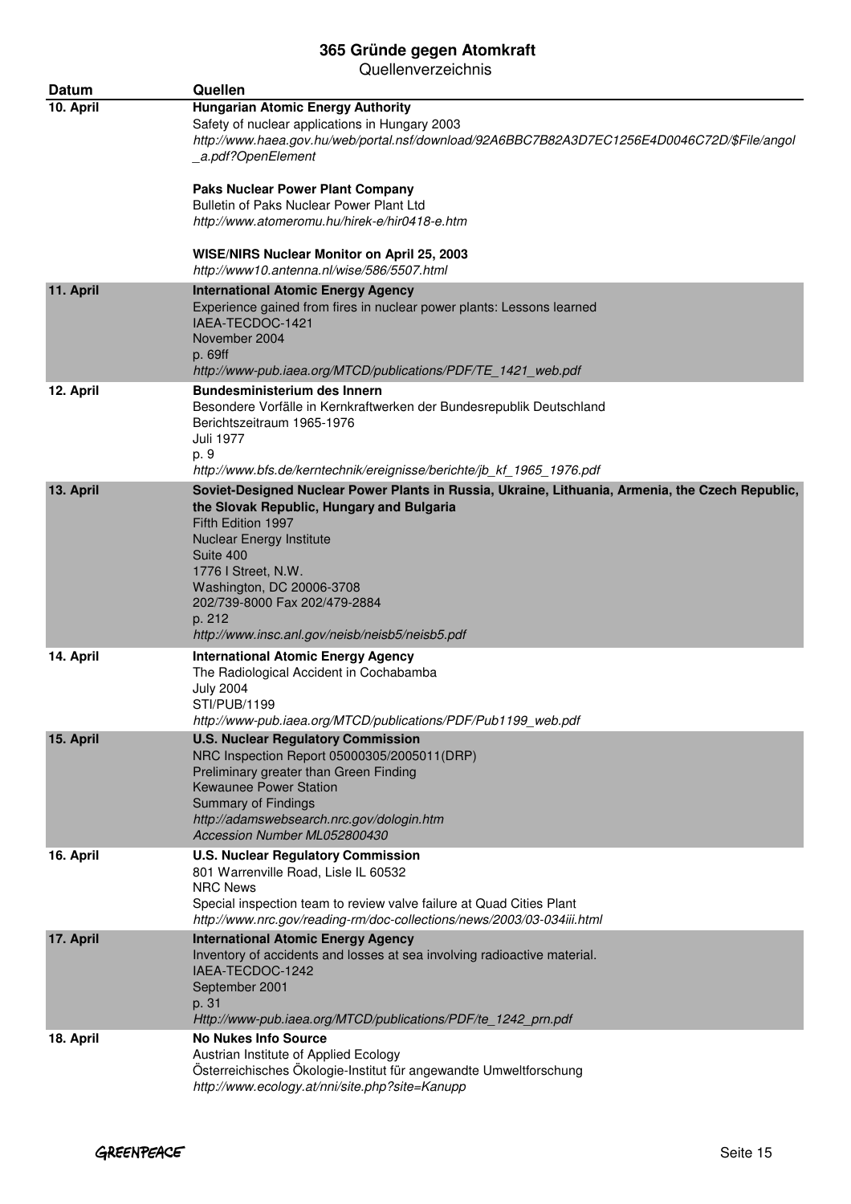| Datum | Quellen |
|---|---|
| 10. April | **Hungarian Atomic Energy Authority**<br>Safety of nuclear applications in Hungary 2003<br>*http://www.haea.gov.hu/web/portal.nsf/download/92A6BBC7B82A3D7EC1256E4D0046C72D/$File/angol_a.pdf?OpenElement*<br><br>**Paks Nuclear Power Plant Company**<br>Bulletin of Paks Nuclear Power Plant Ltd<br>*http://www.atomeromu.hu/hirek-e/hir0418-e.htm*<br><br>**WISE/NIRS Nuclear Monitor on April 25, 2003**<br>*http://www10.antenna.nl/wise/586/5507.html* |
| 11. April | **International Atomic Energy Agency**<br>Experience gained from fires in nuclear power plants: Lessons learned<br>IAEA-TECDOC-1421<br>November 2004<br>p. 69ff<br>*http://www-pub.iaea.org/MTCD/publications/PDF/TE_1421_web.pdf* |
| 12. April | **Bundesministerium des Innern**<br>Besondere Vorfälle in Kernkraftwerken der Bundesrepublik Deutschland<br>Berichtszeitraum 1965-1976<br>Juli 1977<br>p. 9<br>*http://www.bfs.de/kerntechnik/ereignisse/berichte/jb_kf_1965_1976.pdf* |
| 13. April | **Soviet-Designed Nuclear Power Plants in Russia, Ukraine, Lithuania, Armenia, the Czech Republic, the Slovak Republic, Hungary and Bulgaria**<br>Fifth Edition 1997<br>Nuclear Energy Institute<br>Suite 400<br>1776 I Street, N.W.<br>Washington, DC 20006-3708<br>202/739-8000 Fax 202/479-2884<br>p. 212<br>*http://www.insc.anl.gov/neisb/neisb5/neisb5.pdf* |
| 14. April | **International Atomic Energy Agency**<br>The Radiological Accident in Cochabamba<br>July 2004<br>STI/PUB/1199<br>*http://www-pub.iaea.org/MTCD/publications/PDF/Pub1199_web.pdf* |
| 15. April | **U.S. Nuclear Regulatory Commission**<br>NRC Inspection Report 05000305/2005011(DRP)<br>Preliminary greater than Green Finding<br>Kewaunee Power Station<br>Summary of Findings<br>*http://adamswebsearch.nrc.gov/dologin.htm*<br>*Accession Number ML052800430* |
| 16. April | **U.S. Nuclear Regulatory Commission**<br>801 Warrenville Road, Lisle IL 60532<br>NRC News<br>Special inspection team to review valve failure at Quad Cities Plant<br>*http://www.nrc.gov/reading-rm/doc-collections/news/2003/03-034iii.html* |
| 17. April | **International Atomic Energy Agency**<br>Inventory of accidents and losses at sea involving radioactive material.<br>IAEA-TECDOC-1242<br>September 2001<br>p. 31<br>*Http://www-pub.iaea.org/MTCD/publications/PDF/te_1242_prn.pdf* |
| 18. April | **No Nukes Info Source**<br>Austrian Institute of Applied Ecology<br>Österreichisches Ökologie-Institut für angewandte Umweltforschung<br>*http://www.ecology.at/nni/site.php?site=Kanupp* |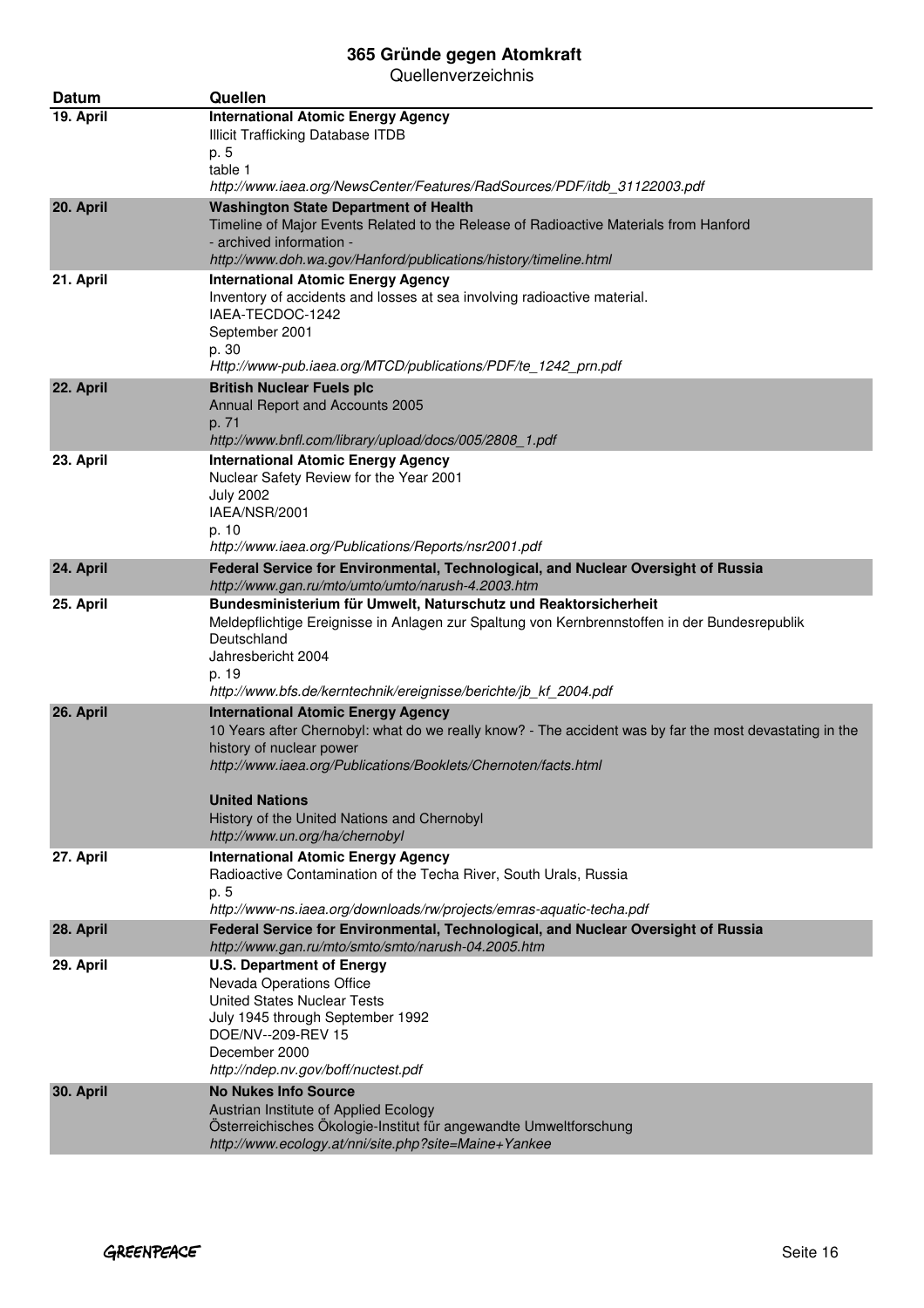# 365 Gründe gegen Atomkraft

Quellenverzeichnis

| Datum | Quellen |
|---|---|
| 19. April | **International Atomic Energy Agency**<br>Illicit Trafficking Database ITDB<br>p. 5<br>table 1<br>*http://www.iaea.org/NewsCenter/Features/RadSources/PDF/itdb_31122003.pdf* |
| 20. April | **Washington State Department of Health**<br>Timeline of Major Events Related to the Release of Radioactive Materials from Hanford<br>- archived information -<br>*http://www.doh.wa.gov/Hanford/publications/history/timeline.html* |
| 21. April | **International Atomic Energy Agency**<br>Inventory of accidents and losses at sea involving radioactive material.<br>IAEA-TECDOC-1242<br>September 2001<br>p. 30<br>*Http://www-pub.iaea.org/MTCD/publications/PDF/te_1242_prn.pdf* |
| 22. April | **British Nuclear Fuels plc**<br>Annual Report and Accounts 2005<br>p. 71<br>*http://www.bnfl.com/library/upload/docs/005/2808_1.pdf* |
| 23. April | **International Atomic Energy Agency**<br>Nuclear Safety Review for the Year 2001<br>July 2002<br>IAEA/NSR/2001<br>p. 10<br>*http://www.iaea.org/Publications/Reports/nsr2001.pdf* |
| 24. April | **Federal Service for Environmental, Technological, and Nuclear Oversight of Russia**<br>*http://www.gan.ru/mto/umto/umto/narush-4.2003.htm* |
| 25. April | **Bundesministerium für Umwelt, Naturschutz und Reaktorsicherheit**<br>Meldepflichtige Ereignisse in Anlagen zur Spaltung von Kernbrennstoffen in der Bundesrepublik Deutschland<br>Jahresbericht 2004<br>p. 19<br>*http://www.bfs.de/kerntechnik/ereignisse/berichte/jb_kf_2004.pdf* |
| 26. April | **International Atomic Energy Agency**<br>10 Years after Chernobyl: what do we really know? - The accident was by far the most devastating in the history of nuclear power<br>*http://www.iaea.org/Publications/Booklets/Chernoten/facts.html*<br><br>**United Nations**<br>History of the United Nations and Chernobyl<br>*http://www.un.org/ha/chernobyl* |
| 27. April | **International Atomic Energy Agency**<br>Radioactive Contamination of the Techa River, South Urals, Russia<br>p. 5<br>*http://www-ns.iaea.org/downloads/rw/projects/emras-aquatic-techa.pdf* |
| 28. April | **Federal Service for Environmental, Technological, and Nuclear Oversight of Russia**<br>*http://www.gan.ru/mto/smto/smto/narush-04.2005.htm* |
| 29. April | **U.S. Department of Energy**<br>Nevada Operations Office<br>United States Nuclear Tests<br>July 1945 through September 1992<br>DOE/NV--209-REV 15<br>December 2000<br>*http://ndep.nv.gov/boff/nuctest.pdf* |
| 30. April | **No Nukes Info Source**<br>Austrian Institute of Applied Ecology<br>Österreichisches Ökologie-Institut für angewandte Umweltforschung<br>*http://www.ecology.at/nni/site.php?site=Maine+Yankee* |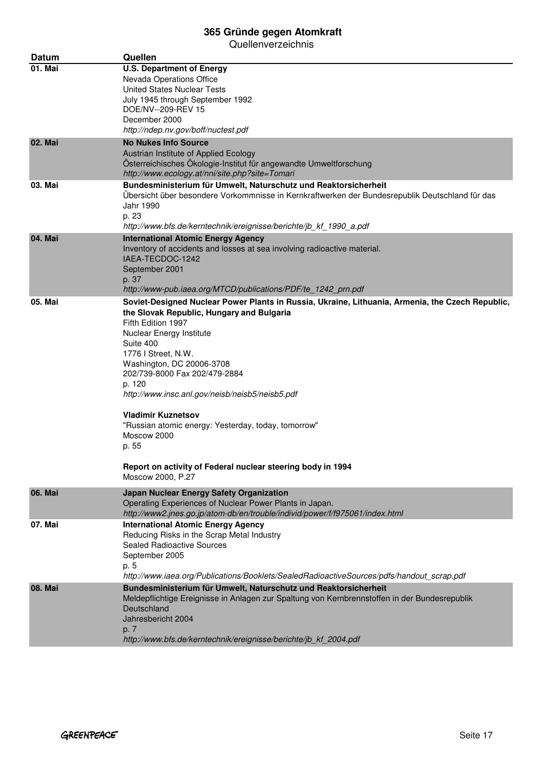# 365 Gründe gegen Atomkraft

Quellenverzeichnis

| Datum | Quellen |
|---|---|
| 01. Mai | **U.S. Department of Energy**<br>Nevada Operations Office<br>United States Nuclear Tests<br>July 1945 through September 1992<br>DOE/NV--209-REV 15<br>December 2000<br>*http://ndep.nv.gov/boff/nuctest.pdf* |
| 02. Mai | **No Nukes Info Source**<br>Austrian Institute of Applied Ecology<br>Österreichisches Ökologie-Institut für angewandte Umweltforschung<br>*http://www.ecology.at/nni/site.php?site=Tomari* |
| 03. Mai | **Bundesministerium für Umwelt, Naturschutz und Reaktorsicherheit**<br>Übersicht über besondere Vorkommnisse in Kernkraftwerken der Bundesrepublik Deutschland für das Jahr 1990<br>p. 23<br>*http://www.bfs.de/kerntechnik/ereignisse/berichte/jb_kf_1990_a.pdf* |
| 04. Mai | **International Atomic Energy Agency**<br>Inventory of accidents and losses at sea involving radioactive material.<br>IAEA-TECDOC-1242<br>September 2001<br>p. 37<br>*http://www-pub.iaea.org/MTCD/publications/PDF/te_1242_prn.pdf* |
| 05. Mai | **Soviet-Designed Nuclear Power Plants in Russia, Ukraine, Lithuania, Armenia, the Czech Republic, the Slovak Republic, Hungary and Bulgaria**<br>Fifth Edition 1997<br>Nuclear Energy Institute<br>Suite 400<br>1776 I Street, N.W.<br>Washington, DC 20006-3708<br>202/739-8000 Fax 202/479-2884<br>p. 120<br>*http://www.insc.anl.gov/neisb/neisb5/neisb5.pdf*<br><br>**Vladimir Kuznetsov**<br>"Russian atomic energy: Yesterday, today, tomorrow"<br>Moscow 2000<br>p. 55<br><br>**Report on activity of Federal nuclear steering body in 1994**<br>Moscow 2000, P.27 |
| 06. Mai | **Japan Nuclear Energy Safety Organization**<br>Operating Experiences of Nuclear Power Plants in Japan.<br>*http://www2.jnes.go.jp/atom-db/en/trouble/individ/power/f/f975061/index.html* |
| 07. Mai | **International Atomic Energy Agency**<br>Reducing Risks in the Scrap Metal Industry<br>Sealed Radioactive Sources<br>September 2005<br>p. 5<br>*http://www.iaea.org/Publications/Booklets/SealedRadioactiveSources/pdfs/handout_scrap.pdf* |
| 08. Mai | **Bundesministerium für Umwelt, Naturschutz und Reaktorsicherheit**<br>Meldepflichtige Ereignisse in Anlagen zur Spaltung von Kernbrennstoffen in der Bundesrepublik Deutschland<br>Jahresbericht 2004<br>p. 7<br>*http://www.bfs.de/kerntechnik/ereignisse/berichte/jb_kf_2004.pdf* |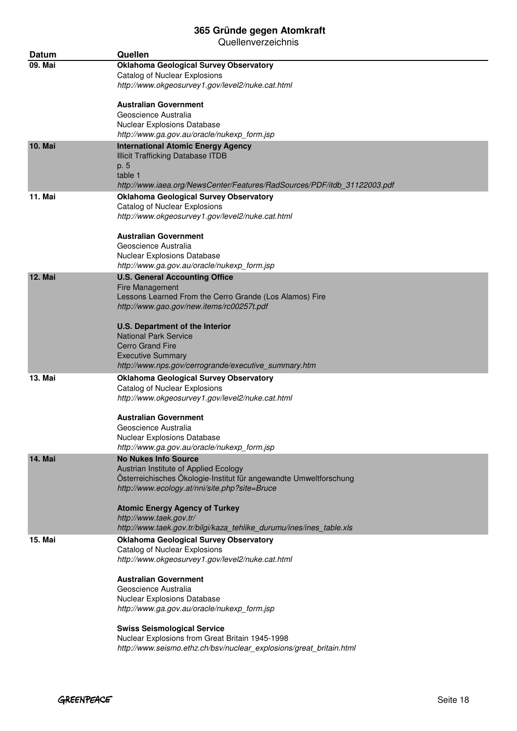# 365 Gründe gegen Atomkraft

Quellenverzeichnis

| Datum | Quellen |
|---|---|
| 09. Mai | **Oklahoma Geological Survey Observatory**<br>Catalog of Nuclear Explosions<br>*http://www.okgeosurvey1.gov/level2/nuke.cat.html*<br><br>**Australian Government**<br>Geoscience Australia<br>Nuclear Explosions Database<br>*http://www.ga.gov.au/oracle/nukexp_form.jsp* |
| 10. Mai | **International Atomic Energy Agency**<br>Illicit Trafficking Database ITDB<br>p. 5<br>table 1<br>*http://www.iaea.org/NewsCenter/Features/RadSources/PDF/itdb_31122003.pdf* |
| 11. Mai | **Oklahoma Geological Survey Observatory**<br>Catalog of Nuclear Explosions<br>*http://www.okgeosurvey1.gov/level2/nuke.cat.html*<br><br>**Australian Government**<br>Geoscience Australia<br>Nuclear Explosions Database<br>*http://www.ga.gov.au/oracle/nukexp_form.jsp* |
| 12. Mai | **U.S. General Accounting Office**<br>Fire Management<br>Lessons Learned From the Cerro Grande (Los Alamos) Fire<br>*http://www.gao.gov/new.items/rc00257t.pdf*<br><br>**U.S. Department of the Interior**<br>National Park Service<br>Cerro Grand Fire<br>Executive Summary<br>*http://www.nps.gov/cerrogrande/executive_summary.htm* |
| 13. Mai | **Oklahoma Geological Survey Observatory**<br>Catalog of Nuclear Explosions<br>*http://www.okgeosurvey1.gov/level2/nuke.cat.html*<br><br>**Australian Government**<br>Geoscience Australia<br>Nuclear Explosions Database<br>*http://www.ga.gov.au/oracle/nukexp_form.jsp* |
| 14. Mai | **No Nukes Info Source**<br>Austrian Institute of Applied Ecology<br>Österreichisches Ökologie-Institut für angewandte Umweltforschung<br>*http://www.ecology.at/nni/site.php?site=Bruce*<br><br>**Atomic Energy Agency of Turkey**<br>*http://www.taek.gov.tr/*<br>*http://www.taek.gov.tr/bilgi/kaza_tehlike_durumu/ines/ines_table.xls* |
| 15. Mai | **Oklahoma Geological Survey Observatory**<br>Catalog of Nuclear Explosions<br>*http://www.okgeosurvey1.gov/level2/nuke.cat.html*<br><br>**Australian Government**<br>Geoscience Australia<br>Nuclear Explosions Database<br>*http://www.ga.gov.au/oracle/nukexp_form.jsp*<br><br>**Swiss Seismological Service**<br>Nuclear Explosions from Great Britain 1945-1998<br>*http://www.seismo.ethz.ch/bsv/nuclear_explosions/great_britain.html* |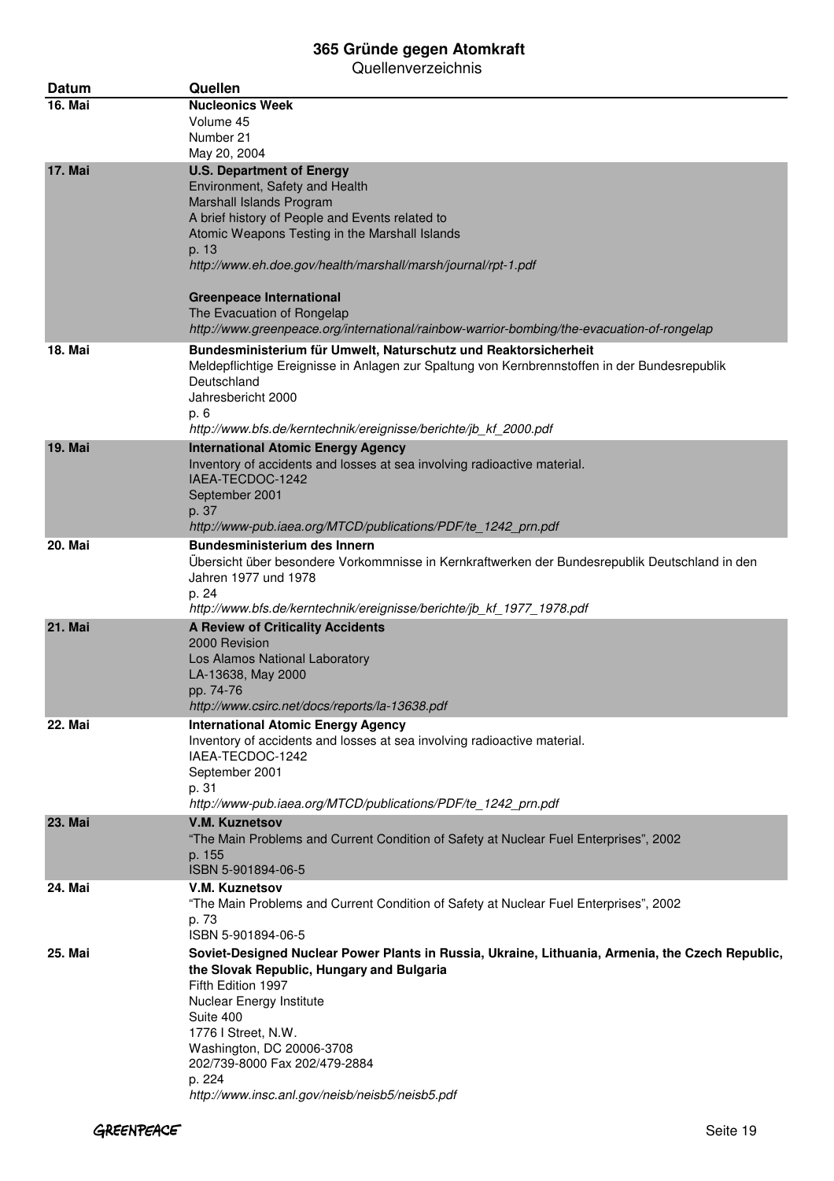# 365 Gründe gegen Atomkraft

Quellenverzeichnis

| Datum | Quellen |
|---|---|
| **16. Mai** | **Nucleonics Week**<br>Volume 45<br>Number 21<br>May 20, 2004 |
| **17. Mai** | **U.S. Department of Energy**<br>Environment, Safety and Health<br>Marshall Islands Program<br>A brief history of People and Events related to<br>Atomic Weapons Testing in the Marshall Islands<br>p. 13<br>*http://www.eh.doe.gov/health/marshall/marsh/journal/rpt-1.pdf*<br><br>**Greenpeace International**<br>The Evacuation of Rongelap<br>*http://www.greenpeace.org/international/rainbow-warrior-bombing/the-evacuation-of-rongelap* |
| **18. Mai** | **Bundesministerium für Umwelt, Naturschutz und Reaktorsicherheit**<br>Meldepflichtige Ereignisse in Anlagen zur Spaltung von Kernbrennstoffen in der Bundesrepublik Deutschland<br>Jahresbericht 2000<br>p. 6<br>*http://www.bfs.de/kerntechnik/ereignisse/berichte/jb_kf_2000.pdf* |
| **19. Mai** | **International Atomic Energy Agency**<br>Inventory of accidents and losses at sea involving radioactive material.<br>IAEA-TECDOC-1242<br>September 2001<br>p. 37<br>*http://www-pub.iaea.org/MTCD/publications/PDF/te_1242_prn.pdf* |
| **20. Mai** | **Bundesministerium des Innern**<br>Übersicht über besondere Vorkommnisse in Kernkraftwerken der Bundesrepublik Deutschland in den Jahren 1977 und 1978<br>p. 24<br>*http://www.bfs.de/kerntechnik/ereignisse/berichte/jb_kf_1977_1978.pdf* |
| **21. Mai** | **A Review of Criticality Accidents**<br>2000 Revision<br>Los Alamos National Laboratory<br>LA-13638, May 2000<br>pp. 74-76<br>*http://www.csirc.net/docs/reports/la-13638.pdf* |
| **22. Mai** | **International Atomic Energy Agency**<br>Inventory of accidents and losses at sea involving radioactive material.<br>IAEA-TECDOC-1242<br>September 2001<br>p. 31<br>*http://www-pub.iaea.org/MTCD/publications/PDF/te_1242_prn.pdf* |
| **23. Mai** | **V.M. Kuznetsov**<br>"The Main Problems and Current Condition of Safety at Nuclear Fuel Enterprises", 2002<br>p. 155<br>ISBN 5-901894-06-5 |
| **24. Mai** | **V.M. Kuznetsov**<br>"The Main Problems and Current Condition of Safety at Nuclear Fuel Enterprises", 2002<br>p. 73<br>ISBN 5-901894-06-5 |
| **25. Mai** | **Soviet-Designed Nuclear Power Plants in Russia, Ukraine, Lithuania, Armenia, the Czech Republic, the Slovak Republic, Hungary and Bulgaria**<br>Fifth Edition 1997<br>Nuclear Energy Institute<br>Suite 400<br>1776 I Street, N.W.<br>Washington, DC 20006-3708<br>202/739-8000 Fax 202/479-2884<br>p. 224<br>*http://www.insc.anl.gov/neisb/neisb5/neisb5.pdf* |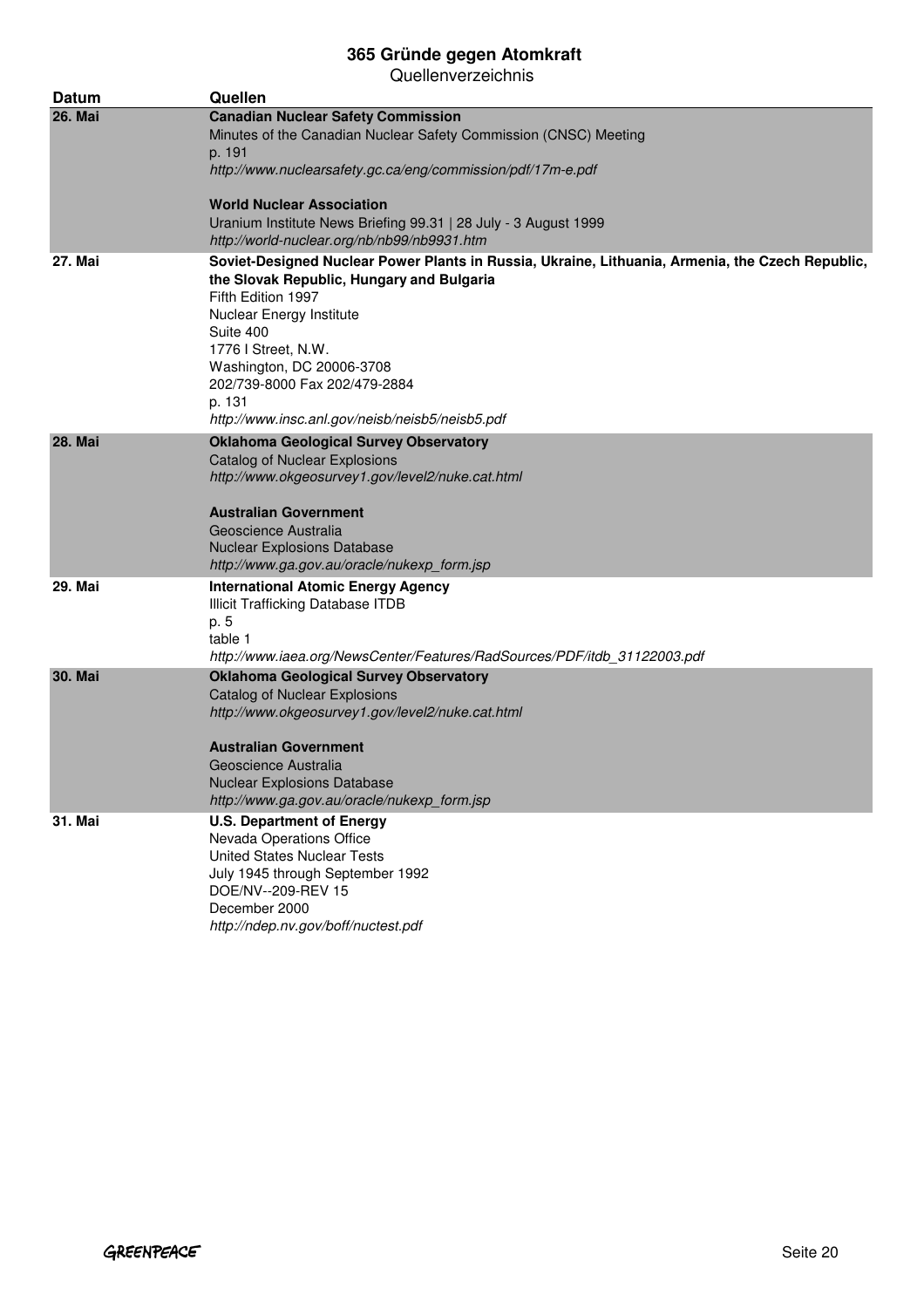# 365 Gründe gegen Atomkraft

Quellenverzeichnis

| Datum | Quellen |
|---|---|
| **26. Mai** | **Canadian Nuclear Safety Commission**<br>Minutes of the Canadian Nuclear Safety Commission (CNSC) Meeting<br>p. 191<br>*http://www.nuclearsafety.gc.ca/eng/commission/pdf/17m-e.pdf*<br><br>**World Nuclear Association**<br>Uranium Institute News Briefing 99.31 \| 28 July - 3 August 1999<br>*http://world-nuclear.org/nb/nb99/nb9931.htm* |
| **27. Mai** | **Soviet-Designed Nuclear Power Plants in Russia, Ukraine, Lithuania, Armenia, the Czech Republic, the Slovak Republic, Hungary and Bulgaria**<br>Fifth Edition 1997<br>Nuclear Energy Institute<br>Suite 400<br>1776 I Street, N.W.<br>Washington, DC 20006-3708<br>202/739-8000 Fax 202/479-2884<br>p. 131<br>*http://www.insc.anl.gov/neisb/neisb5/neisb5.pdf* |
| **28. Mai** | **Oklahoma Geological Survey Observatory**<br>Catalog of Nuclear Explosions<br>*http://www.okgeosurvey1.gov/level2/nuke.cat.html*<br><br>**Australian Government**<br>Geoscience Australia<br>Nuclear Explosions Database<br>*http://www.ga.gov.au/oracle/nukexp_form.jsp* |
| **29. Mai** | **International Atomic Energy Agency**<br>Illicit Trafficking Database ITDB<br>p. 5<br>table 1<br>*http://www.iaea.org/NewsCenter/Features/RadSources/PDF/itdb_31122003.pdf* |
| **30. Mai** | **Oklahoma Geological Survey Observatory**<br>Catalog of Nuclear Explosions<br>*http://www.okgeosurvey1.gov/level2/nuke.cat.html*<br><br>**Australian Government**<br>Geoscience Australia<br>Nuclear Explosions Database<br>*http://www.ga.gov.au/oracle/nukexp_form.jsp* |
| **31. Mai** | **U.S. Department of Energy**<br>Nevada Operations Office<br>United States Nuclear Tests<br>July 1945 through September 1992<br>DOE/NV--209-REV 15<br>December 2000<br>*http://ndep.nv.gov/boff/nuctest.pdf* |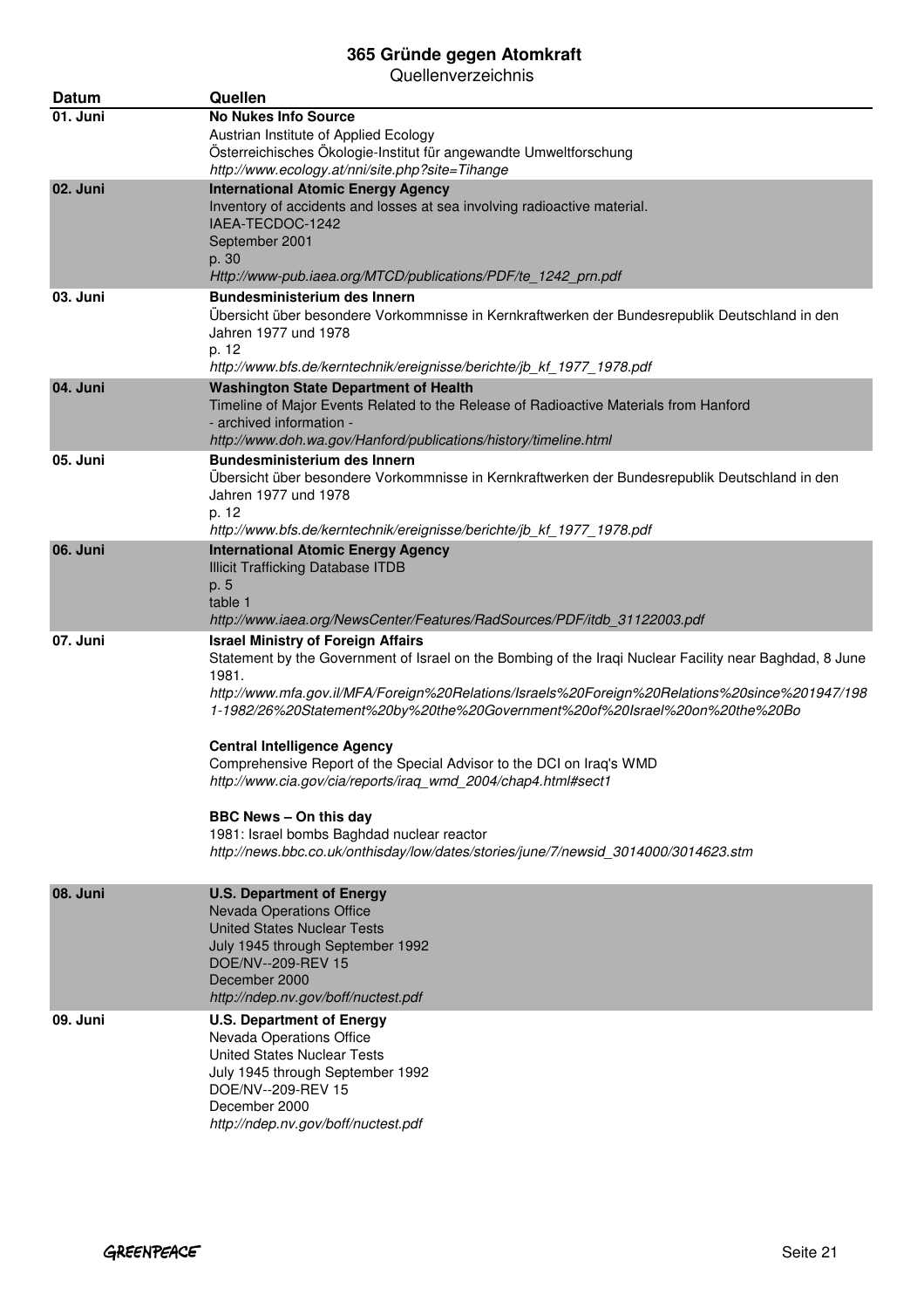# 365 Gründe gegen Atomkraft

Quellenverzeichnis

| Datum | Quellen |
|---|---|
| 01. Juni | **No Nukes Info Source**<br>Austrian Institute of Applied Ecology<br>Österreichisches Ökologie-Institut für angewandte Umweltforschung<br>*http://www.ecology.at/nni/site.php?site=Tihange* |
| 02. Juni | **International Atomic Energy Agency**<br>Inventory of accidents and losses at sea involving radioactive material.<br>IAEA-TECDOC-1242<br>September 2001<br>p. 30<br>*Http://www-pub.iaea.org/MTCD/publications/PDF/te_1242_prn.pdf* |
| 03. Juni | **Bundesministerium des Innern**<br>Übersicht über besondere Vorkommnisse in Kernkraftwerken der Bundesrepublik Deutschland in den Jahren 1977 und 1978<br>p. 12<br>*http://www.bfs.de/kerntechnik/ereignisse/berichte/jb_kf_1977_1978.pdf* |
| 04. Juni | **Washington State Department of Health**<br>Timeline of Major Events Related to the Release of Radioactive Materials from Hanford<br>- archived information -<br>*http://www.doh.wa.gov/Hanford/publications/history/timeline.html* |
| 05. Juni | **Bundesministerium des Innern**<br>Übersicht über besondere Vorkommnisse in Kernkraftwerken der Bundesrepublik Deutschland in den Jahren 1977 und 1978<br>p. 12<br>*http://www.bfs.de/kerntechnik/ereignisse/berichte/jb_kf_1977_1978.pdf* |
| 06. Juni | **International Atomic Energy Agency**<br>Illicit Trafficking Database ITDB<br>p. 5<br>table 1<br>*http://www.iaea.org/NewsCenter/Features/RadSources/PDF/itdb_31122003.pdf* |
| 07. Juni | **Israel Ministry of Foreign Affairs**<br>Statement by the Government of Israel on the Bombing of the Iraqi Nuclear Facility near Baghdad, 8 June 1981.<br>*http://www.mfa.gov.il/MFA/Foreign%20Relations/Israels%20Foreign%20Relations%20since%201947/1981-1982/26%20Statement%20by%20the%20Government%20of%20Israel%20on%20the%20Bo*<br><br>**Central Intelligence Agency**<br>Comprehensive Report of the Special Advisor to the DCI on Iraq's WMD<br>*http://www.cia.gov/cia/reports/iraq_wmd_2004/chap4.html#sect1*<br><br>**BBC News – On this day**<br>1981: Israel bombs Baghdad nuclear reactor<br>*http://news.bbc.co.uk/onthisday/low/dates/stories/june/7/newsid_3014000/3014623.stm* |
| 08. Juni | **U.S. Department of Energy**<br>Nevada Operations Office<br>United States Nuclear Tests<br>July 1945 through September 1992<br>DOE/NV--209-REV 15<br>December 2000<br>*http://ndep.nv.gov/boff/nuctest.pdf* |
| 09. Juni | **U.S. Department of Energy**<br>Nevada Operations Office<br>United States Nuclear Tests<br>July 1945 through September 1992<br>DOE/NV--209-REV 15<br>December 2000<br>*http://ndep.nv.gov/boff/nuctest.pdf* |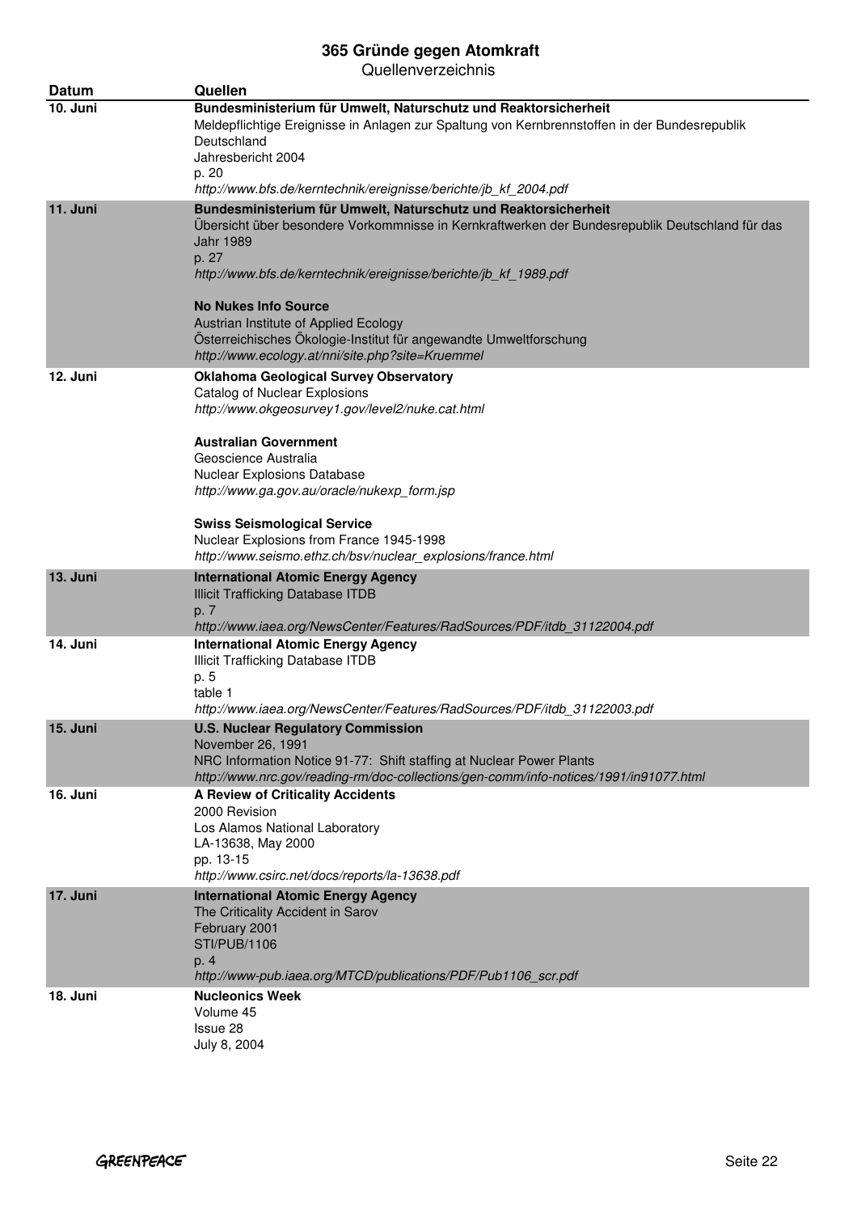| Datum | Quellen |
|---|---|
| 10. Juni | **Bundesministerium für Umwelt, Naturschutz und Reaktorsicherheit**<br>Meldepflichtige Ereignisse in Anlagen zur Spaltung von Kernbrennstoffen in der Bundesrepublik Deutschland<br>Jahresbericht 2004<br>p. 20<br>*http://www.bfs.de/kerntechnik/ereignisse/berichte/jb_kf_2004.pdf* |
| 11. Juni | **Bundesministerium für Umwelt, Naturschutz und Reaktorsicherheit**<br>Übersicht über besondere Vorkommnisse in Kernkraftwerken der Bundesrepublik Deutschland für das Jahr 1989<br>p. 27<br>*http://www.bfs.de/kerntechnik/ereignisse/berichte/jb_kf_1989.pdf*<br><br>**No Nukes Info Source**<br>Austrian Institute of Applied Ecology<br>Österreichisches Ökologie-Institut für angewandte Umweltforschung<br>*http://www.ecology.at/nni/site.php?site=Kruemmel* |
| 12. Juni | **Oklahoma Geological Survey Observatory**<br>Catalog of Nuclear Explosions<br>*http://www.okgeosurvey1.gov/level2/nuke.cat.html*<br><br>**Australian Government**<br>Geoscience Australia<br>Nuclear Explosions Database<br>*http://www.ga.gov.au/oracle/nukexp_form.jsp*<br><br>**Swiss Seismological Service**<br>Nuclear Explosions from France 1945-1998<br>*http://www.seismo.ethz.ch/bsv/nuclear_explosions/france.html* |
| 13. Juni | **International Atomic Energy Agency**<br>Illicit Trafficking Database ITDB<br>p. 7<br>*http://www.iaea.org/NewsCenter/Features/RadSources/PDF/itdb_31122004.pdf* |
| 14. Juni | **International Atomic Energy Agency**<br>Illicit Trafficking Database ITDB<br>p. 5<br>table 1<br>*http://www.iaea.org/NewsCenter/Features/RadSources/PDF/itdb_31122003.pdf* |
| 15. Juni | **U.S. Nuclear Regulatory Commission**<br>November 26, 1991<br>NRC Information Notice 91-77: Shift staffing at Nuclear Power Plants<br>*http://www.nrc.gov/reading-rm/doc-collections/gen-comm/info-notices/1991/in91077.html* |
| 16. Juni | **A Review of Criticality Accidents**<br>2000 Revision<br>Los Alamos National Laboratory<br>LA-13638, May 2000<br>pp. 13-15<br>*http://www.csirc.net/docs/reports/la-13638.pdf* |
| 17. Juni | **International Atomic Energy Agency**<br>The Criticality Accident in Sarov<br>February 2001<br>STI/PUB/1106<br>p. 4<br>*http://www-pub.iaea.org/MTCD/publications/PDF/Pub1106_scr.pdf* |
| 18. Juni | **Nucleonics Week**<br>Volume 45<br>Issue 28<br>July 8, 2004 |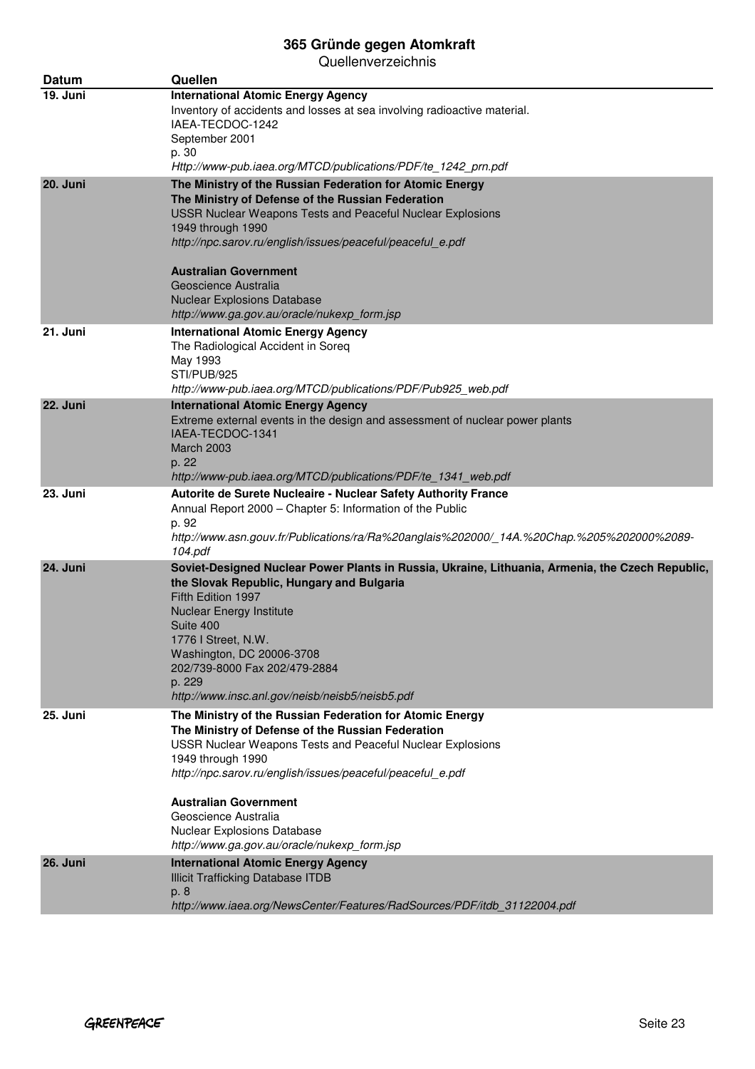| Datum | Quellen |
| --- | --- |
| **19. Juni** | **International Atomic Energy Agency**<br>Inventory of accidents and losses at sea involving radioactive material.<br>IAEA-TECDOC-1242<br>September 2001<br>p. 30<br>*Http://www-pub.iaea.org/MTCD/publications/PDF/te_1242_prn.pdf* |
| **20. Juni** | **The Ministry of the Russian Federation for Atomic Energy**<br>**The Ministry of Defense of the Russian Federation**<br>USSR Nuclear Weapons Tests and Peaceful Nuclear Explosions<br>1949 through 1990<br>*http://npc.sarov.ru/english/issues/peaceful/peaceful_e.pdf*<br><br>**Australian Government**<br>Geoscience Australia<br>Nuclear Explosions Database<br>*http://www.ga.gov.au/oracle/nukexp_form.jsp* |
| **21. Juni** | **International Atomic Energy Agency**<br>The Radiological Accident in Soreq<br>May 1993<br>STI/PUB/925<br>*http://www-pub.iaea.org/MTCD/publications/PDF/Pub925_web.pdf* |
| **22. Juni** | **International Atomic Energy Agency**<br>Extreme external events in the design and assessment of nuclear power plants<br>IAEA-TECDOC-1341<br>March 2003<br>p. 22<br>*http://www-pub.iaea.org/MTCD/publications/PDF/te_1341_web.pdf* |
| **23. Juni** | **Autorite de Surete Nucleaire - Nuclear Safety Authority France**<br>Annual Report 2000 – Chapter 5: Information of the Public<br>p. 92<br>*http://www.asn.gouv.fr/Publications/ra/Ra%20anglais%202000/_14A.%20Chap.%205%202000%2089-104.pdf* |
| **24. Juni** | **Soviet-Designed Nuclear Power Plants in Russia, Ukraine, Lithuania, Armenia, the Czech Republic, the Slovak Republic, Hungary and Bulgaria**<br>Fifth Edition 1997<br>Nuclear Energy Institute<br>Suite 400<br>1776 I Street, N.W.<br>Washington, DC 20006-3708<br>202/739-8000 Fax 202/479-2884<br>p. 229<br>*http://www.insc.anl.gov/neisb/neisb5/neisb5.pdf* |
| **25. Juni** | **The Ministry of the Russian Federation for Atomic Energy**<br>**The Ministry of Defense of the Russian Federation**<br>USSR Nuclear Weapons Tests and Peaceful Nuclear Explosions<br>1949 through 1990<br>*http://npc.sarov.ru/english/issues/peaceful/peaceful_e.pdf*<br><br>**Australian Government**<br>Geoscience Australia<br>Nuclear Explosions Database<br>*http://www.ga.gov.au/oracle/nukexp_form.jsp* |
| **26. Juni** | **International Atomic Energy Agency**<br>Illicit Trafficking Database ITDB<br>p. 8<br>*http://www.iaea.org/NewsCenter/Features/RadSources/PDF/itdb_31122004.pdf* |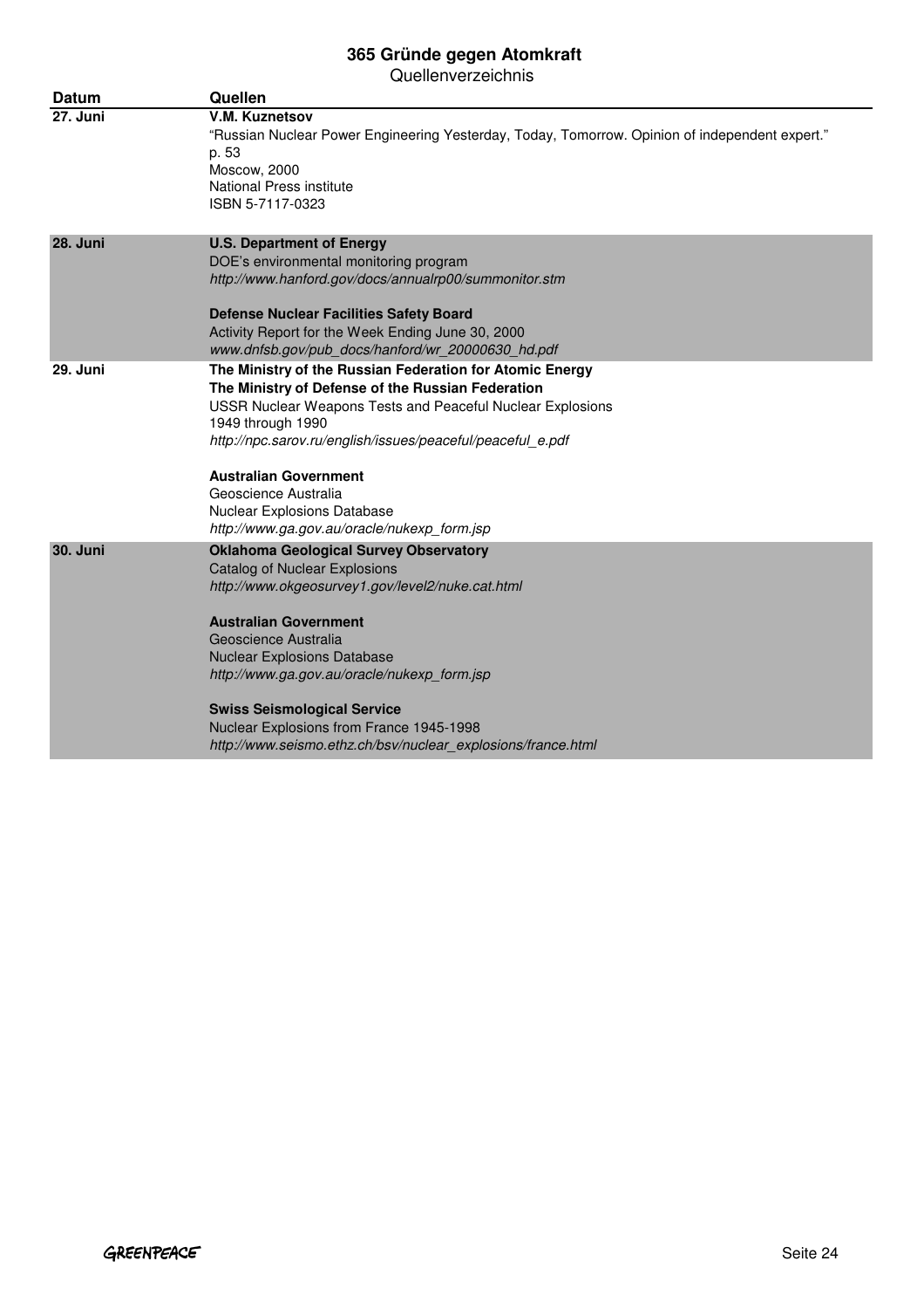| Datum | Quellen |
|---|---|
| 27. Juni | **V.M. Kuznetsov**<br>"Russian Nuclear Power Engineering Yesterday, Today, Tomorrow. Opinion of independent expert."<br>p. 53<br>Moscow, 2000<br>National Press institute<br>ISBN 5-7117-0323 |
| 28. Juni | **U.S. Department of Energy**<br>DOE's environmental monitoring program<br>*http://www.hanford.gov/docs/annualrp00/summonitor.stm*<br><br>**Defense Nuclear Facilities Safety Board**<br>Activity Report for the Week Ending June 30, 2000<br>*www.dnfsb.gov/pub_docs/hanford/wr_20000630_hd.pdf* |
| 29. Juni | **The Ministry of the Russian Federation for Atomic Energy**<br>**The Ministry of Defense of the Russian Federation**<br>USSR Nuclear Weapons Tests and Peaceful Nuclear Explosions<br>1949 through 1990<br>*http://npc.sarov.ru/english/issues/peaceful/peaceful_e.pdf*<br><br>**Australian Government**<br>Geoscience Australia<br>Nuclear Explosions Database<br>*http://www.ga.gov.au/oracle/nukexp_form.jsp* |
| 30. Juni | **Oklahoma Geological Survey Observatory**<br>Catalog of Nuclear Explosions<br>*http://www.okgeosurvey1.gov/level2/nuke.cat.html*<br><br>**Australian Government**<br>Geoscience Australia<br>Nuclear Explosions Database<br>*http://www.ga.gov.au/oracle/nukexp_form.jsp*<br><br>**Swiss Seismological Service**<br>Nuclear Explosions from France 1945-1998<br>*http://www.seismo.ethz.ch/bsv/nuclear_explosions/france.html* |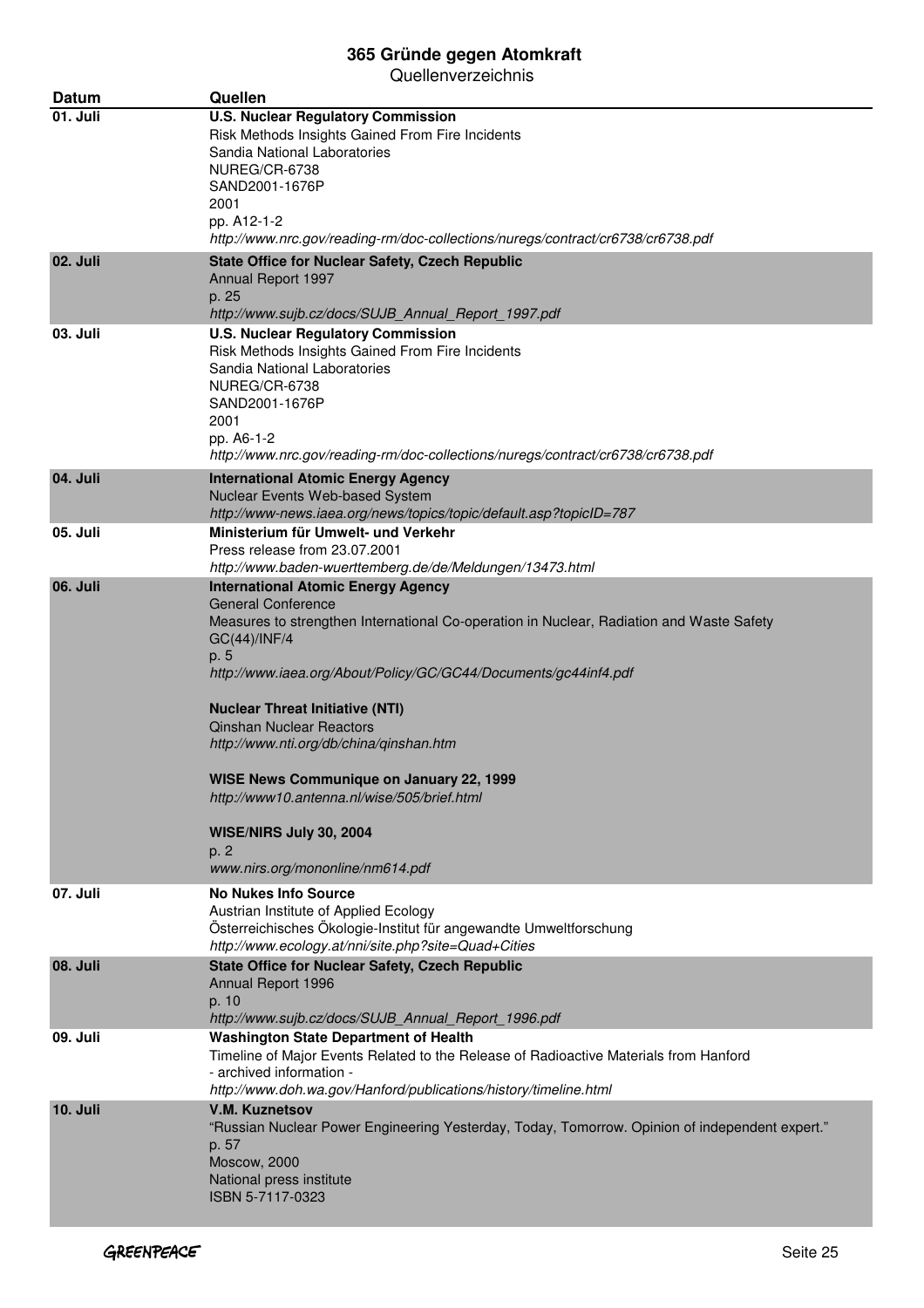# 365 Gründe gegen Atomkraft

Quellenverzeichnis

| Datum | Quellen |
|---|---|
| 01. Juli | **U.S. Nuclear Regulatory Commission**<br>Risk Methods Insights Gained From Fire Incidents<br>Sandia National Laboratories<br>NUREG/CR-6738<br>SAND2001-1676P<br>2001<br>pp. A12-1-2<br>*http://www.nrc.gov/reading-rm/doc-collections/nuregs/contract/cr6738/cr6738.pdf* |
| 02. Juli | **State Office for Nuclear Safety, Czech Republic**<br>Annual Report 1997<br>p. 25<br>*http://www.sujb.cz/docs/SUJB_Annual_Report_1997.pdf* |
| 03. Juli | **U.S. Nuclear Regulatory Commission**<br>Risk Methods Insights Gained From Fire Incidents<br>Sandia National Laboratories<br>NUREG/CR-6738<br>SAND2001-1676P<br>2001<br>pp. A6-1-2<br>*http://www.nrc.gov/reading-rm/doc-collections/nuregs/contract/cr6738/cr6738.pdf* |
| 04. Juli | **International Atomic Energy Agency**<br>Nuclear Events Web-based System<br>*http://www-news.iaea.org/news/topics/topic/default.asp?topicID=787* |
| 05. Juli | **Ministerium für Umwelt- und Verkehr**<br>Press release from 23.07.2001<br>*http://www.baden-wuerttemberg.de/de/Meldungen/13473.html* |
| 06. Juli | **International Atomic Energy Agency**<br>General Conference<br>Measures to strengthen International Co-operation in Nuclear, Radiation and Waste Safety<br>GC(44)/INF/4<br>p. 5<br>*http://www.iaea.org/About/Policy/GC/GC44/Documents/gc44inf4.pdf*<br><br>**Nuclear Threat Initiative (NTI)**<br>Qinshan Nuclear Reactors<br>*http://www.nti.org/db/china/qinshan.htm*<br><br>**WISE News Communique on January 22, 1999**<br>*http://www10.antenna.nl/wise/505/brief.html*<br><br>**WISE/NIRS July 30, 2004**<br>p. 2<br>*www.nirs.org/mononline/nm614.pdf* |
| 07. Juli | **No Nukes Info Source**<br>Austrian Institute of Applied Ecology<br>Österreichisches Ökologie-Institut für angewandte Umweltforschung<br>*http://www.ecology.at/nni/site.php?site=Quad+Cities* |
| 08. Juli | **State Office for Nuclear Safety, Czech Republic**<br>Annual Report 1996<br>p. 10<br>*http://www.sujb.cz/docs/SUJB_Annual_Report_1996.pdf* |
| 09. Juli | **Washington State Department of Health**<br>Timeline of Major Events Related to the Release of Radioactive Materials from Hanford<br>- archived information -<br>*http://www.doh.wa.gov/Hanford/publications/history/timeline.html* |
| 10. Juli | **V.M. Kuznetsov**<br>"Russian Nuclear Power Engineering Yesterday, Today, Tomorrow. Opinion of independent expert."<br>p. 57<br>Moscow, 2000<br>National press institute<br>ISBN 5-7117-0323 |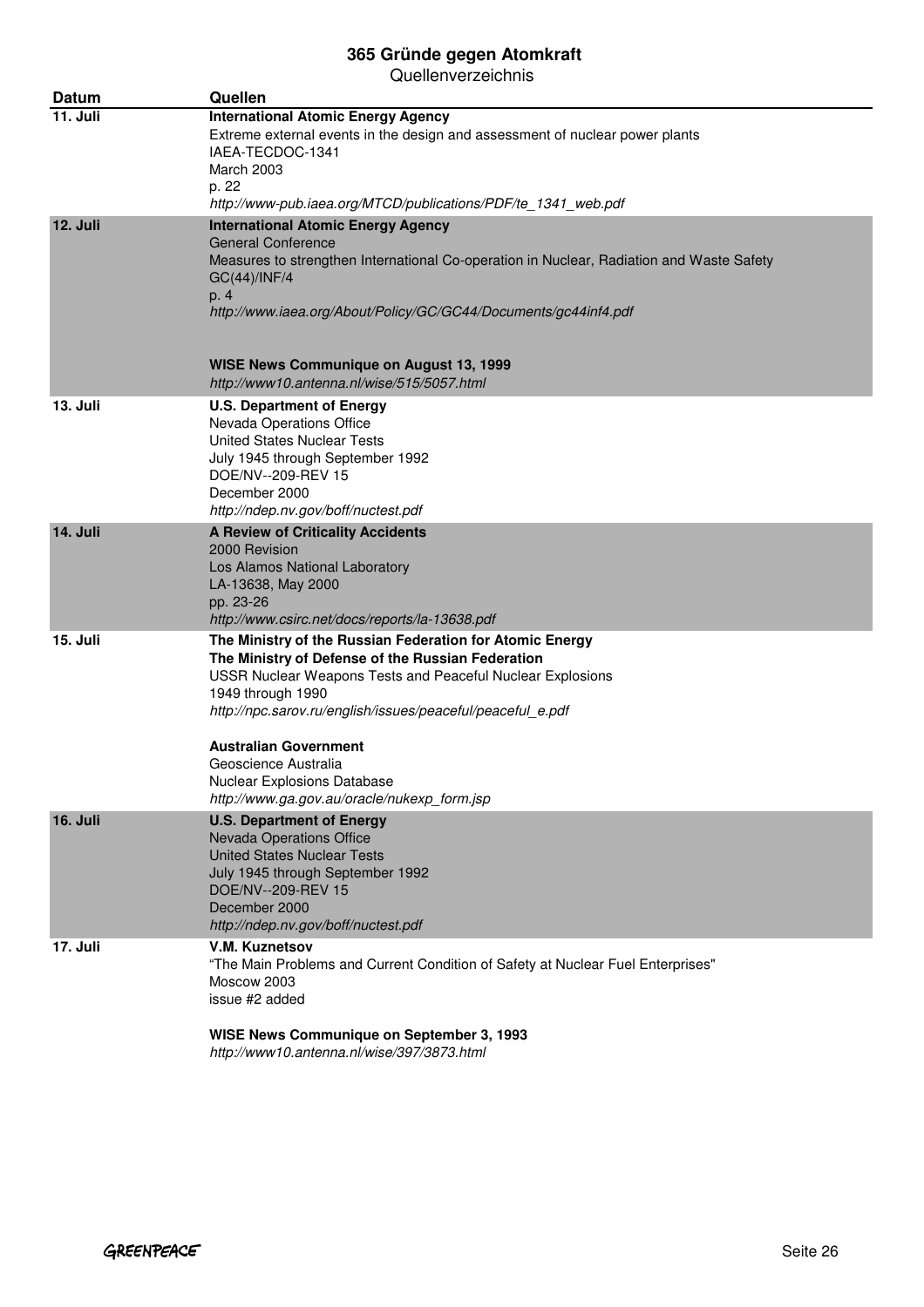| Datum | Quellen |
|---|---|
| 11. Juli | **International Atomic Energy Agency**<br>Extreme external events in the design and assessment of nuclear power plants<br>IAEA-TECDOC-1341<br>March 2003<br>p. 22<br>*http://www-pub.iaea.org/MTCD/publications/PDF/te_1341_web.pdf* |
| 12. Juli | **International Atomic Energy Agency**<br>General Conference<br>Measures to strengthen International Co-operation in Nuclear, Radiation and Waste Safety<br>GC(44)/INF/4<br>p. 4<br>*http://www.iaea.org/About/Policy/GC/GC44/Documents/gc44inf4.pdf*<br><br>**WISE News Communique on August 13, 1999**<br>*http://www10.antenna.nl/wise/515/5057.html* |
| 13. Juli | **U.S. Department of Energy**<br>Nevada Operations Office<br>United States Nuclear Tests<br>July 1945 through September 1992<br>DOE/NV--209-REV 15<br>December 2000<br>*http://ndep.nv.gov/boff/nuctest.pdf* |
| 14. Juli | **A Review of Criticality Accidents**<br>2000 Revision<br>Los Alamos National Laboratory<br>LA-13638, May 2000<br>pp. 23-26<br>*http://www.csirc.net/docs/reports/la-13638.pdf* |
| 15. Juli | **The Ministry of the Russian Federation for Atomic Energy**<br>**The Ministry of Defense of the Russian Federation**<br>USSR Nuclear Weapons Tests and Peaceful Nuclear Explosions<br>1949 through 1990<br>*http://npc.sarov.ru/english/issues/peaceful/peaceful_e.pdf*<br><br>**Australian Government**<br>Geoscience Australia<br>Nuclear Explosions Database<br>*http://www.ga.gov.au/oracle/nukexp_form.jsp* |
| 16. Juli | **U.S. Department of Energy**<br>Nevada Operations Office<br>United States Nuclear Tests<br>July 1945 through September 1992<br>DOE/NV--209-REV 15<br>December 2000<br>*http://ndep.nv.gov/boff/nuctest.pdf* |
| 17. Juli | **V.M. Kuznetsov**<br>"The Main Problems and Current Condition of Safety at Nuclear Fuel Enterprises"<br>Moscow 2003<br>issue #2 added<br><br>**WISE News Communique on September 3, 1993**<br>*http://www10.antenna.nl/wise/397/3873.html* |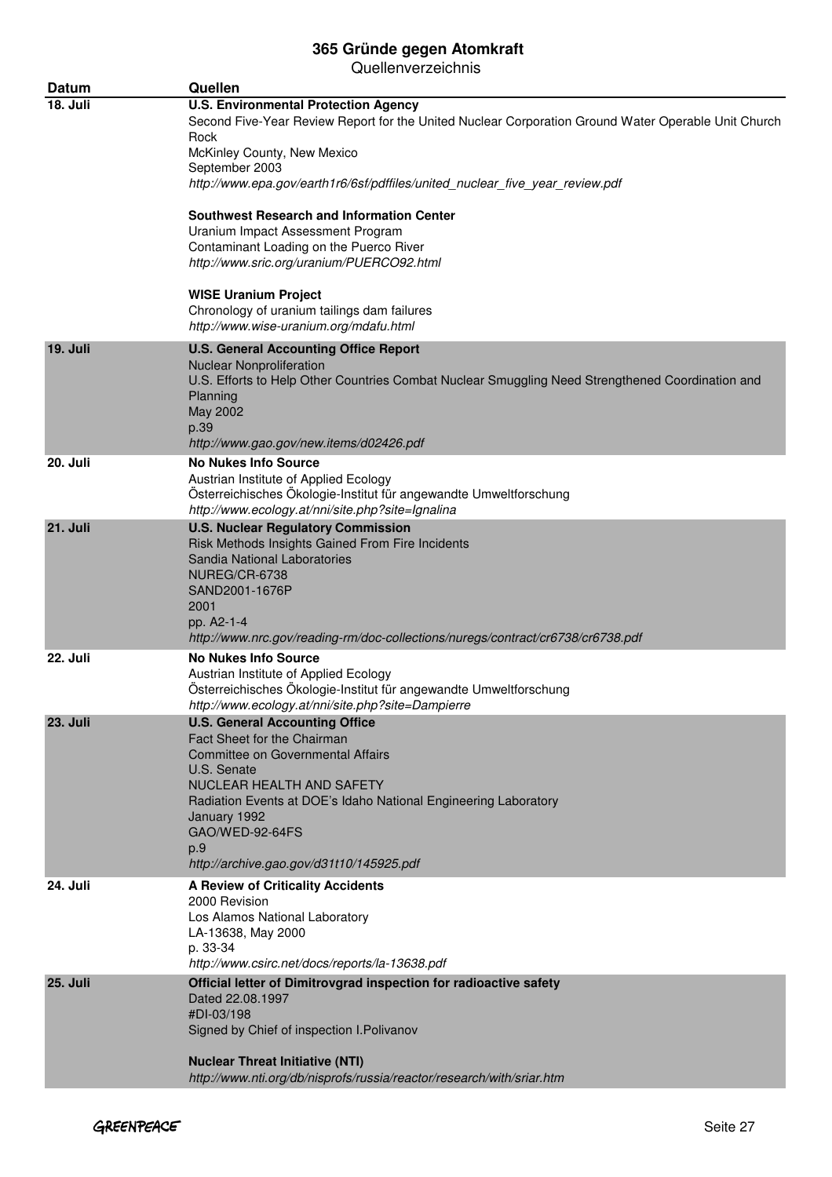# 365 Gründe gegen Atomkraft

Quellenverzeichnis

| Datum | Quellen |
|---|---|
| 18. Juli | **U.S. Environmental Protection Agency**<br>Second Five-Year Review Report for the United Nuclear Corporation Ground Water Operable Unit Church Rock<br>McKinley County, New Mexico<br>September 2003<br>*http://www.epa.gov/earth1r6/6sf/pdffiles/united_nuclear_five_year_review.pdf*<br><br>**Southwest Research and Information Center**<br>Uranium Impact Assessment Program<br>Contaminant Loading on the Puerco River<br>*http://www.sric.org/uranium/PUERCO92.html*<br><br>**WISE Uranium Project**<br>Chronology of uranium tailings dam failures<br>*http://www.wise-uranium.org/mdafu.html* |
| 19. Juli | **U.S. General Accounting Office Report**<br>Nuclear Nonproliferation<br>U.S. Efforts to Help Other Countries Combat Nuclear Smuggling Need Strengthened Coordination and Planning<br>May 2002<br>p.39<br>*http://www.gao.gov/new.items/d02426.pdf* |
| 20. Juli | **No Nukes Info Source**<br>Austrian Institute of Applied Ecology<br>Österreichisches Ökologie-Institut für angewandte Umweltforschung<br>*http://www.ecology.at/nni/site.php?site=Ignalina* |
| 21. Juli | **U.S. Nuclear Regulatory Commission**<br>Risk Methods Insights Gained From Fire Incidents<br>Sandia National Laboratories<br>NUREG/CR-6738<br>SAND2001-1676P<br>2001<br>pp. A2-1-4<br>*http://www.nrc.gov/reading-rm/doc-collections/nuregs/contract/cr6738/cr6738.pdf* |
| 22. Juli | **No Nukes Info Source**<br>Austrian Institute of Applied Ecology<br>Österreichisches Ökologie-Institut für angewandte Umweltforschung<br>*http://www.ecology.at/nni/site.php?site=Dampierre* |
| 23. Juli | **U.S. General Accounting Office**<br>Fact Sheet for the Chairman<br>Committee on Governmental Affairs<br>U.S. Senate<br>NUCLEAR HEALTH AND SAFETY<br>Radiation Events at DOE's Idaho National Engineering Laboratory<br>January 1992<br>GAO/WED-92-64FS<br>p.9<br>*http://archive.gao.gov/d31t10/145925.pdf* |
| 24. Juli | **A Review of Criticality Accidents**<br>2000 Revision<br>Los Alamos National Laboratory<br>LA-13638, May 2000<br>p. 33-34<br>*http://www.csirc.net/docs/reports/la-13638.pdf* |
| 25. Juli | **Official letter of Dimitrovgrad inspection for radioactive safety**<br>Dated 22.08.1997<br>#DI-03/198<br>Signed by Chief of inspection I.Polivanov<br><br>**Nuclear Threat Initiative (NTI)**<br>*http://www.nti.org/db/nisprofs/russia/reactor/research/with/sriar.htm* |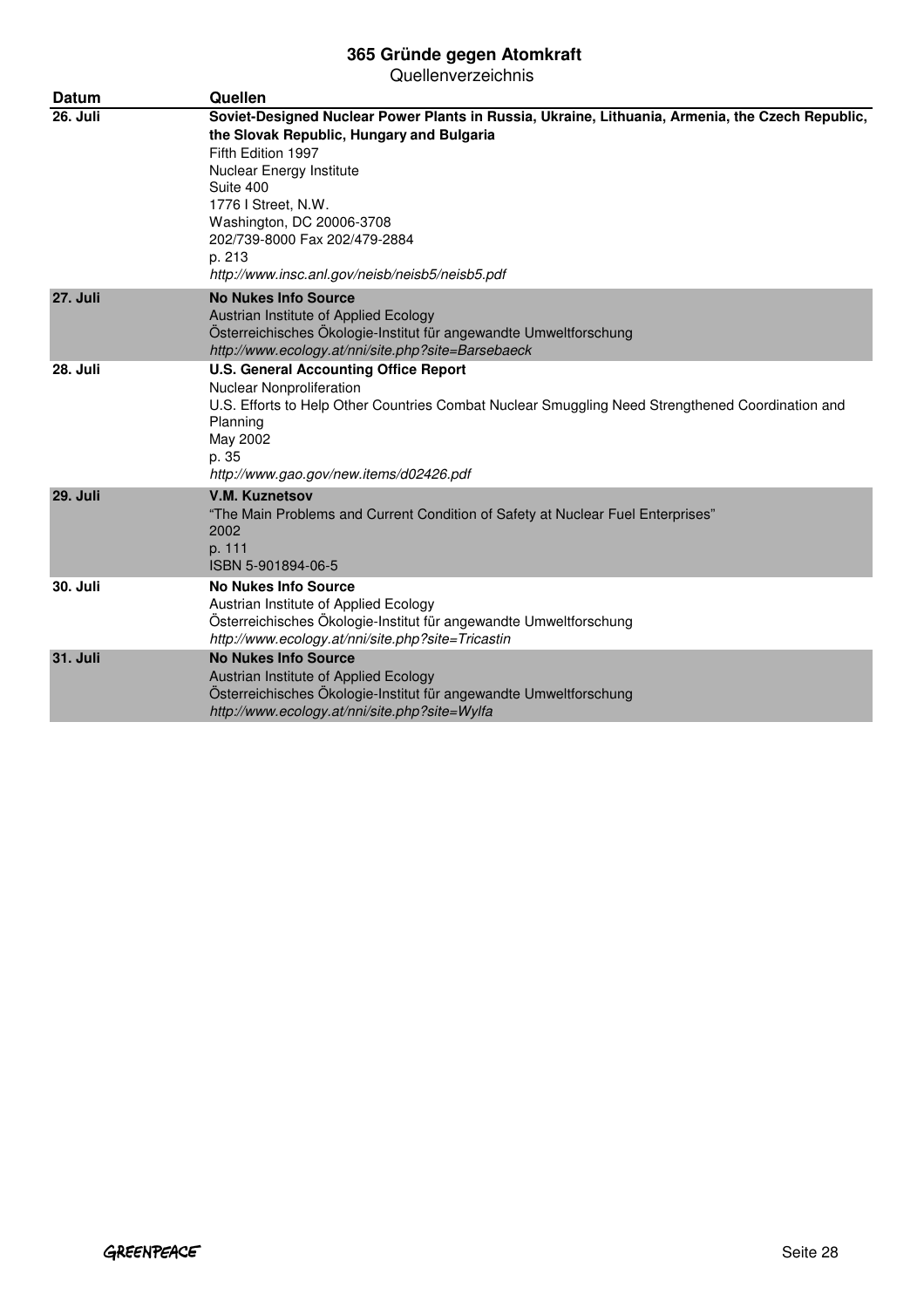| Datum | Quellen |
|---|---|
| 26. Juli | **Soviet-Designed Nuclear Power Plants in Russia, Ukraine, Lithuania, Armenia, the Czech Republic, the Slovak Republic, Hungary and Bulgaria**<br>Fifth Edition 1997<br>Nuclear Energy Institute<br>Suite 400<br>1776 I Street, N.W.<br>Washington, DC 20006-3708<br>202/739-8000 Fax 202/479-2884<br>p. 213<br>*http://www.insc.anl.gov/neisb/neisb5/neisb5.pdf* |
| 27. Juli | **No Nukes Info Source**<br>Austrian Institute of Applied Ecology<br>Österreichisches Ökologie-Institut für angewandte Umweltforschung<br>*http://www.ecology.at/nni/site.php?site=Barsebaeck* |
| 28. Juli | **U.S. General Accounting Office Report**<br>Nuclear Nonproliferation<br>U.S. Efforts to Help Other Countries Combat Nuclear Smuggling Need Strengthened Coordination and Planning<br>May 2002<br>p. 35<br>*http://www.gao.gov/new.items/d02426.pdf* |
| 29. Juli | **V.M. Kuznetsov**<br>"The Main Problems and Current Condition of Safety at Nuclear Fuel Enterprises"<br>2002<br>p. 111<br>ISBN 5-901894-06-5 |
| 30. Juli | **No Nukes Info Source**<br>Austrian Institute of Applied Ecology<br>Österreichisches Ökologie-Institut für angewandte Umweltforschung<br>*http://www.ecology.at/nni/site.php?site=Tricastin* |
| 31. Juli | **No Nukes Info Source**<br>Austrian Institute of Applied Ecology<br>Österreichisches Ökologie-Institut für angewandte Umweltforschung<br>*http://www.ecology.at/nni/site.php?site=Wylfa* |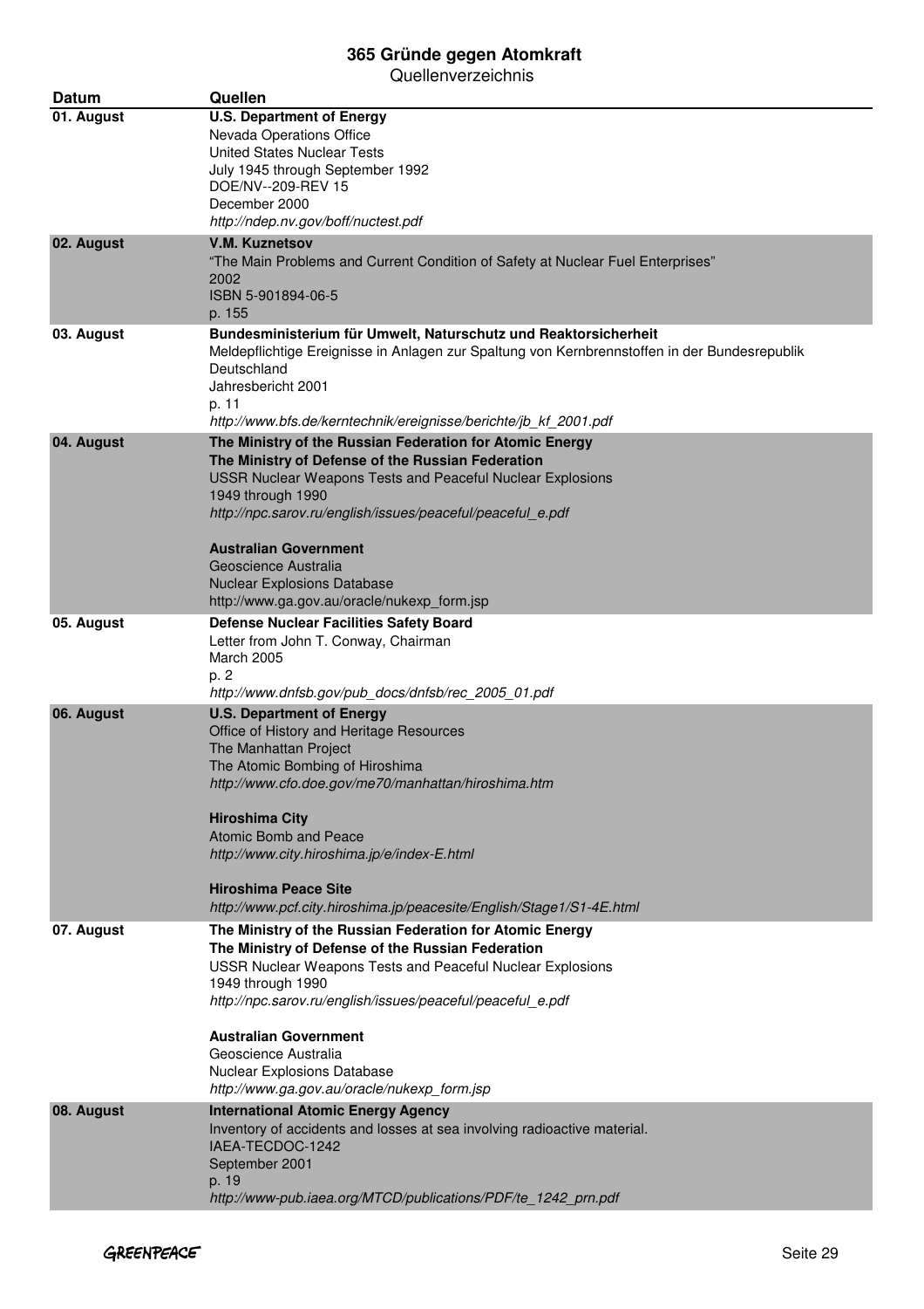# 365 Gründe gegen Atomkraft

Quellenverzeichnis

| Datum | Quellen |
|---|---|
| 01. August | **U.S. Department of Energy**<br>Nevada Operations Office<br>United States Nuclear Tests<br>July 1945 through September 1992<br>DOE/NV--209-REV 15<br>December 2000<br>*http://ndep.nv.gov/boff/nuctest.pdf* |
| 02. August | **V.M. Kuznetsov**<br>"The Main Problems and Current Condition of Safety at Nuclear Fuel Enterprises"<br>2002<br>ISBN 5-901894-06-5<br>p. 155 |
| 03. August | **Bundesministerium für Umwelt, Naturschutz und Reaktorsicherheit**<br>Meldepflichtige Ereignisse in Anlagen zur Spaltung von Kernbrennstoffen in der Bundesrepublik Deutschland<br>Jahresbericht 2001<br>p. 11<br>*http://www.bfs.de/kerntechnik/ereignisse/berichte/jb_kf_2001.pdf* |
| 04. August | **The Ministry of the Russian Federation for Atomic Energy**<br>**The Ministry of Defense of the Russian Federation**<br>USSR Nuclear Weapons Tests and Peaceful Nuclear Explosions<br>1949 through 1990<br>*http://npc.sarov.ru/english/issues/peaceful/peaceful_e.pdf*<br><br>**Australian Government**<br>Geoscience Australia<br>Nuclear Explosions Database<br>http://www.ga.gov.au/oracle/nukexp_form.jsp |
| 05. August | **Defense Nuclear Facilities Safety Board**<br>Letter from John T. Conway, Chairman<br>March 2005<br>p. 2<br>*http://www.dnfsb.gov/pub_docs/dnfsb/rec_2005_01.pdf* |
| 06. August | **U.S. Department of Energy**<br>Office of History and Heritage Resources<br>The Manhattan Project<br>The Atomic Bombing of Hiroshima<br>*http://www.cfo.doe.gov/me70/manhattan/hiroshima.htm*<br><br>**Hiroshima City**<br>Atomic Bomb and Peace<br>*http://www.city.hiroshima.jp/e/index-E.html*<br><br>**Hiroshima Peace Site**<br>*http://www.pcf.city.hiroshima.jp/peacesite/English/Stage1/S1-4E.html* |
| 07. August | **The Ministry of the Russian Federation for Atomic Energy**<br>**The Ministry of Defense of the Russian Federation**<br>USSR Nuclear Weapons Tests and Peaceful Nuclear Explosions<br>1949 through 1990<br>*http://npc.sarov.ru/english/issues/peaceful/peaceful_e.pdf*<br><br>**Australian Government**<br>Geoscience Australia<br>Nuclear Explosions Database<br>*http://www.ga.gov.au/oracle/nukexp_form.jsp* |
| 08. August | **International Atomic Energy Agency**<br>Inventory of accidents and losses at sea involving radioactive material.<br>IAEA-TECDOC-1242<br>September 2001<br>p. 19<br>*http://www-pub.iaea.org/MTCD/publications/PDF/te_1242_prn.pdf* |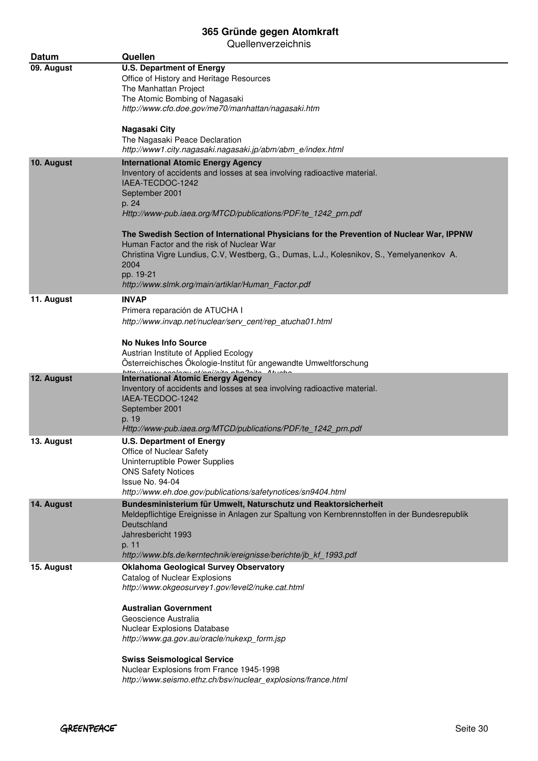# 365 Gründe gegen Atomkraft

Quellenverzeichnis

| Datum | Quellen |
|---|---|
| 09. August | **U.S. Department of Energy**<br>Office of History and Heritage Resources<br>The Manhattan Project<br>The Atomic Bombing of Nagasaki<br>*http://www.cfo.doe.gov/me70/manhattan/nagasaki.htm*<br><br>**Nagasaki City**<br>The Nagasaki Peace Declaration<br>*http://www1.city.nagasaki.nagasaki.jp/abm/abm_e/index.html* |
| 10. August | **International Atomic Energy Agency**<br>Inventory of accidents and losses at sea involving radioactive material.<br>IAEA-TECDOC-1242<br>September 2001<br>p. 24<br>*Http://www-pub.iaea.org/MTCD/publications/PDF/te_1242_prn.pdf*<br><br>**The Swedish Section of International Physicians for the Prevention of Nuclear War, IPPNW**<br>Human Factor and the risk of Nuclear War<br>Christina Vigre Lundius, C.V, Westberg, G., Dumas, L.J., Kolesnikov, S., Yemelyanenkov A.<br>2004<br>pp. 19-21<br>*http://www.slmk.org/main/artiklar/Human_Factor.pdf* |
| 11. August | **INVAP**<br>Primera reparación de ATUCHA I<br>*http://www.invap.net/nuclear/serv_cent/rep_atucha01.html*<br><br>**No Nukes Info Source**<br>Austrian Institute of Applied Ecology<br>Österreichisches Ökologie-Institut für angewandte Umweltforschung<br>*http://www.ecology.at/nni/site.php?site=Atucha* |
| 12. August | **International Atomic Energy Agency**<br>Inventory of accidents and losses at sea involving radioactive material.<br>IAEA-TECDOC-1242<br>September 2001<br>p. 19<br>*Http://www-pub.iaea.org/MTCD/publications/PDF/te_1242_prn.pdf* |
| 13. August | **U.S. Department of Energy**<br>Office of Nuclear Safety<br>Uninterruptible Power Supplies<br>ONS Safety Notices<br>Issue No. 94-04<br>*http://www.eh.doe.gov/publications/safetynotices/sn9404.html* |
| 14. August | **Bundesministerium für Umwelt, Naturschutz und Reaktorsicherheit**<br>Meldepflichtige Ereignisse in Anlagen zur Spaltung von Kernbrennstoffen in der Bundesrepublik Deutschland<br>Jahresbericht 1993<br>p. 11<br>*http://www.bfs.de/kerntechnik/ereignisse/berichte/jb_kf_1993.pdf* |
| 15. August | **Oklahoma Geological Survey Observatory**<br>Catalog of Nuclear Explosions<br>*http://www.okgeosurvey1.gov/level2/nuke.cat.html*<br><br>**Australian Government**<br>Geoscience Australia<br>Nuclear Explosions Database<br>*http://www.ga.gov.au/oracle/nukexp_form.jsp*<br><br>**Swiss Seismological Service**<br>Nuclear Explosions from France 1945-1998<br>*http://www.seismo.ethz.ch/bsv/nuclear_explosions/france.html* |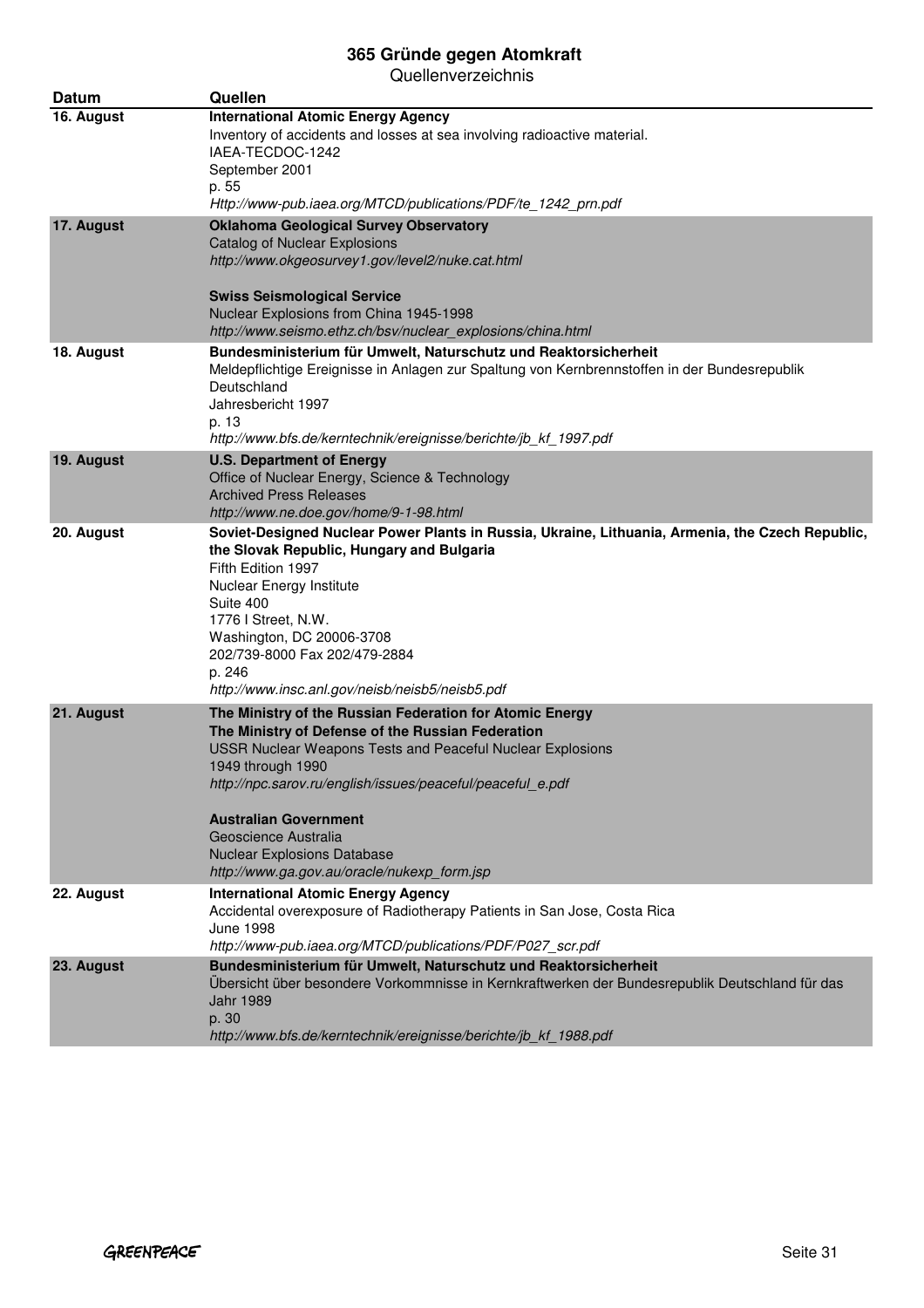# 365 Gründe gegen Atomkraft

Quellenverzeichnis

| Datum | Quellen |
|---|---|
| 16. August | **International Atomic Energy Agency**<br>Inventory of accidents and losses at sea involving radioactive material.<br>IAEA-TECDOC-1242<br>September 2001<br>p. 55<br>*Http://www-pub.iaea.org/MTCD/publications/PDF/te_1242_prn.pdf* |
| 17. August | **Oklahoma Geological Survey Observatory**<br>Catalog of Nuclear Explosions<br>*http://www.okgeosurvey1.gov/level2/nuke.cat.html*<br><br>**Swiss Seismological Service**<br>Nuclear Explosions from China 1945-1998<br>*http://www.seismo.ethz.ch/bsv/nuclear_explosions/china.html* |
| 18. August | **Bundesministerium für Umwelt, Naturschutz und Reaktorsicherheit**<br>Meldepflichtige Ereignisse in Anlagen zur Spaltung von Kernbrennstoffen in der Bundesrepublik Deutschland<br>Jahresbericht 1997<br>p. 13<br>*http://www.bfs.de/kerntechnik/ereignisse/berichte/jb_kf_1997.pdf* |
| 19. August | **U.S. Department of Energy**<br>Office of Nuclear Energy, Science & Technology<br>Archived Press Releases<br>*http://www.ne.doe.gov/home/9-1-98.html* |
| 20. August | **Soviet-Designed Nuclear Power Plants in Russia, Ukraine, Lithuania, Armenia, the Czech Republic, the Slovak Republic, Hungary and Bulgaria**<br>Fifth Edition 1997<br>Nuclear Energy Institute<br>Suite 400<br>1776 I Street, N.W.<br>Washington, DC 20006-3708<br>202/739-8000 Fax 202/479-2884<br>p. 246<br>*http://www.insc.anl.gov/neisb/neisb5/neisb5.pdf* |
| 21. August | **The Ministry of the Russian Federation for Atomic Energy**<br>**The Ministry of Defense of the Russian Federation**<br>USSR Nuclear Weapons Tests and Peaceful Nuclear Explosions<br>1949 through 1990<br>*http://npc.sarov.ru/english/issues/peaceful/peaceful_e.pdf*<br><br>**Australian Government**<br>Geoscience Australia<br>Nuclear Explosions Database<br>*http://www.ga.gov.au/oracle/nukexp_form.jsp* |
| 22. August | **International Atomic Energy Agency**<br>Accidental overexposure of Radiotherapy Patients in San Jose, Costa Rica<br>June 1998<br>*http://www-pub.iaea.org/MTCD/publications/PDF/P027_scr.pdf* |
| 23. August | **Bundesministerium für Umwelt, Naturschutz und Reaktorsicherheit**<br>Übersicht über besondere Vorkommnisse in Kernkraftwerken der Bundesrepublik Deutschland für das Jahr 1989<br>p. 30<br>*http://www.bfs.de/kerntechnik/ereignisse/berichte/jb_kf_1988.pdf* |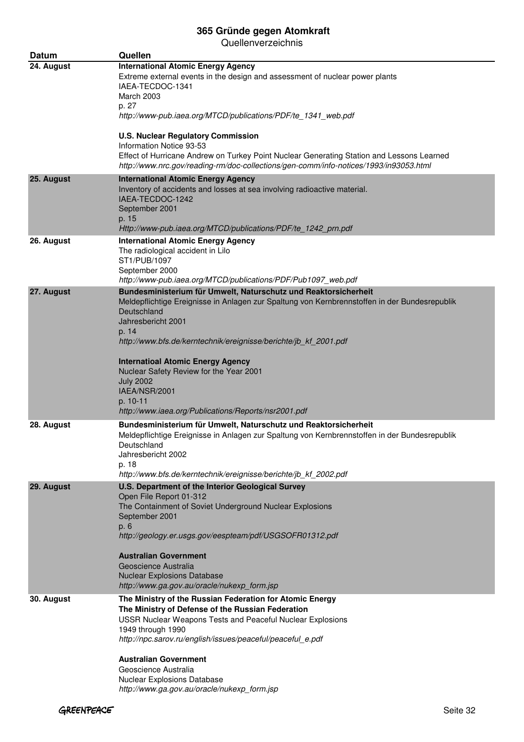# 365 Gründe gegen Atomkraft

Quellenverzeichnis

| Datum | Quellen |
|---|---|
| 24. August | **International Atomic Energy Agency**<br>Extreme external events in the design and assessment of nuclear power plants<br>IAEA-TECDOC-1341<br>March 2003<br>p. 27<br>*http://www-pub.iaea.org/MTCD/publications/PDF/te_1341_web.pdf*<br><br>**U.S. Nuclear Regulatory Commission**<br>Information Notice 93-53<br>Effect of Hurricane Andrew on Turkey Point Nuclear Generating Station and Lessons Learned<br>*http://www.nrc.gov/reading-rm/doc-collections/gen-comm/info-notices/1993/in93053.html* |
| 25. August | **International Atomic Energy Agency**<br>Inventory of accidents and losses at sea involving radioactive material.<br>IAEA-TECDOC-1242<br>September 2001<br>p. 15<br>*Http://www-pub.iaea.org/MTCD/publications/PDF/te_1242_prn.pdf* |
| 26. August | **International Atomic Energy Agency**<br>The radiological accident in Lilo<br>ST1/PUB/1097<br>September 2000<br>*http://www-pub.iaea.org/MTCD/publications/PDF/Pub1097_web.pdf* |
| 27. August | **Bundesministerium für Umwelt, Naturschutz und Reaktorsicherheit**<br>Meldepflichtige Ereignisse in Anlagen zur Spaltung von Kernbrennstoffen in der Bundesrepublik Deutschland<br>Jahresbericht 2001<br>p. 14<br>*http://www.bfs.de/kerntechnik/ereignisse/berichte/jb_kf_2001.pdf*<br><br>**Internatioal Atomic Energy Agency**<br>Nuclear Safety Review for the Year 2001<br>July 2002<br>IAEA/NSR/2001<br>p. 10-11<br>*http://www.iaea.org/Publications/Reports/nsr2001.pdf* |
| 28. August | **Bundesministerium für Umwelt, Naturschutz und Reaktorsicherheit**<br>Meldepflichtige Ereignisse in Anlagen zur Spaltung von Kernbrennstoffen in der Bundesrepublik Deutschland<br>Jahresbericht 2002<br>p. 18<br>*http://www.bfs.de/kerntechnik/ereignisse/berichte/jb_kf_2002.pdf* |
| 29. August | **U.S. Department of the Interior Geological Survey**<br>Open File Report 01-312<br>The Containment of Soviet Underground Nuclear Explosions<br>September 2001<br>p. 6<br>*http://geology.er.usgs.gov/eespteam/pdf/USGSOFR01312.pdf*<br><br>**Australian Government**<br>Geoscience Australia<br>Nuclear Explosions Database<br>*http://www.ga.gov.au/oracle/nukexp_form.jsp* |
| 30. August | **The Ministry of the Russian Federation for Atomic Energy**<br>**The Ministry of Defense of the Russian Federation**<br>USSR Nuclear Weapons Tests and Peaceful Nuclear Explosions<br>1949 through 1990<br>*http://npc.sarov.ru/english/issues/peaceful/peaceful_e.pdf*<br><br>**Australian Government**<br>Geoscience Australia<br>Nuclear Explosions Database<br>*http://www.ga.gov.au/oracle/nukexp_form.jsp* |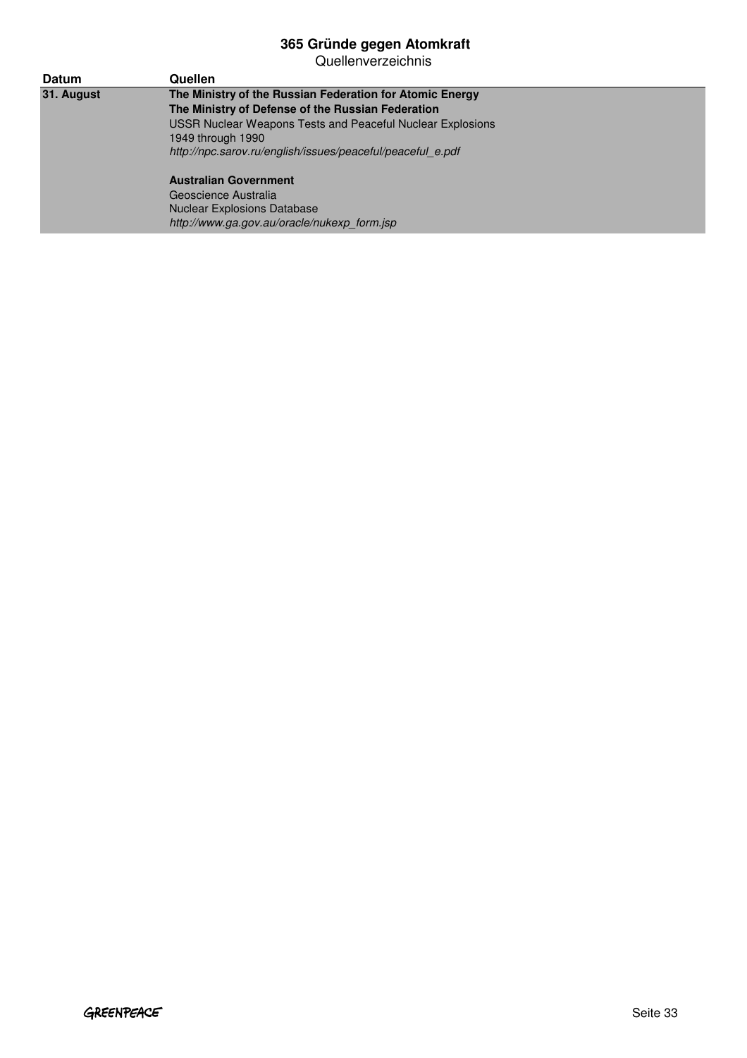| Datum | Quellen |
|---|---|
| **31. August** | **The Ministry of the Russian Federation for Atomic Energy**<br>**The Ministry of Defense of the Russian Federation**<br>USSR Nuclear Weapons Tests and Peaceful Nuclear Explosions<br>1949 through 1990<br>*http://npc.sarov.ru/english/issues/peaceful/peaceful_e.pdf*<br><br>**Australian Government**<br>Geoscience Australia<br>Nuclear Explosions Database<br>*http://www.ga.gov.au/oracle/nukexp_form.jsp* |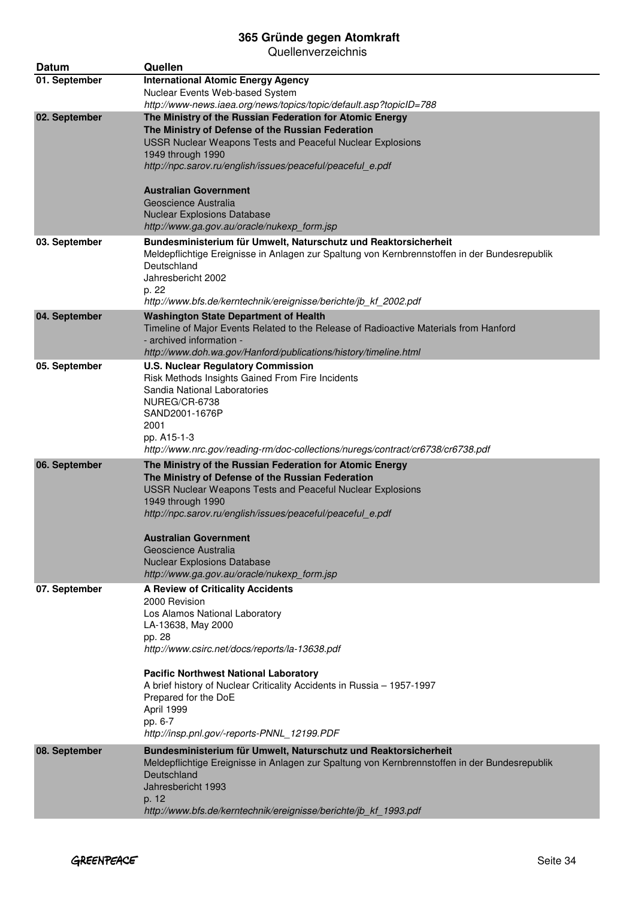# 365 Gründe gegen Atomkraft

Quellenverzeichnis

| Datum | Quellen |
|---|---|
| 01. September | **International Atomic Energy Agency**<br>Nuclear Events Web-based System<br>*http://www-news.iaea.org/news/topics/topic/default.asp?topicID=788* |
| 02. September | **The Ministry of the Russian Federation for Atomic Energy**<br>**The Ministry of Defense of the Russian Federation**<br>USSR Nuclear Weapons Tests and Peaceful Nuclear Explosions<br>1949 through 1990<br>*http://npc.sarov.ru/english/issues/peaceful/peaceful_e.pdf*<br><br>**Australian Government**<br>Geoscience Australia<br>Nuclear Explosions Database<br>*http://www.ga.gov.au/oracle/nukexp_form.jsp* |
| 03. September | **Bundesministerium für Umwelt, Naturschutz und Reaktorsicherheit**<br>Meldepflichtige Ereignisse in Anlagen zur Spaltung von Kernbrennstoffen in der Bundesrepublik Deutschland<br>Jahresbericht 2002<br>p. 22<br>*http://www.bfs.de/kerntechnik/ereignisse/berichte/jb_kf_2002.pdf* |
| 04. September | **Washington State Department of Health**<br>Timeline of Major Events Related to the Release of Radioactive Materials from Hanford<br>- archived information -<br>*http://www.doh.wa.gov/Hanford/publications/history/timeline.html* |
| 05. September | **U.S. Nuclear Regulatory Commission**<br>Risk Methods Insights Gained From Fire Incidents<br>Sandia National Laboratories<br>NUREG/CR-6738<br>SAND2001-1676P<br>2001<br>pp. A15-1-3<br>*http://www.nrc.gov/reading-rm/doc-collections/nuregs/contract/cr6738/cr6738.pdf* |
| 06. September | **The Ministry of the Russian Federation for Atomic Energy**<br>**The Ministry of Defense of the Russian Federation**<br>USSR Nuclear Weapons Tests and Peaceful Nuclear Explosions<br>1949 through 1990<br>*http://npc.sarov.ru/english/issues/peaceful/peaceful_e.pdf*<br><br>**Australian Government**<br>Geoscience Australia<br>Nuclear Explosions Database<br>*http://www.ga.gov.au/oracle/nukexp_form.jsp* |
| 07. September | **A Review of Criticality Accidents**<br>2000 Revision<br>Los Alamos National Laboratory<br>LA-13638, May 2000<br>pp. 28<br>*http://www.csirc.net/docs/reports/la-13638.pdf*<br><br>**Pacific Northwest National Laboratory**<br>A brief history of Nuclear Criticality Accidents in Russia – 1957-1997<br>Prepared for the DoE<br>April 1999<br>pp. 6-7<br>*http://insp.pnl.gov/-reports-PNNL_12199.PDF* |
| 08. September | **Bundesministerium für Umwelt, Naturschutz und Reaktorsicherheit**<br>Meldepflichtige Ereignisse in Anlagen zur Spaltung von Kernbrennstoffen in der Bundesrepublik Deutschland<br>Jahresbericht 1993<br>p. 12<br>*http://www.bfs.de/kerntechnik/ereignisse/berichte/jb_kf_1993.pdf* |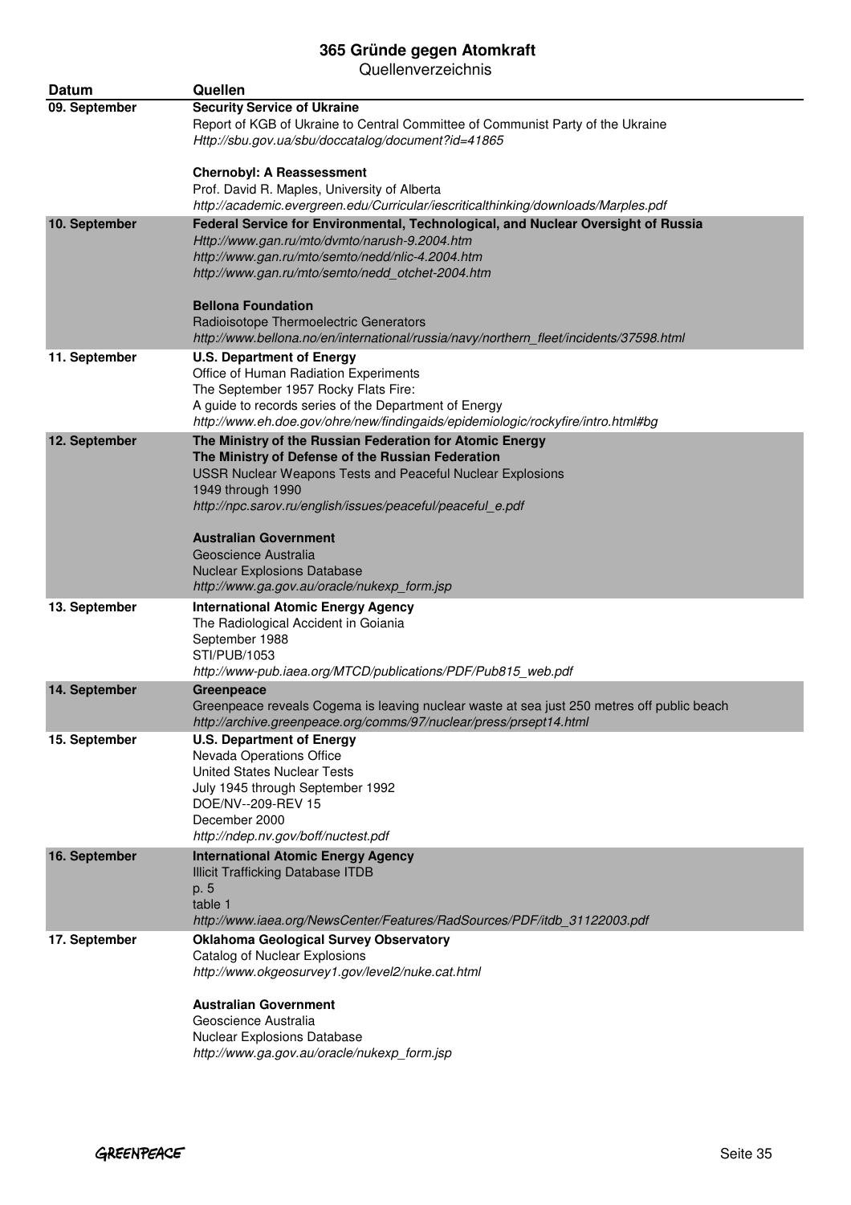# 365 Gründe gegen Atomkraft

Quellenverzeichnis

| Datum | Quellen |
|---|---|
| 09. September | **Security Service of Ukraine**<br>Report of KGB of Ukraine to Central Committee of Communist Party of the Ukraine<br>*Http://sbu.gov.ua/sbu/doccatalog/document?id=41865*<br><br>**Chernobyl: A Reassessment**<br>Prof. David R. Maples, University of Alberta<br>*http://academic.evergreen.edu/Curricular/iescriticalthinking/downloads/Marples.pdf* |
| 10. September | **Federal Service for Environmental, Technological, and Nuclear Oversight of Russia**<br>*Http://www.gan.ru/mto/dvmto/narush-9.2004.htm*<br>*http://www.gan.ru/mto/semto/nedd/nlic-4.2004.htm*<br>*http://www.gan.ru/mto/semto/nedd_otchet-2004.htm*<br><br>**Bellona Foundation**<br>Radioisotope Thermoelectric Generators<br>*http://www.bellona.no/en/international/russia/navy/northern_fleet/incidents/37598.html* |
| 11. September | **U.S. Department of Energy**<br>Office of Human Radiation Experiments<br>The September 1957 Rocky Flats Fire:<br>A guide to records series of the Department of Energy<br>*http://www.eh.doe.gov/ohre/new/findingaids/epidemiologic/rockyfire/intro.html#bg* |
| 12. September | **The Ministry of the Russian Federation for Atomic Energy**<br>**The Ministry of Defense of the Russian Federation**<br>USSR Nuclear Weapons Tests and Peaceful Nuclear Explosions<br>1949 through 1990<br>*http://npc.sarov.ru/english/issues/peaceful/peaceful_e.pdf*<br><br>**Australian Government**<br>Geoscience Australia<br>Nuclear Explosions Database<br>*http://www.ga.gov.au/oracle/nukexp_form.jsp* |
| 13. September | **International Atomic Energy Agency**<br>The Radiological Accident in Goiania<br>September 1988<br>STI/PUB/1053<br>*http://www-pub.iaea.org/MTCD/publications/PDF/Pub815_web.pdf* |
| 14. September | **Greenpeace**<br>Greenpeace reveals Cogema is leaving nuclear waste at sea just 250 metres off public beach<br>*http://archive.greenpeace.org/comms/97/nuclear/press/prsept14.html* |
| 15. September | **U.S. Department of Energy**<br>Nevada Operations Office<br>United States Nuclear Tests<br>July 1945 through September 1992<br>DOE/NV--209-REV 15<br>December 2000<br>*http://ndep.nv.gov/boff/nuctest.pdf* |
| 16. September | **International Atomic Energy Agency**<br>Illicit Trafficking Database ITDB<br>p. 5<br>table 1<br>*http://www.iaea.org/NewsCenter/Features/RadSources/PDF/itdb_31122003.pdf* |
| 17. September | **Oklahoma Geological Survey Observatory**<br>Catalog of Nuclear Explosions<br>*http://www.okgeosurvey1.gov/level2/nuke.cat.html*<br><br>**Australian Government**<br>Geoscience Australia<br>Nuclear Explosions Database<br>*http://www.ga.gov.au/oracle/nukexp_form.jsp* |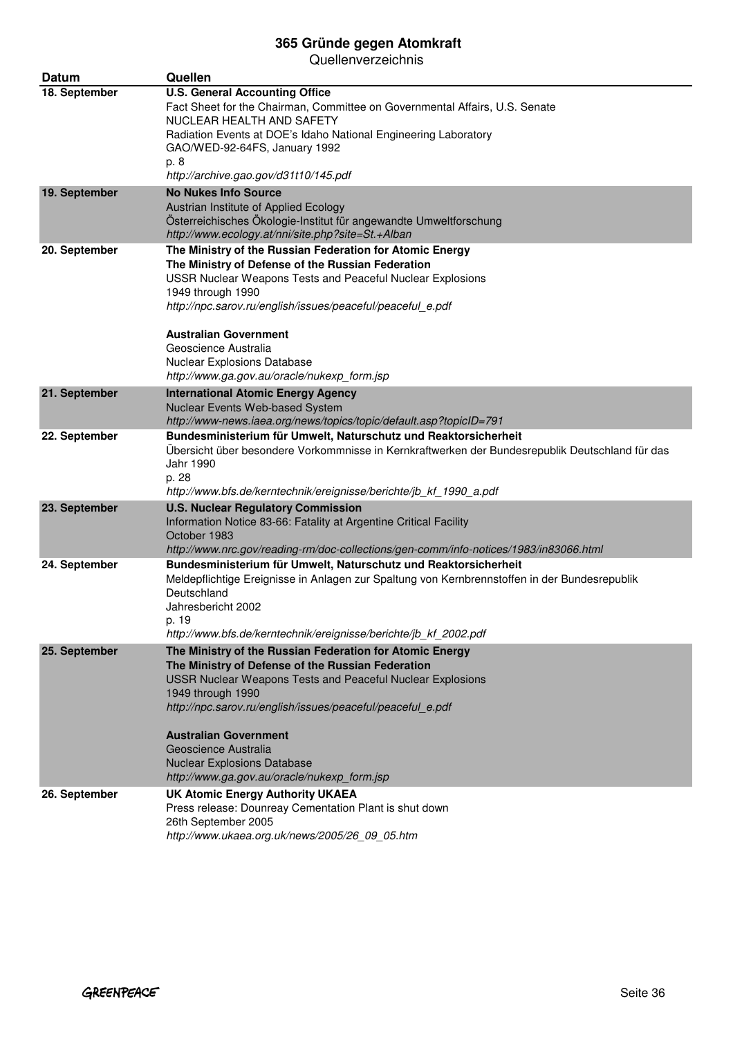# 365 Gründe gegen Atomkraft

Quellenverzeichnis

| Datum | Quellen |
|---|---|
| 18. September | **U.S. General Accounting Office**<br>Fact Sheet for the Chairman, Committee on Governmental Affairs, U.S. Senate<br>NUCLEAR HEALTH AND SAFETY<br>Radiation Events at DOE's Idaho National Engineering Laboratory<br>GAO/WED-92-64FS, January 1992<br>p. 8<br>*http://archive.gao.gov/d31t10/145.pdf* |
| 19. September | **No Nukes Info Source**<br>Austrian Institute of Applied Ecology<br>Österreichisches Ökologie-Institut für angewandte Umweltforschung<br>*http://www.ecology.at/nni/site.php?site=St.+Alban* |
| 20. September | **The Ministry of the Russian Federation for Atomic Energy**<br>**The Ministry of Defense of the Russian Federation**<br>USSR Nuclear Weapons Tests and Peaceful Nuclear Explosions<br>1949 through 1990<br>*http://npc.sarov.ru/english/issues/peaceful/peaceful_e.pdf*<br><br>**Australian Government**<br>Geoscience Australia<br>Nuclear Explosions Database<br>*http://www.ga.gov.au/oracle/nukexp_form.jsp* |
| 21. September | **International Atomic Energy Agency**<br>Nuclear Events Web-based System<br>*http://www-news.iaea.org/news/topics/topic/default.asp?topicID=791* |
| 22. September | **Bundesministerium für Umwelt, Naturschutz und Reaktorsicherheit**<br>Übersicht über besondere Vorkommnisse in Kernkraftwerken der Bundesrepublik Deutschland für das Jahr 1990<br>p. 28<br>*http://www.bfs.de/kerntechnik/ereignisse/berichte/jb_kf_1990_a.pdf* |
| 23. September | **U.S. Nuclear Regulatory Commission**<br>Information Notice 83-66: Fatality at Argentine Critical Facility<br>October 1983<br>*http://www.nrc.gov/reading-rm/doc-collections/gen-comm/info-notices/1983/in83066.html* |
| 24. September | **Bundesministerium für Umwelt, Naturschutz und Reaktorsicherheit**<br>Meldepflichtige Ereignisse in Anlagen zur Spaltung von Kernbrennstoffen in der Bundesrepublik Deutschland<br>Jahresbericht 2002<br>p. 19<br>*http://www.bfs.de/kerntechnik/ereignisse/berichte/jb_kf_2002.pdf* |
| 25. September | **The Ministry of the Russian Federation for Atomic Energy**<br>**The Ministry of Defense of the Russian Federation**<br>USSR Nuclear Weapons Tests and Peaceful Nuclear Explosions<br>1949 through 1990<br>*http://npc.sarov.ru/english/issues/peaceful/peaceful_e.pdf*<br><br>**Australian Government**<br>Geoscience Australia<br>Nuclear Explosions Database<br>*http://www.ga.gov.au/oracle/nukexp_form.jsp* |
| 26. September | **UK Atomic Energy Authority UKAEA**<br>Press release: Dounreay Cementation Plant is shut down<br>26th September 2005<br>*http://www.ukaea.org.uk/news/2005/26_09_05.htm* |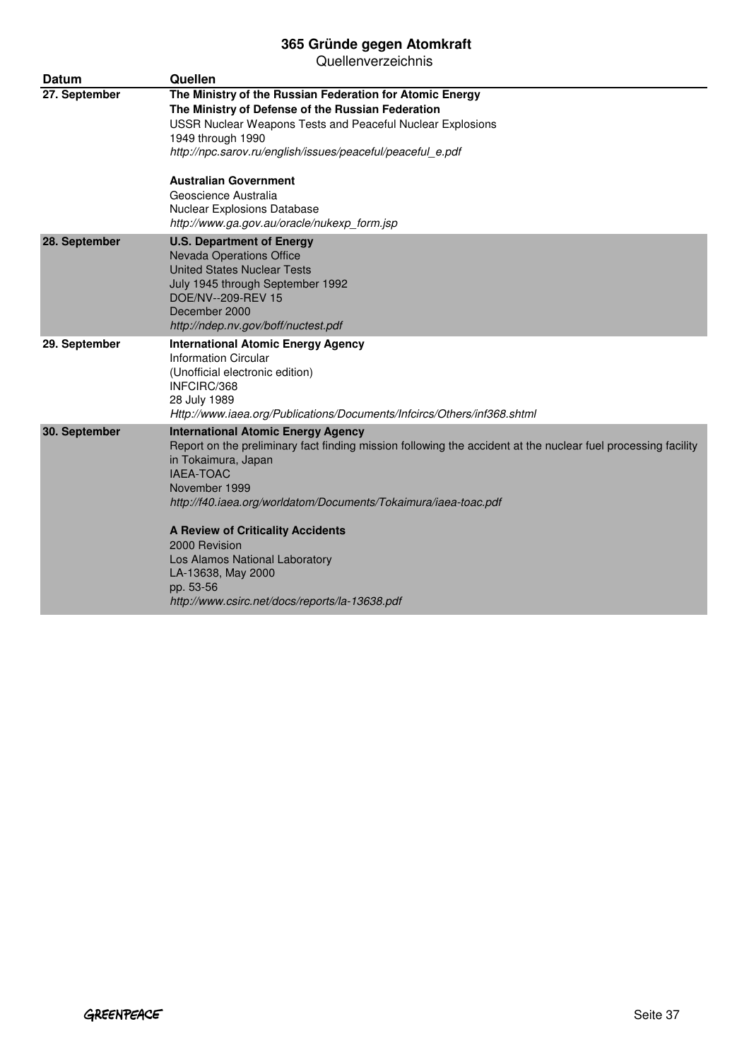# 365 Gründe gegen Atomkraft

Quellenverzeichnis

| Datum | Quellen |
|---|---|
| 27. September | **The Ministry of the Russian Federation for Atomic Energy**<br>**The Ministry of Defense of the Russian Federation**<br>USSR Nuclear Weapons Tests and Peaceful Nuclear Explosions<br>1949 through 1990<br>*http://npc.sarov.ru/english/issues/peaceful/peaceful_e.pdf*<br><br>**Australian Government**<br>Geoscience Australia<br>Nuclear Explosions Database<br>*http://www.ga.gov.au/oracle/nukexp_form.jsp* |
| 28. September | **U.S. Department of Energy**<br>Nevada Operations Office<br>United States Nuclear Tests<br>July 1945 through September 1992<br>DOE/NV--209-REV 15<br>December 2000<br>*http://ndep.nv.gov/boff/nuctest.pdf* |
| 29. September | **International Atomic Energy Agency**<br>Information Circular<br>(Unofficial electronic edition)<br>INFCIRC/368<br>28 July 1989<br>*Http://www.iaea.org/Publications/Documents/Infcircs/Others/inf368.shtml* |
| 30. September | **International Atomic Energy Agency**<br>Report on the preliminary fact finding mission following the accident at the nuclear fuel processing facility in Tokaimura, Japan<br>IAEA-TOAC<br>November 1999<br>*http://f40.iaea.org/worldatom/Documents/Tokaimura/iaea-toac.pdf*<br><br>**A Review of Criticality Accidents**<br>2000 Revision<br>Los Alamos National Laboratory<br>LA-13638, May 2000<br>pp. 53-56<br>*http://www.csirc.net/docs/reports/la-13638.pdf* |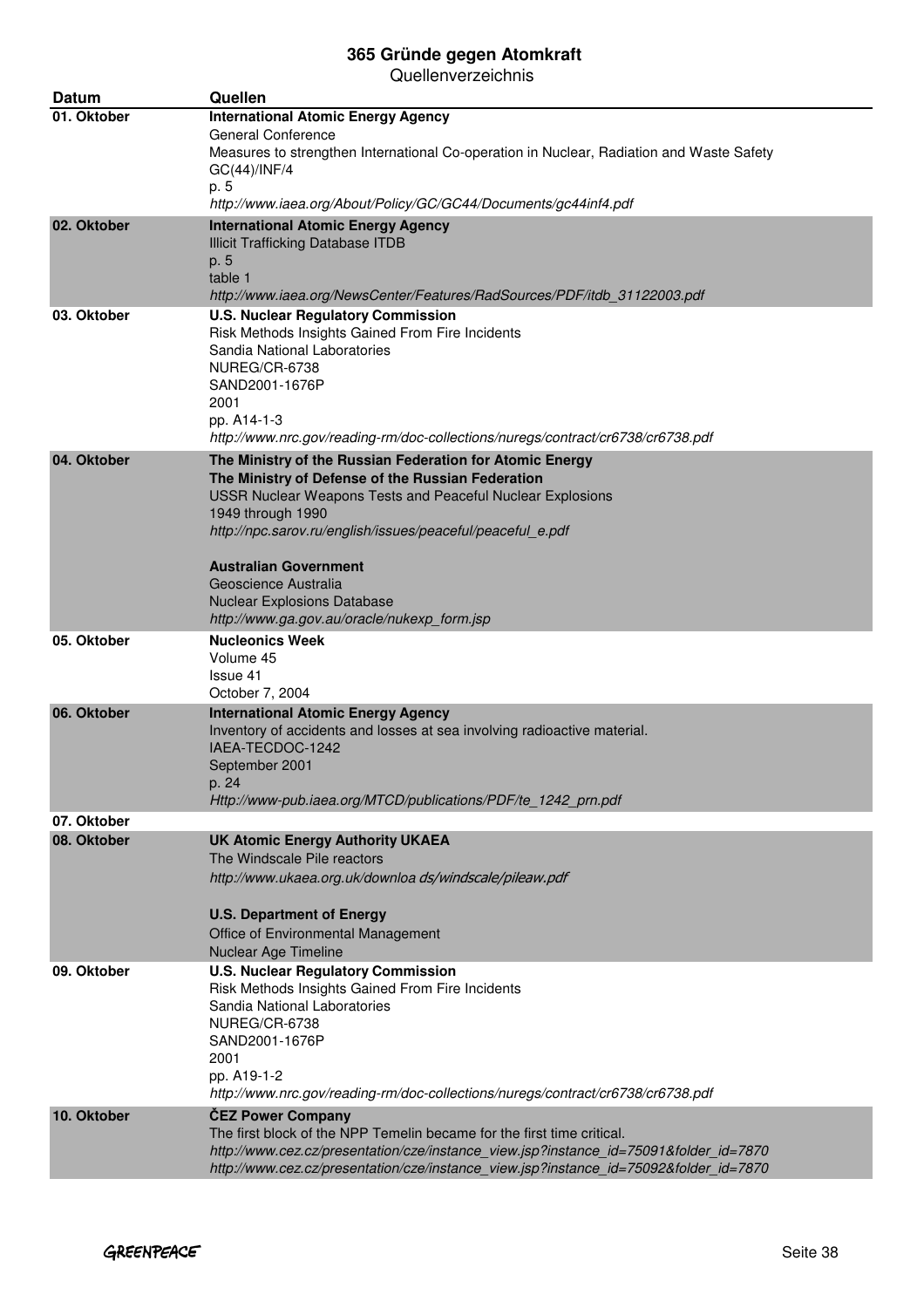# 365 Gründe gegen Atomkraft

Quellenverzeichnis

| Datum | Quellen |
|---|---|
| 01. Oktober | **International Atomic Energy Agency**<br>General Conference<br>Measures to strengthen International Co-operation in Nuclear, Radiation and Waste Safety<br>GC(44)/INF/4<br>p. 5<br>*http://www.iaea.org/About/Policy/GC/GC44/Documents/gc44inf4.pdf* |
| 02. Oktober | **International Atomic Energy Agency**<br>Illicit Trafficking Database ITDB<br>p. 5<br>table 1<br>*http://www.iaea.org/NewsCenter/Features/RadSources/PDF/itdb_31122003.pdf* |
| 03. Oktober | **U.S. Nuclear Regulatory Commission**<br>Risk Methods Insights Gained From Fire Incidents<br>Sandia National Laboratories<br>NUREG/CR-6738<br>SAND2001-1676P<br>2001<br>pp. A14-1-3<br>*http://www.nrc.gov/reading-rm/doc-collections/nuregs/contract/cr6738/cr6738.pdf* |
| 04. Oktober | **The Ministry of the Russian Federation for Atomic Energy**<br>**The Ministry of Defense of the Russian Federation**<br>USSR Nuclear Weapons Tests and Peaceful Nuclear Explosions<br>1949 through 1990<br>*http://npc.sarov.ru/english/issues/peaceful/peaceful_e.pdf*<br><br>**Australian Government**<br>Geoscience Australia<br>Nuclear Explosions Database<br>*http://www.ga.gov.au/oracle/nukexp_form.jsp* |
| 05. Oktober | **Nucleonics Week**<br>Volume 45<br>Issue 41<br>October 7, 2004 |
| 06. Oktober | **International Atomic Energy Agency**<br>Inventory of accidents and losses at sea involving radioactive material.<br>IAEA-TECDOC-1242<br>September 2001<br>p. 24<br>*Http://www-pub.iaea.org/MTCD/publications/PDF/te_1242_prn.pdf* |
| 07. Oktober | |
| 08. Oktober | **UK Atomic Energy Authority UKAEA**<br>The Windscale Pile reactors<br>*http://www.ukaea.org.uk/downloa ds/windscale/pileaw.pdf*<br><br>**U.S. Department of Energy**<br>Office of Environmental Management<br>Nuclear Age Timeline |
| 09. Oktober | **U.S. Nuclear Regulatory Commission**<br>Risk Methods Insights Gained From Fire Incidents<br>Sandia National Laboratories<br>NUREG/CR-6738<br>SAND2001-1676P<br>2001<br>pp. A19-1-2<br>*http://www.nrc.gov/reading-rm/doc-collections/nuregs/contract/cr6738/cr6738.pdf* |
| 10. Oktober | **ČEZ Power Company**<br>The first block of the NPP Temelin became for the first time critical.<br>*http://www.cez.cz/presentation/cze/instance_view.jsp?instance_id=75091&folder_id=7870*<br>*http://www.cez.cz/presentation/cze/instance_view.jsp?instance_id=75092&folder_id=7870* |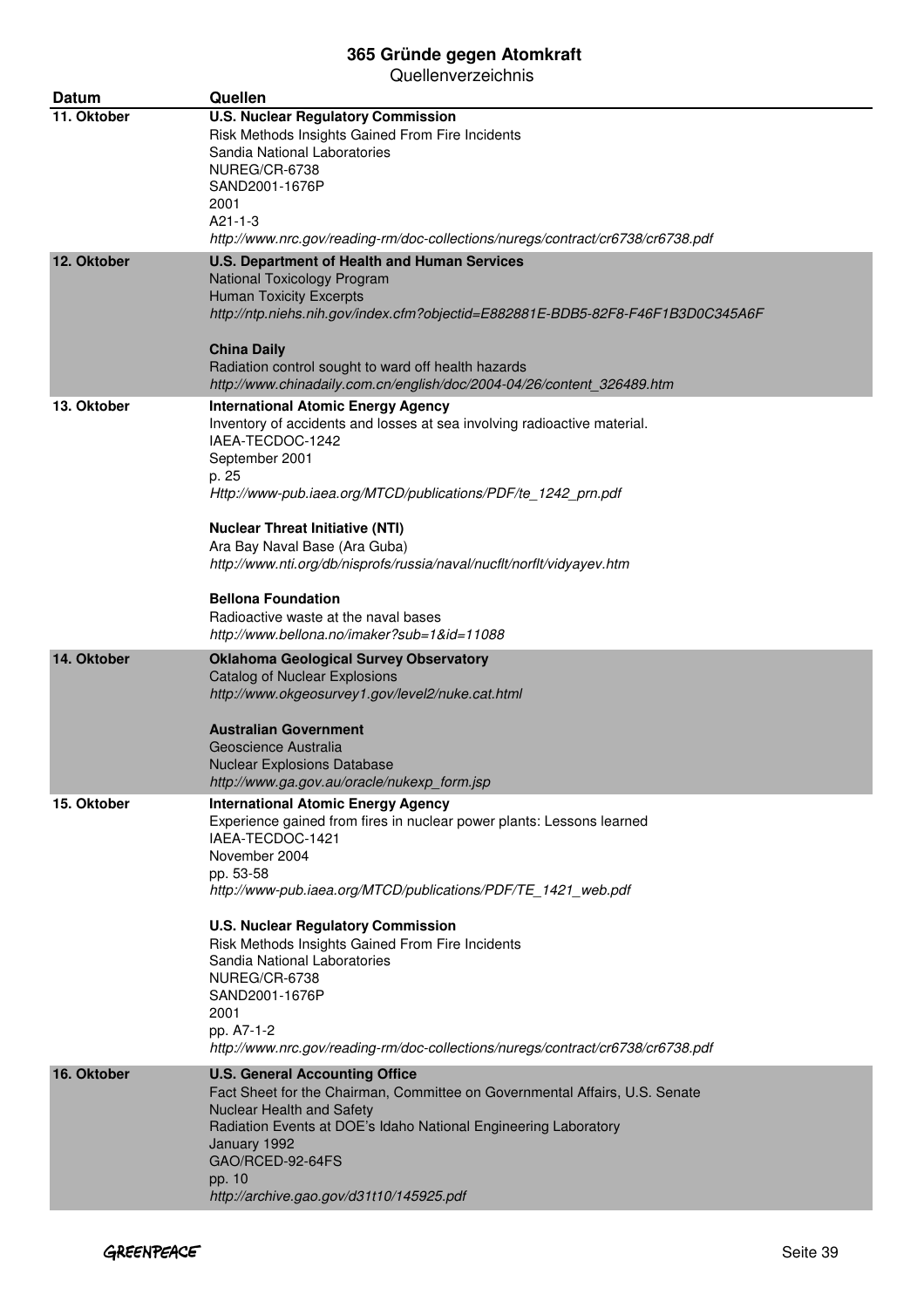# 365 Gründe gegen Atomkraft

Quellenverzeichnis

| Datum | Quellen |
|---|---|
| 11. Oktober | **U.S. Nuclear Regulatory Commission**<br>Risk Methods Insights Gained From Fire Incidents<br>Sandia National Laboratories<br>NUREG/CR-6738<br>SAND2001-1676P<br>2001<br>A21-1-3<br>*http://www.nrc.gov/reading-rm/doc-collections/nuregs/contract/cr6738/cr6738.pdf* |
| 12. Oktober | **U.S. Department of Health and Human Services**<br>National Toxicology Program<br>Human Toxicity Excerpts<br>*http://ntp.niehs.nih.gov/index.cfm?objectid=E882881E-BDB5-82F8-F46F1B3D0C345A6F*<br><br>**China Daily**<br>Radiation control sought to ward off health hazards<br>*http://www.chinadaily.com.cn/english/doc/2004-04/26/content_326489.htm* |
| 13. Oktober | **International Atomic Energy Agency**<br>Inventory of accidents and losses at sea involving radioactive material.<br>IAEA-TECDOC-1242<br>September 2001<br>p. 25<br>*Http://www-pub.iaea.org/MTCD/publications/PDF/te_1242_prn.pdf*<br><br>**Nuclear Threat Initiative (NTI)**<br>Ara Bay Naval Base (Ara Guba)<br>*http://www.nti.org/db/nisprofs/russia/naval/nucflt/norflt/vidyayev.htm*<br><br>**Bellona Foundation**<br>Radioactive waste at the naval bases<br>*http://www.bellona.no/imaker?sub=1&id=11088* |
| 14. Oktober | **Oklahoma Geological Survey Observatory**<br>Catalog of Nuclear Explosions<br>*http://www.okgeosurvey1.gov/level2/nuke.cat.html*<br><br>**Australian Government**<br>Geoscience Australia<br>Nuclear Explosions Database<br>*http://www.ga.gov.au/oracle/nukexp_form.jsp* |
| 15. Oktober | **International Atomic Energy Agency**<br>Experience gained from fires in nuclear power plants: Lessons learned<br>IAEA-TECDOC-1421<br>November 2004<br>pp. 53-58<br>*http://www-pub.iaea.org/MTCD/publications/PDF/TE_1421_web.pdf*<br><br>**U.S. Nuclear Regulatory Commission**<br>Risk Methods Insights Gained From Fire Incidents<br>Sandia National Laboratories<br>NUREG/CR-6738<br>SAND2001-1676P<br>2001<br>pp. A7-1-2<br>*http://www.nrc.gov/reading-rm/doc-collections/nuregs/contract/cr6738/cr6738.pdf* |
| 16. Oktober | **U.S. General Accounting Office**<br>Fact Sheet for the Chairman, Committee on Governmental Affairs, U.S. Senate<br>Nuclear Health and Safety<br>Radiation Events at DOE's Idaho National Engineering Laboratory<br>January 1992<br>GAO/RCED-92-64FS<br>pp. 10<br>*http://archive.gao.gov/d31t10/145925.pdf* |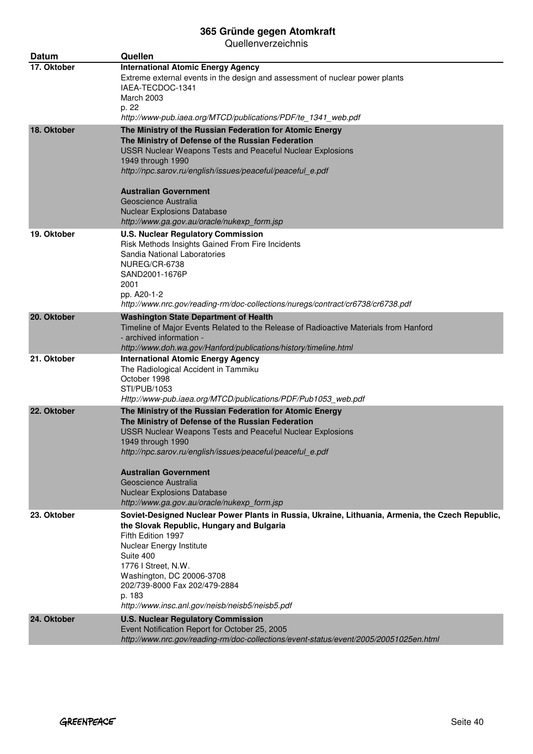| Datum | Quellen |
|---|---|
| 17. Oktober | **International Atomic Energy Agency**<br>Extreme external events in the design and assessment of nuclear power plants<br>IAEA-TECDOC-1341<br>March 2003<br>p. 22<br>*http://www-pub.iaea.org/MTCD/publications/PDF/te_1341_web.pdf* |
| 18. Oktober | **The Ministry of the Russian Federation for Atomic Energy**<br>**The Ministry of Defense of the Russian Federation**<br>USSR Nuclear Weapons Tests and Peaceful Nuclear Explosions<br>1949 through 1990<br>*http://npc.sarov.ru/english/issues/peaceful/peaceful_e.pdf*<br><br>**Australian Government**<br>Geoscience Australia<br>Nuclear Explosions Database<br>*http://www.ga.gov.au/oracle/nukexp_form.jsp* |
| 19. Oktober | **U.S. Nuclear Regulatory Commission**<br>Risk Methods Insights Gained From Fire Incidents<br>Sandia National Laboratories<br>NUREG/CR-6738<br>SAND2001-1676P<br>2001<br>pp. A20-1-2<br>*http://www.nrc.gov/reading-rm/doc-collections/nuregs/contract/cr6738/cr6738.pdf* |
| 20. Oktober | **Washington State Department of Health**<br>Timeline of Major Events Related to the Release of Radioactive Materials from Hanford<br>- archived information -<br>*http://www.doh.wa.gov/Hanford/publications/history/timeline.html* |
| 21. Oktober | **International Atomic Energy Agency**<br>The Radiological Accident in Tammiku<br>October 1998<br>STI/PUB/1053<br>*Http://www-pub.iaea.org/MTCD/publications/PDF/Pub1053_web.pdf* |
| 22. Oktober | **The Ministry of the Russian Federation for Atomic Energy**<br>**The Ministry of Defense of the Russian Federation**<br>USSR Nuclear Weapons Tests and Peaceful Nuclear Explosions<br>1949 through 1990<br>*http://npc.sarov.ru/english/issues/peaceful/peaceful_e.pdf*<br><br>**Australian Government**<br>Geoscience Australia<br>Nuclear Explosions Database<br>*http://www.ga.gov.au/oracle/nukexp_form.jsp* |
| 23. Oktober | **Soviet-Designed Nuclear Power Plants in Russia, Ukraine, Lithuania, Armenia, the Czech Republic, the Slovak Republic, Hungary and Bulgaria**<br>Fifth Edition 1997<br>Nuclear Energy Institute<br>Suite 400<br>1776 I Street, N.W.<br>Washington, DC 20006-3708<br>202/739-8000 Fax 202/479-2884<br>p. 183<br>*http://www.insc.anl.gov/neisb/neisb5/neisb5.pdf* |
| 24. Oktober | **U.S. Nuclear Regulatory Commission**<br>Event Notification Report for October 25, 2005<br>*http://www.nrc.gov/reading-rm/doc-collections/event-status/event/2005/20051025en.html* |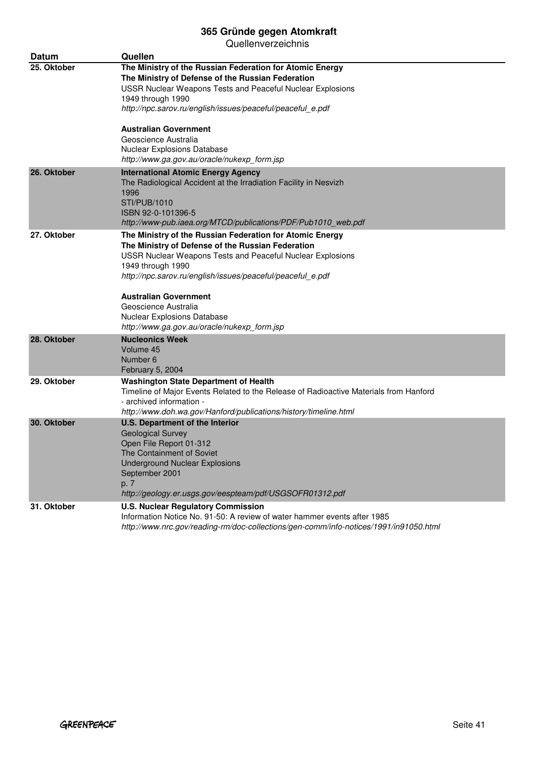| Datum | Quellen |
|---|---|
| 25. Oktober | **The Ministry of the Russian Federation for Atomic Energy**<br>**The Ministry of Defense of the Russian Federation**<br>USSR Nuclear Weapons Tests and Peaceful Nuclear Explosions<br>1949 through 1990<br>*http://npc.sarov.ru/english/issues/peaceful/peaceful_e.pdf*<br><br>**Australian Government**<br>Geoscience Australia<br>Nuclear Explosions Database<br>*http://www.ga.gov.au/oracle/nukexp_form.jsp* |
| 26. Oktober | **International Atomic Energy Agency**<br>The Radiological Accident at the Irradiation Facility in Nesvizh<br>1996<br>STI/PUB/1010<br>ISBN 92-0-101396-5<br>*http://www-pub.iaea.org/MTCD/publications/PDF/Pub1010_web.pdf* |
| 27. Oktober | **The Ministry of the Russian Federation for Atomic Energy**<br>**The Ministry of Defense of the Russian Federation**<br>USSR Nuclear Weapons Tests and Peaceful Nuclear Explosions<br>1949 through 1990<br>*http://npc.sarov.ru/english/issues/peaceful/peaceful_e.pdf*<br><br>**Australian Government**<br>Geoscience Australia<br>Nuclear Explosions Database<br>*http://www.ga.gov.au/oracle/nukexp_form.jsp* |
| 28. Oktober | **Nucleonics Week**<br>Volume 45<br>Number 6<br>February 5, 2004 |
| 29. Oktober | **Washington State Department of Health**<br>Timeline of Major Events Related to the Release of Radioactive Materials from Hanford<br>- archived information -<br>*http://www.doh.wa.gov/Hanford/publications/history/timeline.html* |
| 30. Oktober | **U.S. Department of the Interior**<br>Geological Survey<br>Open File Report 01-312<br>The Containment of Soviet<br>Underground Nuclear Explosions<br>September 2001<br>p. 7<br>*http://geology.er.usgs.gov/eespteam/pdf/USGSOFR01312.pdf* |
| 31. Oktober | **U.S. Nuclear Regulatory Commission**<br>Information Notice No. 91-50: A review of water hammer events after 1985<br>*http://www.nrc.gov/reading-rm/doc-collections/gen-comm/info-notices/1991/in91050.html* |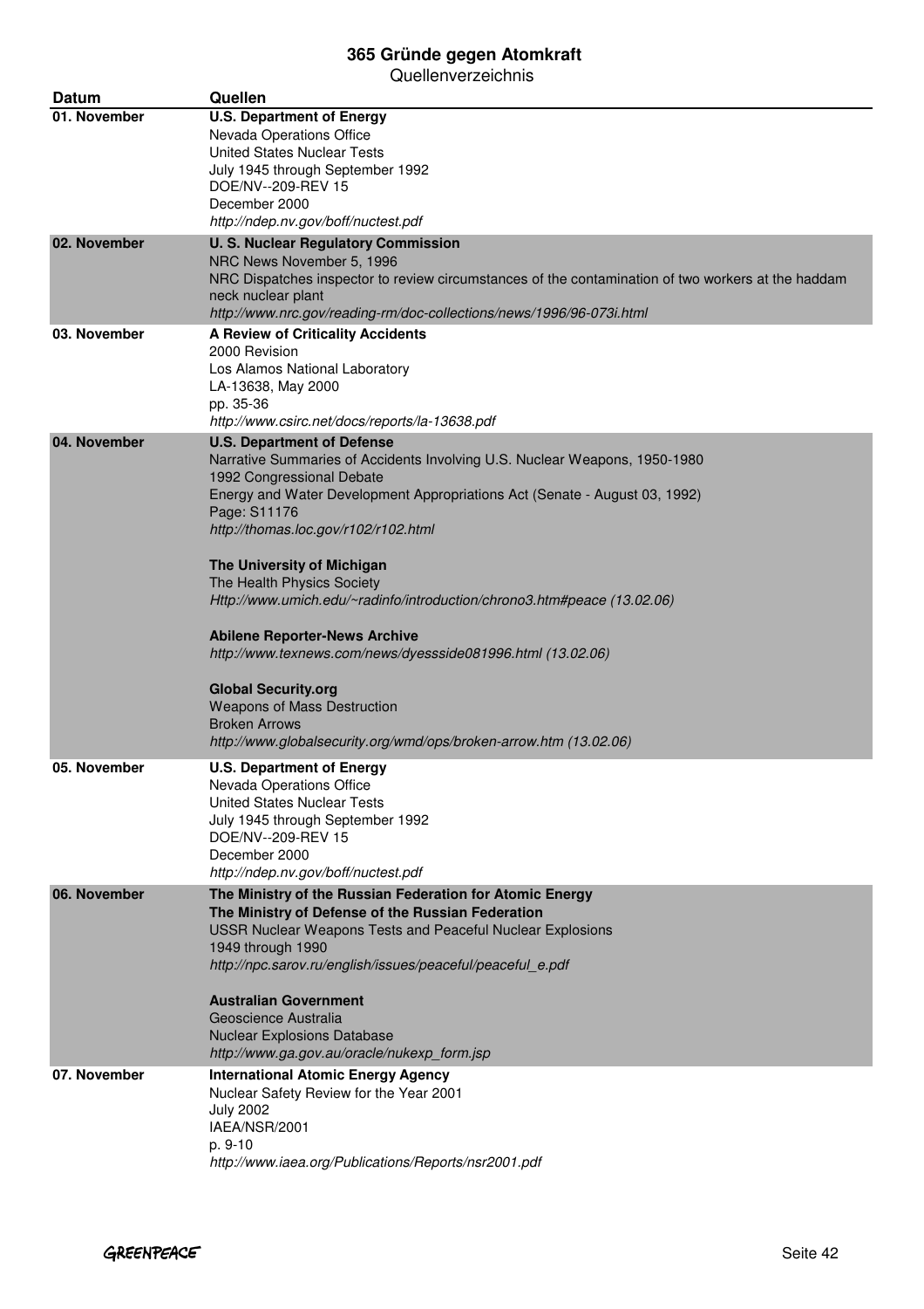# 365 Gründe gegen Atomkraft

Quellenverzeichnis

| Datum | Quellen |
|---|---|
| 01. November | **U.S. Department of Energy**<br>Nevada Operations Office<br>United States Nuclear Tests<br>July 1945 through September 1992<br>DOE/NV--209-REV 15<br>December 2000<br>*http://ndep.nv.gov/boff/nuctest.pdf* |
| 02. November | **U. S. Nuclear Regulatory Commission**<br>NRC News November 5, 1996<br>NRC Dispatches inspector to review circumstances of the contamination of two workers at the haddam neck nuclear plant<br>*http://www.nrc.gov/reading-rm/doc-collections/news/1996/96-073i.html* |
| 03. November | **A Review of Criticality Accidents**<br>2000 Revision<br>Los Alamos National Laboratory<br>LA-13638, May 2000<br>pp. 35-36<br>*http://www.csirc.net/docs/reports/la-13638.pdf* |
| 04. November | **U.S. Department of Defense**<br>Narrative Summaries of Accidents Involving U.S. Nuclear Weapons, 1950-1980<br>1992 Congressional Debate<br>Energy and Water Development Appropriations Act (Senate - August 03, 1992)<br>Page: S11176<br>*http://thomas.loc.gov/r102/r102.html*<br><br>**The University of Michigan**<br>The Health Physics Society<br>*Http://www.umich.edu/~radinfo/introduction/chrono3.htm#peace (13.02.06)*<br><br>**Abilene Reporter-News Archive**<br>*http://www.texnews.com/news/dyessside081996.html (13.02.06)*<br><br>**Global Security.org**<br>Weapons of Mass Destruction<br>Broken Arrows<br>*http://www.globalsecurity.org/wmd/ops/broken-arrow.htm (13.02.06)* |
| 05. November | **U.S. Department of Energy**<br>Nevada Operations Office<br>United States Nuclear Tests<br>July 1945 through September 1992<br>DOE/NV--209-REV 15<br>December 2000<br>*http://ndep.nv.gov/boff/nuctest.pdf* |
| 06. November | **The Ministry of the Russian Federation for Atomic Energy**<br>**The Ministry of Defense of the Russian Federation**<br>USSR Nuclear Weapons Tests and Peaceful Nuclear Explosions<br>1949 through 1990<br>*http://npc.sarov.ru/english/issues/peaceful/peaceful_e.pdf*<br><br>**Australian Government**<br>Geoscience Australia<br>Nuclear Explosions Database<br>*http://www.ga.gov.au/oracle/nukexp_form.jsp* |
| 07. November | **International Atomic Energy Agency**<br>Nuclear Safety Review for the Year 2001<br>July 2002<br>IAEA/NSR/2001<br>p. 9-10<br>*http://www.iaea.org/Publications/Reports/nsr2001.pdf* |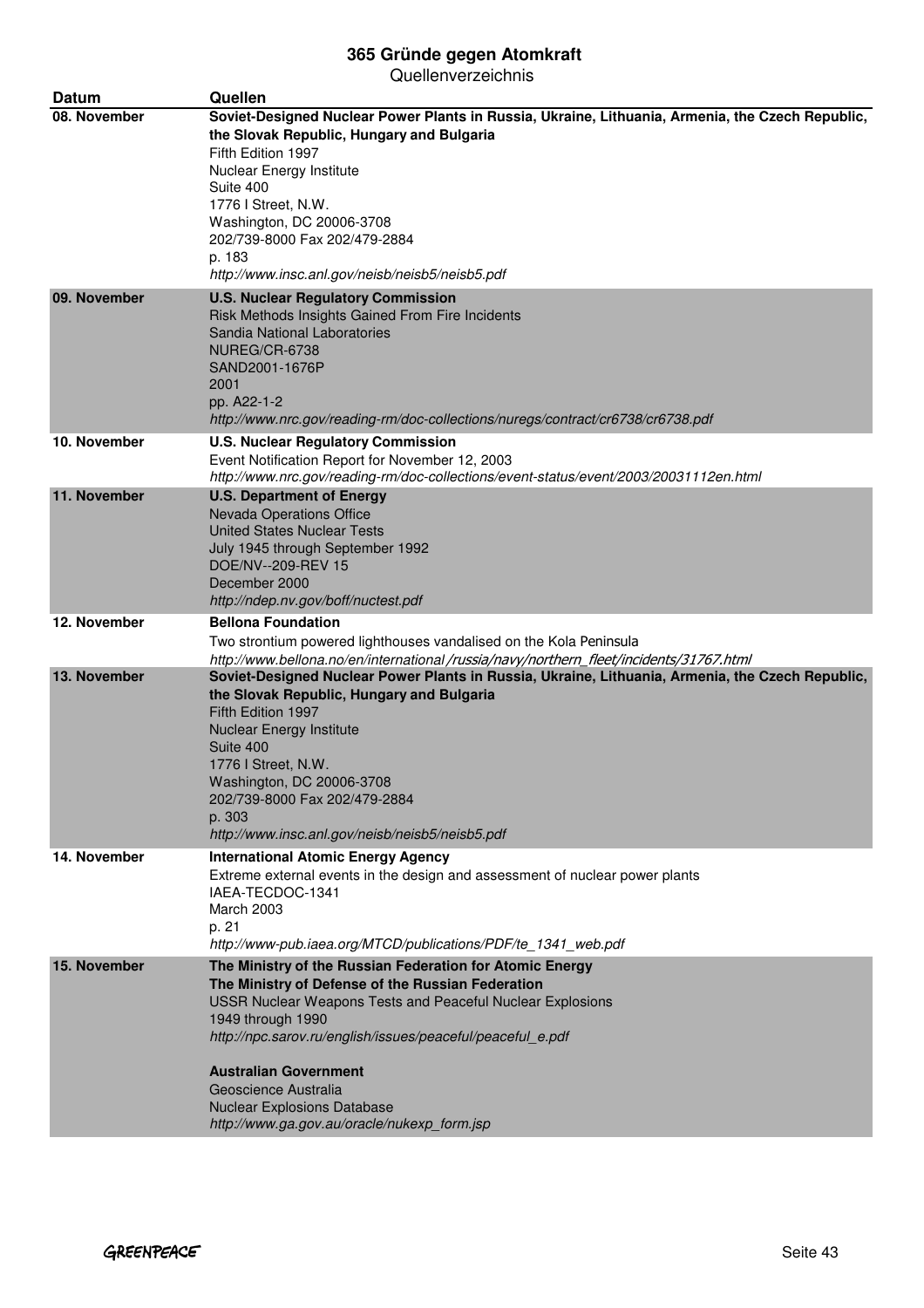| Datum | Quellen |
|---|---|
| 08. November | **Soviet-Designed Nuclear Power Plants in Russia, Ukraine, Lithuania, Armenia, the Czech Republic, the Slovak Republic, Hungary and Bulgaria**<br>Fifth Edition 1997<br>Nuclear Energy Institute<br>Suite 400<br>1776 I Street, N.W.<br>Washington, DC 20006-3708<br>202/739-8000 Fax 202/479-2884<br>p. 183<br>*http://www.insc.anl.gov/neisb/neisb5/neisb5.pdf* |
| 09. November | **U.S. Nuclear Regulatory Commission**<br>Risk Methods Insights Gained From Fire Incidents<br>Sandia National Laboratories<br>NUREG/CR-6738<br>SAND2001-1676P<br>2001<br>pp. A22-1-2<br>*http://www.nrc.gov/reading-rm/doc-collections/nuregs/contract/cr6738/cr6738.pdf* |
| 10. November | **U.S. Nuclear Regulatory Commission**<br>Event Notification Report for November 12, 2003<br>*http://www.nrc.gov/reading-rm/doc-collections/event-status/event/2003/20031112en.html* |
| 11. November | **U.S. Department of Energy**<br>Nevada Operations Office<br>United States Nuclear Tests<br>July 1945 through September 1992<br>DOE/NV--209-REV 15<br>December 2000<br>*http://ndep.nv.gov/boff/nuctest.pdf* |
| 12. November | **Bellona Foundation**<br>Two strontium powered lighthouses vandalised on the Kola Peninsula<br>*http://www.bellona.no/en/international/russia/navy/northern_fleet/incidents/31767.html* |
| 13. November | **Soviet-Designed Nuclear Power Plants in Russia, Ukraine, Lithuania, Armenia, the Czech Republic, the Slovak Republic, Hungary and Bulgaria**<br>Fifth Edition 1997<br>Nuclear Energy Institute<br>Suite 400<br>1776 I Street, N.W.<br>Washington, DC 20006-3708<br>202/739-8000 Fax 202/479-2884<br>p. 303<br>*http://www.insc.anl.gov/neisb/neisb5/neisb5.pdf* |
| 14. November | **International Atomic Energy Agency**<br>Extreme external events in the design and assessment of nuclear power plants<br>IAEA-TECDOC-1341<br>March 2003<br>p. 21<br>*http://www-pub.iaea.org/MTCD/publications/PDF/te_1341_web.pdf* |
| 15. November | **The Ministry of the Russian Federation for Atomic Energy**<br>**The Ministry of Defense of the Russian Federation**<br>USSR Nuclear Weapons Tests and Peaceful Nuclear Explosions<br>1949 through 1990<br>*http://npc.sarov.ru/english/issues/peaceful/peaceful_e.pdf*<br><br>**Australian Government**<br>Geoscience Australia<br>Nuclear Explosions Database<br>*http://www.ga.gov.au/oracle/nukexp_form.jsp* |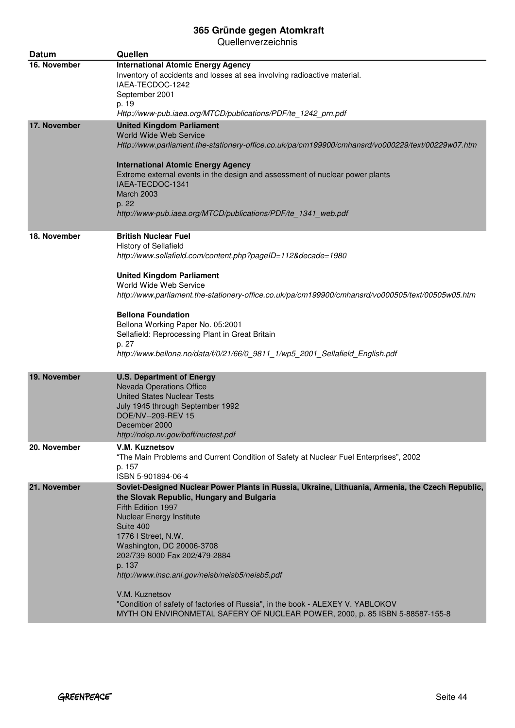| Datum | Quellen |
|---|---|
| 16. November | **International Atomic Energy Agency**<br>Inventory of accidents and losses at sea involving radioactive material.<br>IAEA-TECDOC-1242<br>September 2001<br>p. 19<br>*Http://www-pub.iaea.org/MTCD/publications/PDF/te_1242_prn.pdf* |
| 17. November | **United Kingdom Parliament**<br>World Wide Web Service<br>*Http://www.parliament.the-stationery-office.co.uk/pa/cm199900/cmhansrd/vo000229/text/00229w07.htm*<br><br>**International Atomic Energy Agency**<br>Extreme external events in the design and assessment of nuclear power plants<br>IAEA-TECDOC-1341<br>March 2003<br>p. 22<br>*http://www-pub.iaea.org/MTCD/publications/PDF/te_1341_web.pdf* |
| 18. November | **British Nuclear Fuel**<br>History of Sellafield<br>*http://www.sellafield.com/content.php?pageID=112&decade=1980*<br><br>**United Kingdom Parliament**<br>World Wide Web Service<br>*http://www.parliament.the-stationery-office.co.uk/pa/cm199900/cmhansrd/vo000505/text/00505w05.htm*<br><br>**Bellona Foundation**<br>Bellona Working Paper No. 05:2001<br>Sellafield: Reprocessing Plant in Great Britain<br>p. 27<br>*http://www.bellona.no/data/f/0/21/66/0_9811_1/wp5_2001_Sellafield_English.pdf* |
| 19. November | **U.S. Department of Energy**<br>Nevada Operations Office<br>United States Nuclear Tests<br>July 1945 through September 1992<br>DOE/NV--209-REV 15<br>December 2000<br>*http://ndep.nv.gov/boff/nuctest.pdf* |
| 20. November | **V.M. Kuznetsov**<br>"The Main Problems and Current Condition of Safety at Nuclear Fuel Enterprises", 2002<br>p. 157<br>ISBN 5-901894-06-4 |
| 21. November | **Soviet-Designed Nuclear Power Plants in Russia, Ukraine, Lithuania, Armenia, the Czech Republic, the Slovak Republic, Hungary and Bulgaria**<br>Fifth Edition 1997<br>Nuclear Energy Institute<br>Suite 400<br>1776 I Street, N.W.<br>Washington, DC 20006-3708<br>202/739-8000 Fax 202/479-2884<br>p. 137<br>*http://www.insc.anl.gov/neisb/neisb5/neisb5.pdf*<br><br>V.M. Kuznetsov<br>"Condition of safety of factories of Russia", in the book - ALEXEY V. YABLOKOV<br>MYTH ON ENVIRONMETAL SAFERY OF NUCLEAR POWER, 2000, p. 85 ISBN 5-88587-155-8 |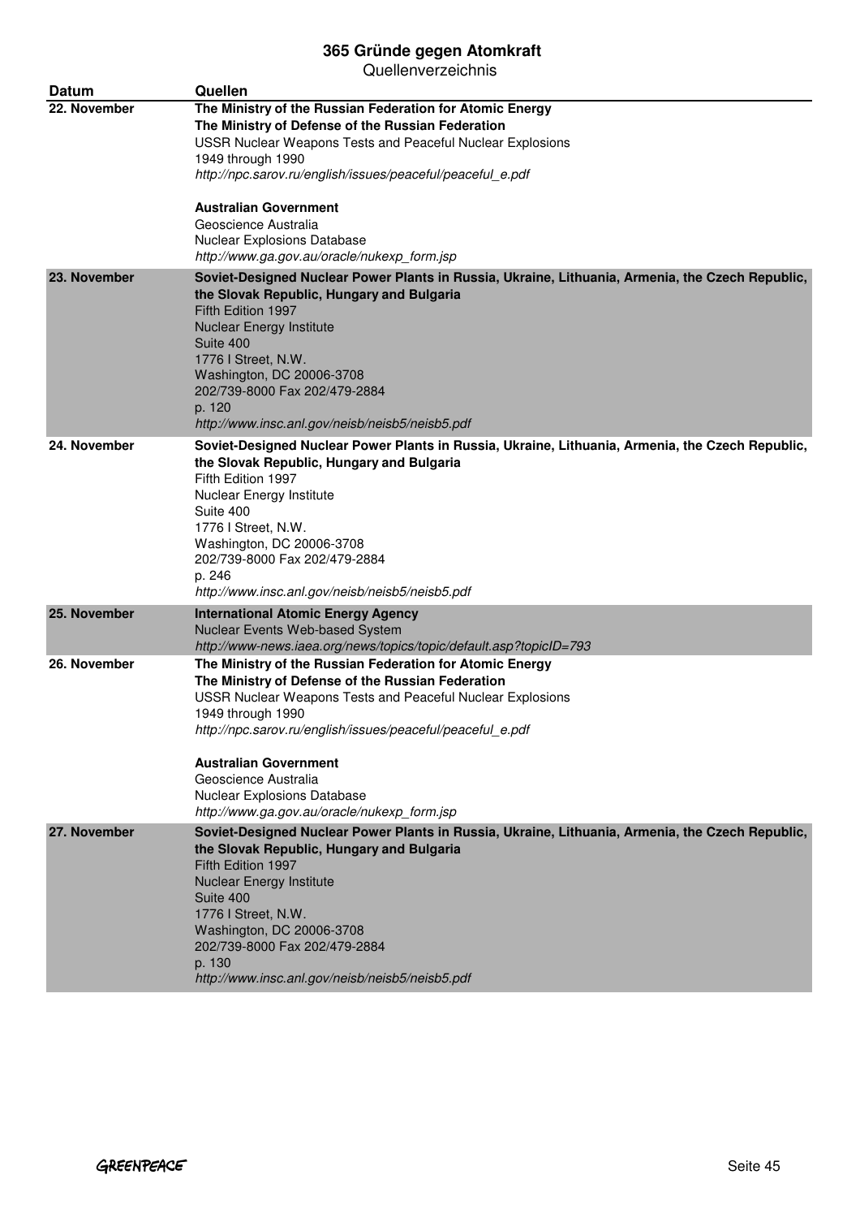| Datum | Quellen |
|---|---|
| 22. November | **The Ministry of the Russian Federation for Atomic Energy**<br>**The Ministry of Defense of the Russian Federation**<br>USSR Nuclear Weapons Tests and Peaceful Nuclear Explosions<br>1949 through 1990<br>*http://npc.sarov.ru/english/issues/peaceful/peaceful_e.pdf*<br><br>**Australian Government**<br>Geoscience Australia<br>Nuclear Explosions Database<br>*http://www.ga.gov.au/oracle/nukexp_form.jsp* |
| 23. November | **Soviet-Designed Nuclear Power Plants in Russia, Ukraine, Lithuania, Armenia, the Czech Republic, the Slovak Republic, Hungary and Bulgaria**<br>Fifth Edition 1997<br>Nuclear Energy Institute<br>Suite 400<br>1776 I Street, N.W.<br>Washington, DC 20006-3708<br>202/739-8000 Fax 202/479-2884<br>p. 120<br>*http://www.insc.anl.gov/neisb/neisb5/neisb5.pdf* |
| 24. November | **Soviet-Designed Nuclear Power Plants in Russia, Ukraine, Lithuania, Armenia, the Czech Republic, the Slovak Republic, Hungary and Bulgaria**<br>Fifth Edition 1997<br>Nuclear Energy Institute<br>Suite 400<br>1776 I Street, N.W.<br>Washington, DC 20006-3708<br>202/739-8000 Fax 202/479-2884<br>p. 246<br>*http://www.insc.anl.gov/neisb/neisb5/neisb5.pdf* |
| 25. November | **International Atomic Energy Agency**<br>Nuclear Events Web-based System<br>*http://www-news.iaea.org/news/topics/topic/default.asp?topicID=793* |
| 26. November | **The Ministry of the Russian Federation for Atomic Energy**<br>**The Ministry of Defense of the Russian Federation**<br>USSR Nuclear Weapons Tests and Peaceful Nuclear Explosions<br>1949 through 1990<br>*http://npc.sarov.ru/english/issues/peaceful/peaceful_e.pdf*<br><br>**Australian Government**<br>Geoscience Australia<br>Nuclear Explosions Database<br>*http://www.ga.gov.au/oracle/nukexp_form.jsp* |
| 27. November | **Soviet-Designed Nuclear Power Plants in Russia, Ukraine, Lithuania, Armenia, the Czech Republic, the Slovak Republic, Hungary and Bulgaria**<br>Fifth Edition 1997<br>Nuclear Energy Institute<br>Suite 400<br>1776 I Street, N.W.<br>Washington, DC 20006-3708<br>202/739-8000 Fax 202/479-2884<br>p. 130<br>*http://www.insc.anl.gov/neisb/neisb5/neisb5.pdf* |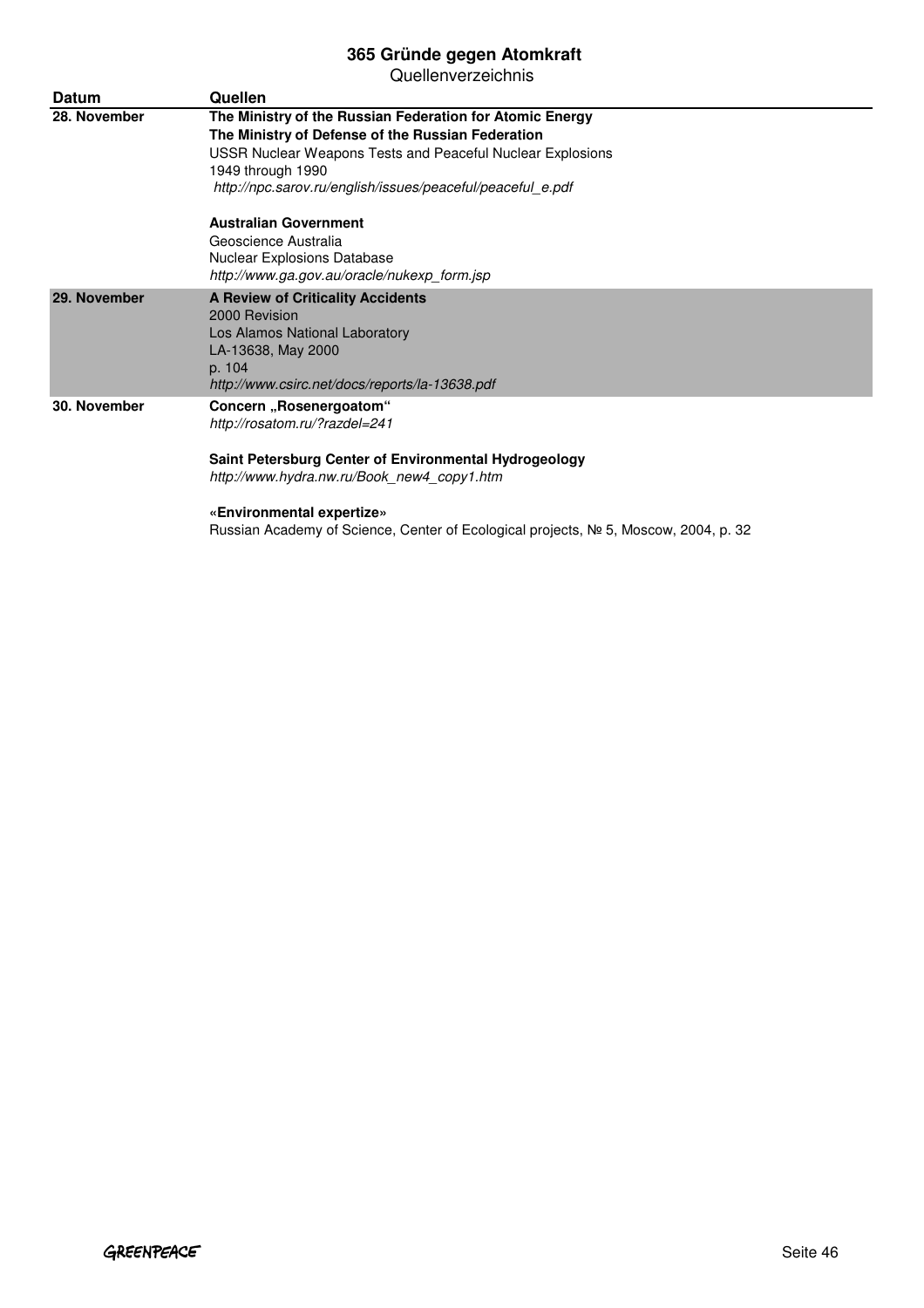# 365 Gründe gegen Atomkraft

Quellenverzeichnis

| Datum | Quellen |
| --- | --- |
| **28. November** | **The Ministry of the Russian Federation for Atomic Energy**<br>**The Ministry of Defense of the Russian Federation**<br>USSR Nuclear Weapons Tests and Peaceful Nuclear Explosions<br>1949 through 1990<br>*http://npc.sarov.ru/english/issues/peaceful/peaceful_e.pdf*<br><br>**Australian Government**<br>Geoscience Australia<br>Nuclear Explosions Database<br>*http://www.ga.gov.au/oracle/nukexp_form.jsp* |
| **29. November** | **A Review of Criticality Accidents**<br>2000 Revision<br>Los Alamos National Laboratory<br>LA-13638, May 2000<br>p. 104<br>*http://www.csirc.net/docs/reports/la-13638.pdf* |
| **30. November** | **Concern „Rosenergoatom“**<br>*http://rosatom.ru/?razdel=241*<br><br>**Saint Petersburg Center of Environmental Hydrogeology**<br>*http://www.hydra.nw.ru/Book_new4_copy1.htm*<br><br>**«Environmental expertize»**<br>Russian Academy of Science, Center of Ecological projects, № 5, Moscow, 2004, p. 32 |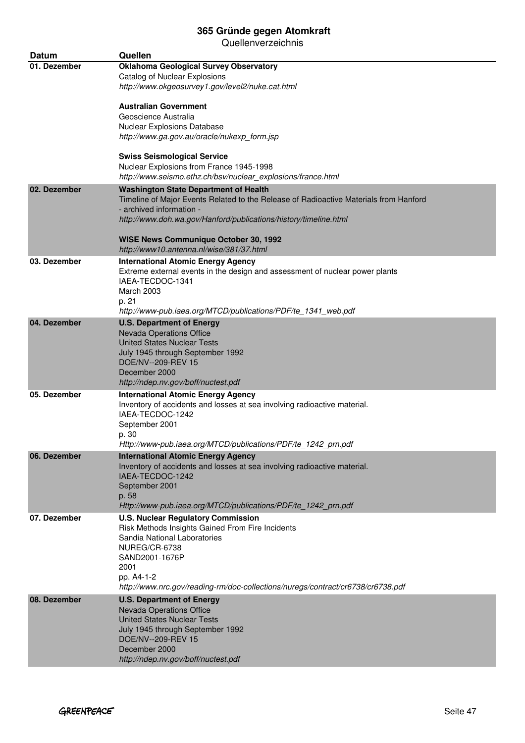# 365 Gründe gegen Atomkraft

Quellenverzeichnis

| Datum | Quellen |
|---|---|
| 01. Dezember | **Oklahoma Geological Survey Observatory**<br>Catalog of Nuclear Explosions<br>*http://www.okgeosurvey1.gov/level2/nuke.cat.html*<br><br>**Australian Government**<br>Geoscience Australia<br>Nuclear Explosions Database<br>*http://www.ga.gov.au/oracle/nukexp_form.jsp*<br><br>**Swiss Seismological Service**<br>Nuclear Explosions from France 1945-1998<br>*http://www.seismo.ethz.ch/bsv/nuclear_explosions/france.html* |
| 02. Dezember | **Washington State Department of Health**<br>Timeline of Major Events Related to the Release of Radioactive Materials from Hanford - archived information -<br>*http://www.doh.wa.gov/Hanford/publications/history/timeline.html*<br><br>**WISE News Communique October 30, 1992**<br>*http://www10.antenna.nl/wise/381/37.html* |
| 03. Dezember | **International Atomic Energy Agency**<br>Extreme external events in the design and assessment of nuclear power plants<br>IAEA-TECDOC-1341<br>March 2003<br>p. 21<br>*http://www-pub.iaea.org/MTCD/publications/PDF/te_1341_web.pdf* |
| 04. Dezember | **U.S. Department of Energy**<br>Nevada Operations Office<br>United States Nuclear Tests<br>July 1945 through September 1992<br>DOE/NV--209-REV 15<br>December 2000<br>*http://ndep.nv.gov/boff/nuctest.pdf* |
| 05. Dezember | **International Atomic Energy Agency**<br>Inventory of accidents and losses at sea involving radioactive material.<br>IAEA-TECDOC-1242<br>September 2001<br>p. 30<br>*Http://www-pub.iaea.org/MTCD/publications/PDF/te_1242_prn.pdf* |
| 06. Dezember | **International Atomic Energy Agency**<br>Inventory of accidents and losses at sea involving radioactive material.<br>IAEA-TECDOC-1242<br>September 2001<br>p. 58<br>*Http://www-pub.iaea.org/MTCD/publications/PDF/te_1242_prn.pdf* |
| 07. Dezember | **U.S. Nuclear Regulatory Commission**<br>Risk Methods Insights Gained From Fire Incidents<br>Sandia National Laboratories<br>NUREG/CR-6738<br>SAND2001-1676P<br>2001<br>pp. A4-1-2<br>*http://www.nrc.gov/reading-rm/doc-collections/nuregs/contract/cr6738/cr6738.pdf* |
| 08. Dezember | **U.S. Department of Energy**<br>Nevada Operations Office<br>United States Nuclear Tests<br>July 1945 through September 1992<br>DOE/NV--209-REV 15<br>December 2000<br>*http://ndep.nv.gov/boff/nuctest.pdf* |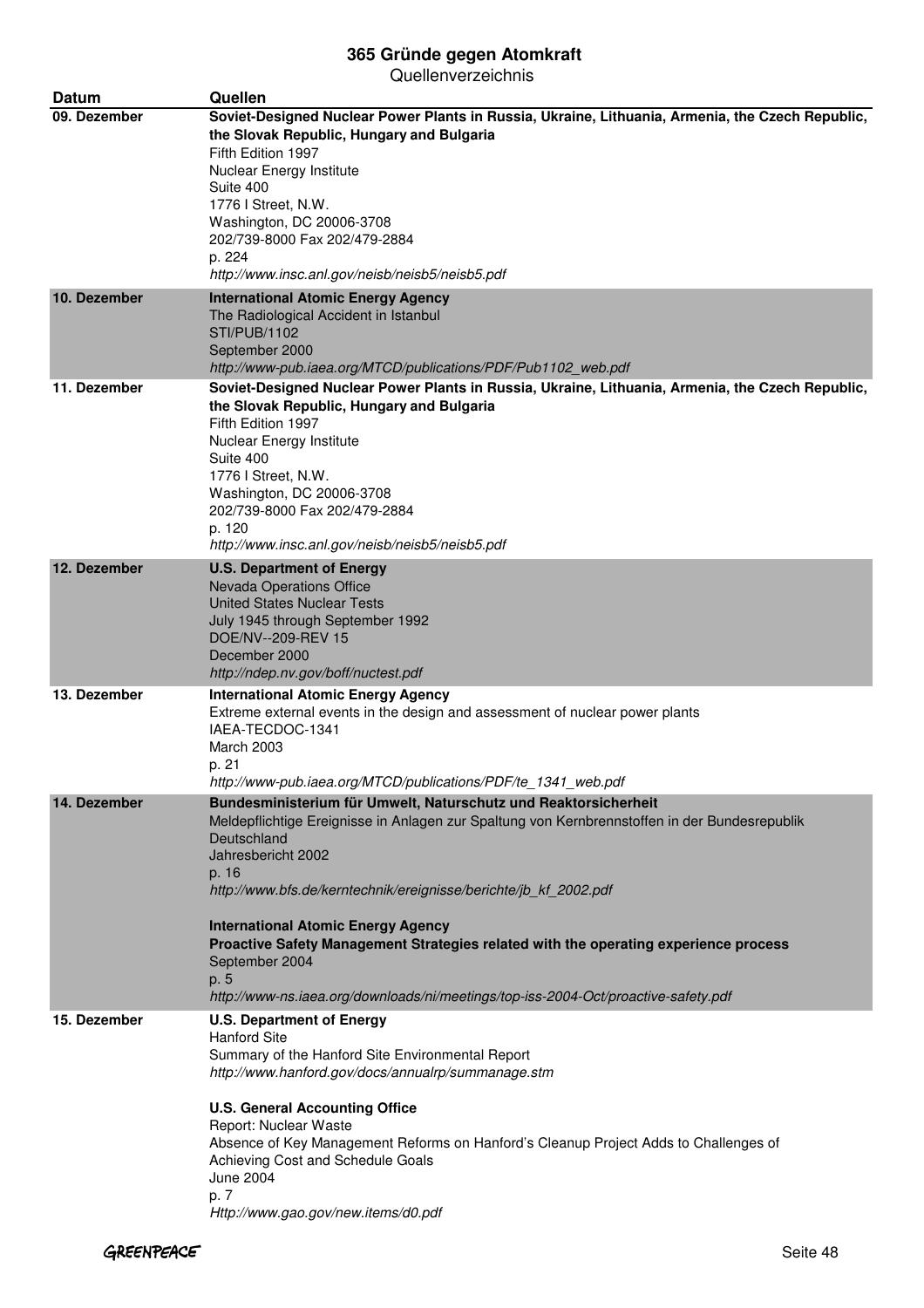| Datum | Quellen |
|---|---|
| 09. Dezember | **Soviet-Designed Nuclear Power Plants in Russia, Ukraine, Lithuania, Armenia, the Czech Republic, the Slovak Republic, Hungary and Bulgaria**<br>Fifth Edition 1997<br>Nuclear Energy Institute<br>Suite 400<br>1776 I Street, N.W.<br>Washington, DC 20006-3708<br>202/739-8000 Fax 202/479-2884<br>p. 224<br>*http://www.insc.anl.gov/neisb/neisb5/neisb5.pdf* |
| 10. Dezember | **International Atomic Energy Agency**<br>The Radiological Accident in Istanbul<br>STI/PUB/1102<br>September 2000<br>*http://www-pub.iaea.org/MTCD/publications/PDF/Pub1102_web.pdf* |
| 11. Dezember | **Soviet-Designed Nuclear Power Plants in Russia, Ukraine, Lithuania, Armenia, the Czech Republic, the Slovak Republic, Hungary and Bulgaria**<br>Fifth Edition 1997<br>Nuclear Energy Institute<br>Suite 400<br>1776 I Street, N.W.<br>Washington, DC 20006-3708<br>202/739-8000 Fax 202/479-2884<br>p. 120<br>*http://www.insc.anl.gov/neisb/neisb5/neisb5.pdf* |
| 12. Dezember | **U.S. Department of Energy**<br>Nevada Operations Office<br>United States Nuclear Tests<br>July 1945 through September 1992<br>DOE/NV--209-REV 15<br>December 2000<br>*http://ndep.nv.gov/boff/nuctest.pdf* |
| 13. Dezember | **International Atomic Energy Agency**<br>Extreme external events in the design and assessment of nuclear power plants<br>IAEA-TECDOC-1341<br>March 2003<br>p. 21<br>*http://www-pub.iaea.org/MTCD/publications/PDF/te_1341_web.pdf* |
| 14. Dezember | **Bundesministerium für Umwelt, Naturschutz und Reaktorsicherheit**<br>Meldepflichtige Ereignisse in Anlagen zur Spaltung von Kernbrennstoffen in der Bundesrepublik Deutschland<br>Jahresbericht 2002<br>p. 16<br>*http://www.bfs.de/kerntechnik/ereignisse/berichte/jb_kf_2002.pdf*<br><br>**International Atomic Energy Agency**<br>**Proactive Safety Management Strategies related with the operating experience process**<br>September 2004<br>p. 5<br>*http://www-ns.iaea.org/downloads/ni/meetings/top-iss-2004-Oct/proactive-safety.pdf* |
| 15. Dezember | **U.S. Department of Energy**<br>Hanford Site<br>Summary of the Hanford Site Environmental Report<br>*http://www.hanford.gov/docs/annualrp/summanage.stm*<br><br>**U.S. General Accounting Office**<br>Report: Nuclear Waste<br>Absence of Key Management Reforms on Hanford's Cleanup Project Adds to Challenges of Achieving Cost and Schedule Goals<br>June 2004<br>p. 7<br>*Http://www.gao.gov/new.items/d0.pdf* |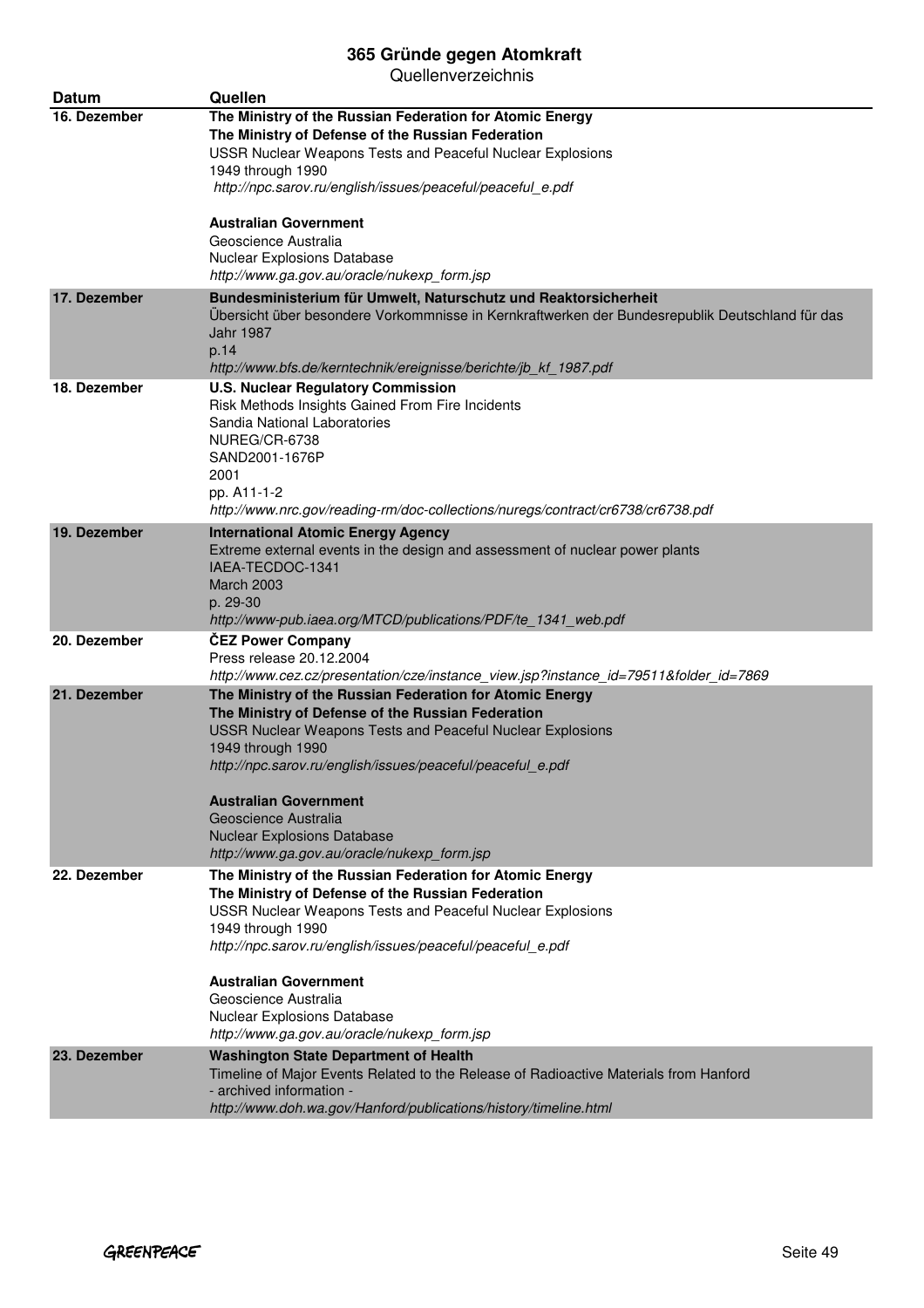# 365 Gründe gegen Atomkraft

Quellenverzeichnis

| Datum | Quellen |
|---|---|
| 16. Dezember | **The Ministry of the Russian Federation for Atomic Energy**<br>**The Ministry of Defense of the Russian Federation**<br>USSR Nuclear Weapons Tests and Peaceful Nuclear Explosions<br>1949 through 1990<br>*http://npc.sarov.ru/english/issues/peaceful/peaceful_e.pdf*<br><br>**Australian Government**<br>Geoscience Australia<br>Nuclear Explosions Database<br>*http://www.ga.gov.au/oracle/nukexp_form.jsp* |
| 17. Dezember | **Bundesministerium für Umwelt, Naturschutz und Reaktorsicherheit**<br>Übersicht über besondere Vorkommnisse in Kernkraftwerken der Bundesrepublik Deutschland für das Jahr 1987<br>p.14<br>*http://www.bfs.de/kerntechnik/ereignisse/berichte/jb_kf_1987.pdf* |
| 18. Dezember | **U.S. Nuclear Regulatory Commission**<br>Risk Methods Insights Gained From Fire Incidents<br>Sandia National Laboratories<br>NUREG/CR-6738<br>SAND2001-1676P<br>2001<br>pp. A11-1-2<br>*http://www.nrc.gov/reading-rm/doc-collections/nuregs/contract/cr6738/cr6738.pdf* |
| 19. Dezember | **International Atomic Energy Agency**<br>Extreme external events in the design and assessment of nuclear power plants<br>IAEA-TECDOC-1341<br>March 2003<br>p. 29-30<br>*http://www-pub.iaea.org/MTCD/publications/PDF/te_1341_web.pdf* |
| 20. Dezember | **ČEZ Power Company**<br>Press release 20.12.2004<br>*http://www.cez.cz/presentation/cze/instance_view.jsp?instance_id=79511&folder_id=7869* |
| 21. Dezember | **The Ministry of the Russian Federation for Atomic Energy**<br>**The Ministry of Defense of the Russian Federation**<br>USSR Nuclear Weapons Tests and Peaceful Nuclear Explosions<br>1949 through 1990<br>*http://npc.sarov.ru/english/issues/peaceful/peaceful_e.pdf*<br><br>**Australian Government**<br>Geoscience Australia<br>Nuclear Explosions Database<br>*http://www.ga.gov.au/oracle/nukexp_form.jsp* |
| 22. Dezember | **The Ministry of the Russian Federation for Atomic Energy**<br>**The Ministry of Defense of the Russian Federation**<br>USSR Nuclear Weapons Tests and Peaceful Nuclear Explosions<br>1949 through 1990<br>*http://npc.sarov.ru/english/issues/peaceful/peaceful_e.pdf*<br><br>**Australian Government**<br>Geoscience Australia<br>Nuclear Explosions Database<br>*http://www.ga.gov.au/oracle/nukexp_form.jsp* |
| 23. Dezember | **Washington State Department of Health**<br>Timeline of Major Events Related to the Release of Radioactive Materials from Hanford<br>- archived information -<br>*http://www.doh.wa.gov/Hanford/publications/history/timeline.html* |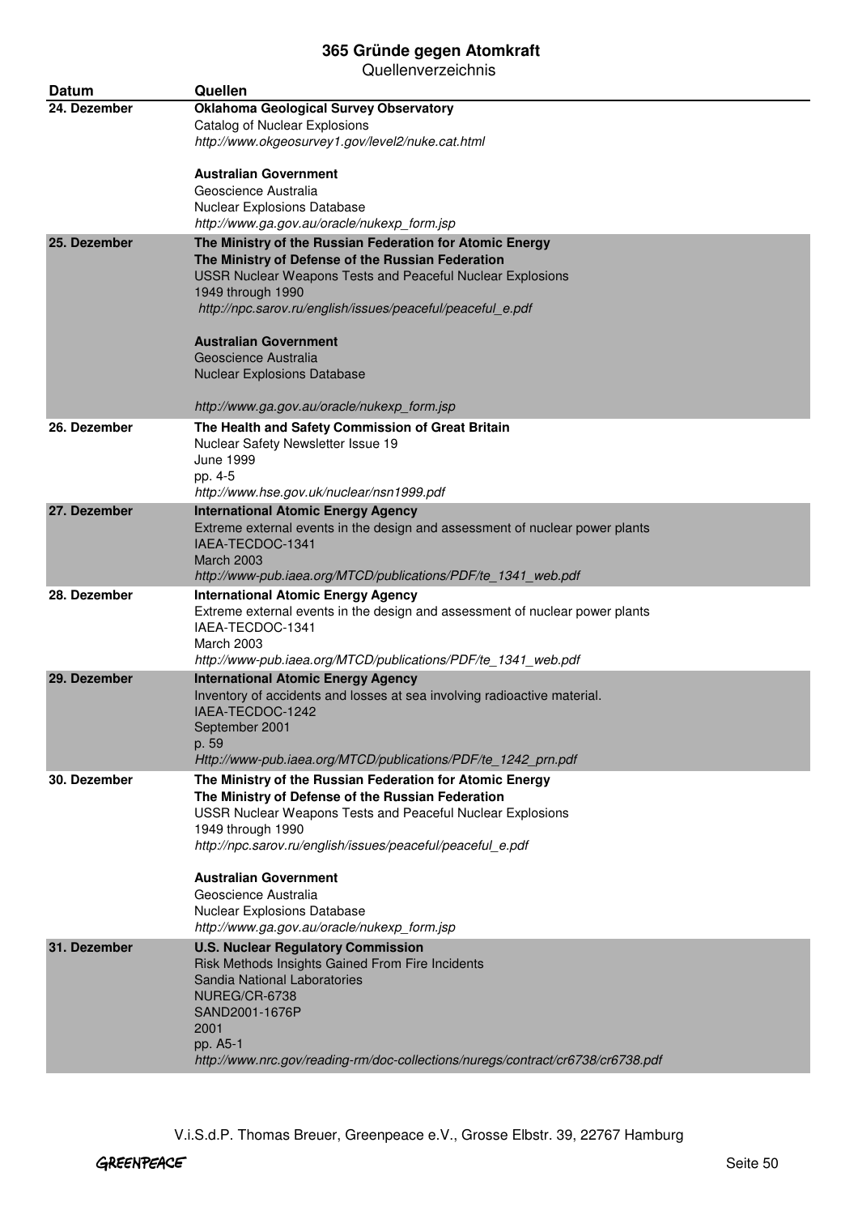| Datum | Quellen |
|---|---|
| 24. Dezember | **Oklahoma Geological Survey Observatory**<br>Catalog of Nuclear Explosions<br>*http://www.okgeosurvey1.gov/level2/nuke.cat.html*<br><br>**Australian Government**<br>Geoscience Australia<br>Nuclear Explosions Database<br>*http://www.ga.gov.au/oracle/nukexp_form.jsp* |
| 25. Dezember | **The Ministry of the Russian Federation for Atomic Energy**<br>**The Ministry of Defense of the Russian Federation**<br>USSR Nuclear Weapons Tests and Peaceful Nuclear Explosions<br>1949 through 1990<br>*http://npc.sarov.ru/english/issues/peaceful/peaceful_e.pdf*<br><br>**Australian Government**<br>Geoscience Australia<br>Nuclear Explosions Database<br><br>*http://www.ga.gov.au/oracle/nukexp_form.jsp* |
| 26. Dezember | **The Health and Safety Commission of Great Britain**<br>Nuclear Safety Newsletter Issue 19<br>June 1999<br>pp. 4-5<br>*http://www.hse.gov.uk/nuclear/nsn1999.pdf* |
| 27. Dezember | **International Atomic Energy Agency**<br>Extreme external events in the design and assessment of nuclear power plants<br>IAEA-TECDOC-1341<br>March 2003<br>*http://www-pub.iaea.org/MTCD/publications/PDF/te_1341_web.pdf* |
| 28. Dezember | **International Atomic Energy Agency**<br>Extreme external events in the design and assessment of nuclear power plants<br>IAEA-TECDOC-1341<br>March 2003<br>*http://www-pub.iaea.org/MTCD/publications/PDF/te_1341_web.pdf* |
| 29. Dezember | **International Atomic Energy Agency**<br>Inventory of accidents and losses at sea involving radioactive material.<br>IAEA-TECDOC-1242<br>September 2001<br>p. 59<br>*Http://www-pub.iaea.org/MTCD/publications/PDF/te_1242_prn.pdf* |
| 30. Dezember | **The Ministry of the Russian Federation for Atomic Energy**<br>**The Ministry of Defense of the Russian Federation**<br>USSR Nuclear Weapons Tests and Peaceful Nuclear Explosions<br>1949 through 1990<br>*http://npc.sarov.ru/english/issues/peaceful/peaceful_e.pdf*<br><br>**Australian Government**<br>Geoscience Australia<br>Nuclear Explosions Database<br>*http://www.ga.gov.au/oracle/nukexp_form.jsp* |
| 31. Dezember | **U.S. Nuclear Regulatory Commission**<br>Risk Methods Insights Gained From Fire Incidents<br>Sandia National Laboratories<br>NUREG/CR-6738<br>SAND2001-1676P<br>2001<br>pp. A5-1<br>*http://www.nrc.gov/reading-rm/doc-collections/nuregs/contract/cr6738/cr6738.pdf* |

V.i.S.d.P. Thomas Breuer, Greenpeace e.V., Grosse Elbstr. 39, 22767 Hamburg